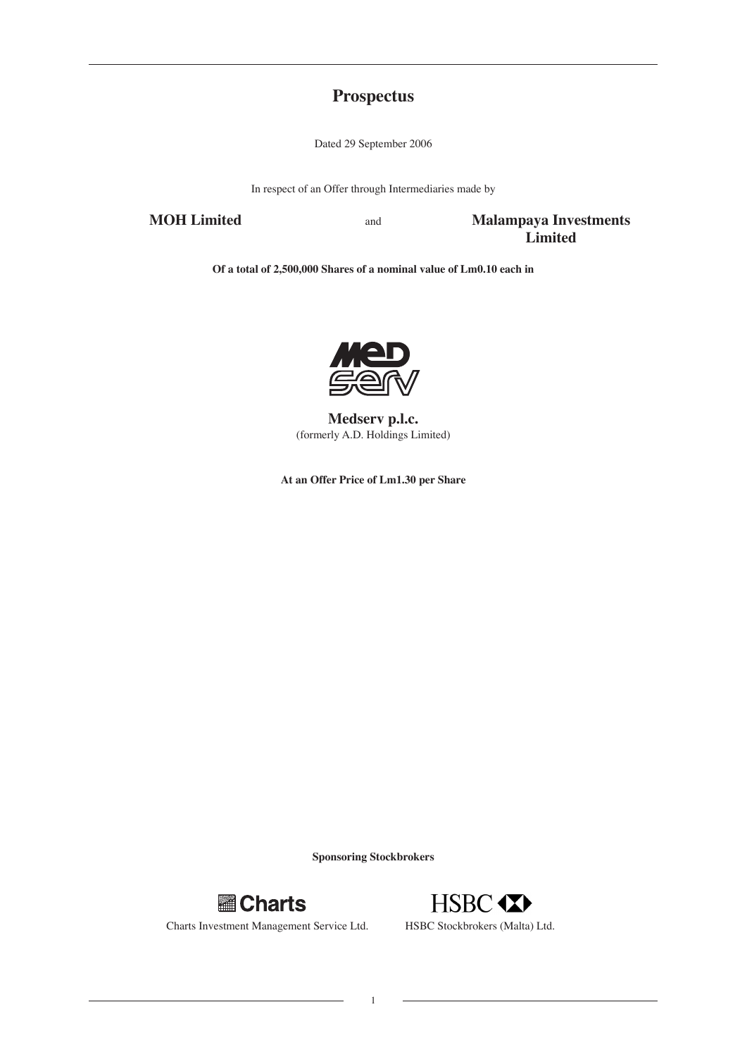# Prospectus

Dated 29 September 2006

In respect of an Offer through Intermediaries made by

**MOH Limited** and **Malampaya Investments Limited**

**Of a total of 2,500,000 Shares of a nominal value of Lm0.10 each in**

**Medserv p.l.c.**
(formerly A.D. Holdings Limited)

**At an Offer Price of Lm1.30 per Share**

**Sponsoring Stockbrokers**

Charts Investment Management Service Ltd.

HSBC Stockbrokers (Malta) Ltd.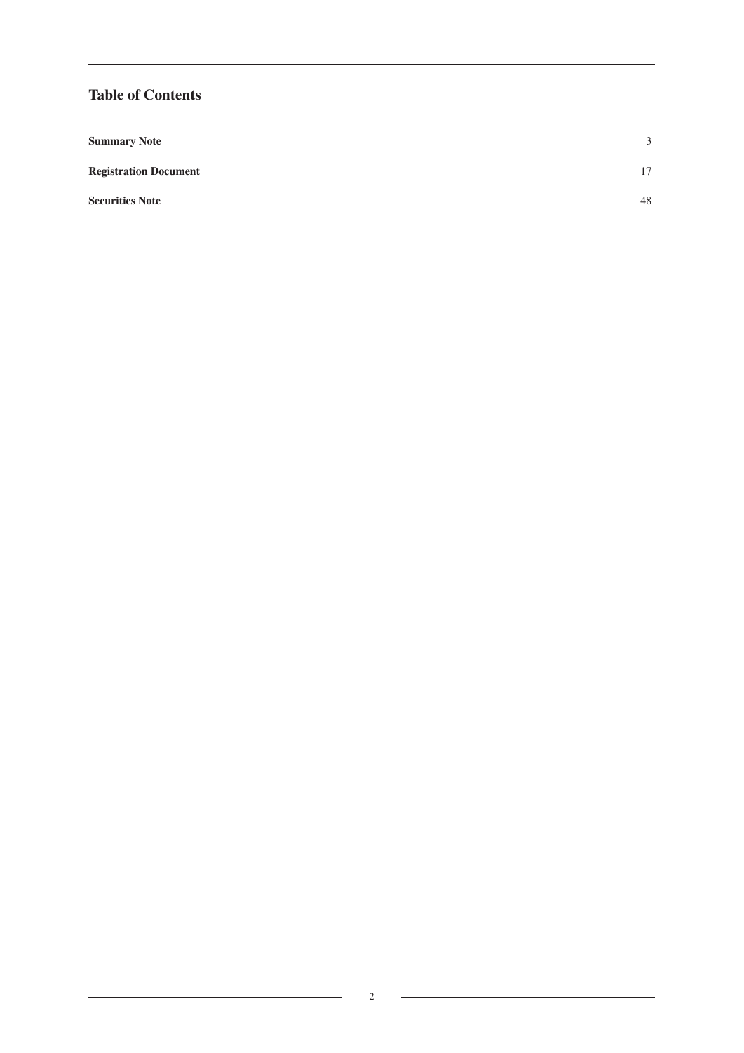## Table of Contents

| | |
|---|---|
| **Summary Note** | 3 |
| **Registration Document** | 17 |
| **Securities Note** | 48 |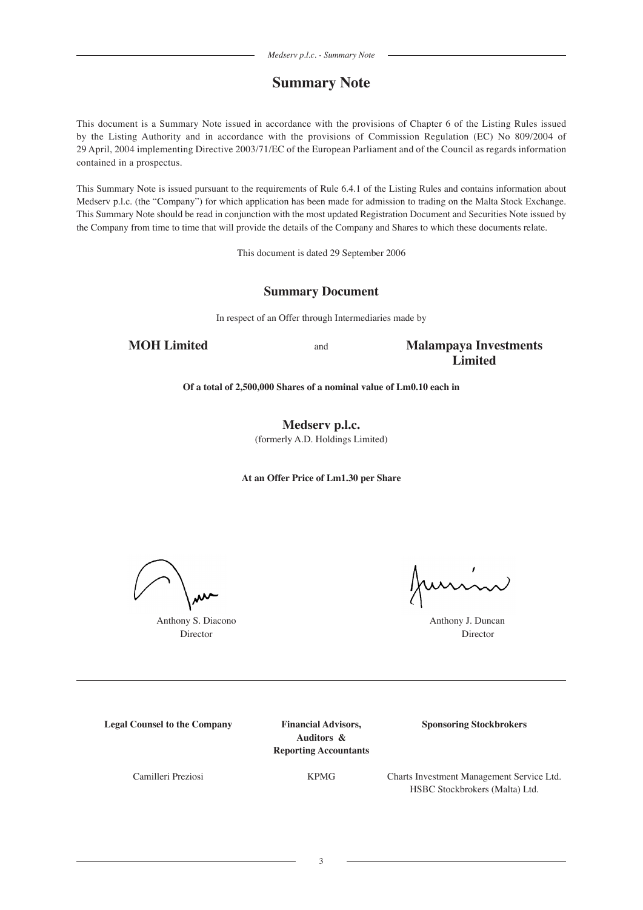# Summary Note

This document is a Summary Note issued in accordance with the provisions of Chapter 6 of the Listing Rules issued by the Listing Authority and in accordance with the provisions of Commission Regulation (EC) No 809/2004 of 29 April, 2004 implementing Directive 2003/71/EC of the European Parliament and of the Council as regards information contained in a prospectus.

This Summary Note is issued pursuant to the requirements of Rule 6.4.1 of the Listing Rules and contains information about Medserv p.l.c. (the "Company") for which application has been made for admission to trading on the Malta Stock Exchange. This Summary Note should be read in conjunction with the most updated Registration Document and Securities Note issued by the Company from time to time that will provide the details of the Company and Shares to which these documents relate.

This document is dated 29 September 2006

## Summary Document

In respect of an Offer through Intermediaries made by

**MOH Limited** and **Malampaya Investments Limited**

**Of a total of 2,500,000 Shares of a nominal value of Lm0.10 each in**

**Medserv p.l.c.**
(formerly A.D. Holdings Limited)

**At an Offer Price of Lm1.30 per Share**

Anthony S. Diacono
Director

Anthony J. Duncan
Director

| Legal Counsel to the Company | Financial Advisors, Auditors & Reporting Accountants | Sponsoring Stockbrokers |
|---|---|---|
| Camilleri Preziosi | KPMG | Charts Investment Management Service Ltd.<br>HSBC Stockbrokers (Malta) Ltd. |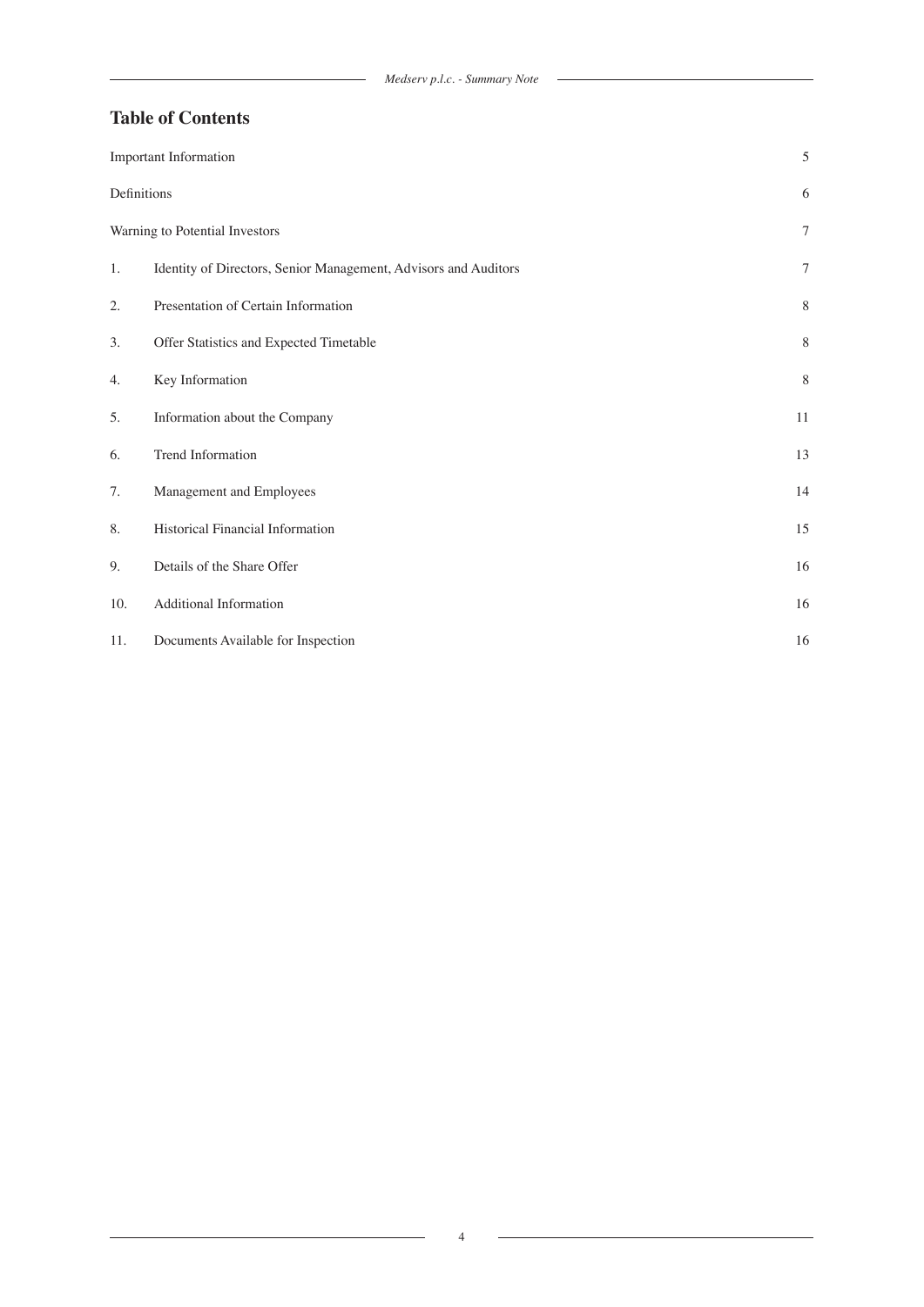## Table of Contents

| | | |
|---|---|---|
| Important Information | | 5 |
| Definitions | | 6 |
| Warning to Potential Investors | | 7 |
| 1. | Identity of Directors, Senior Management, Advisors and Auditors | 7 |
| 2. | Presentation of Certain Information | 8 |
| 3. | Offer Statistics and Expected Timetable | 8 |
| 4. | Key Information | 8 |
| 5. | Information about the Company | 11 |
| 6. | Trend Information | 13 |
| 7. | Management and Employees | 14 |
| 8. | Historical Financial Information | 15 |
| 9. | Details of the Share Offer | 16 |
| 10. | Additional Information | 16 |
| 11. | Documents Available for Inspection | 16 |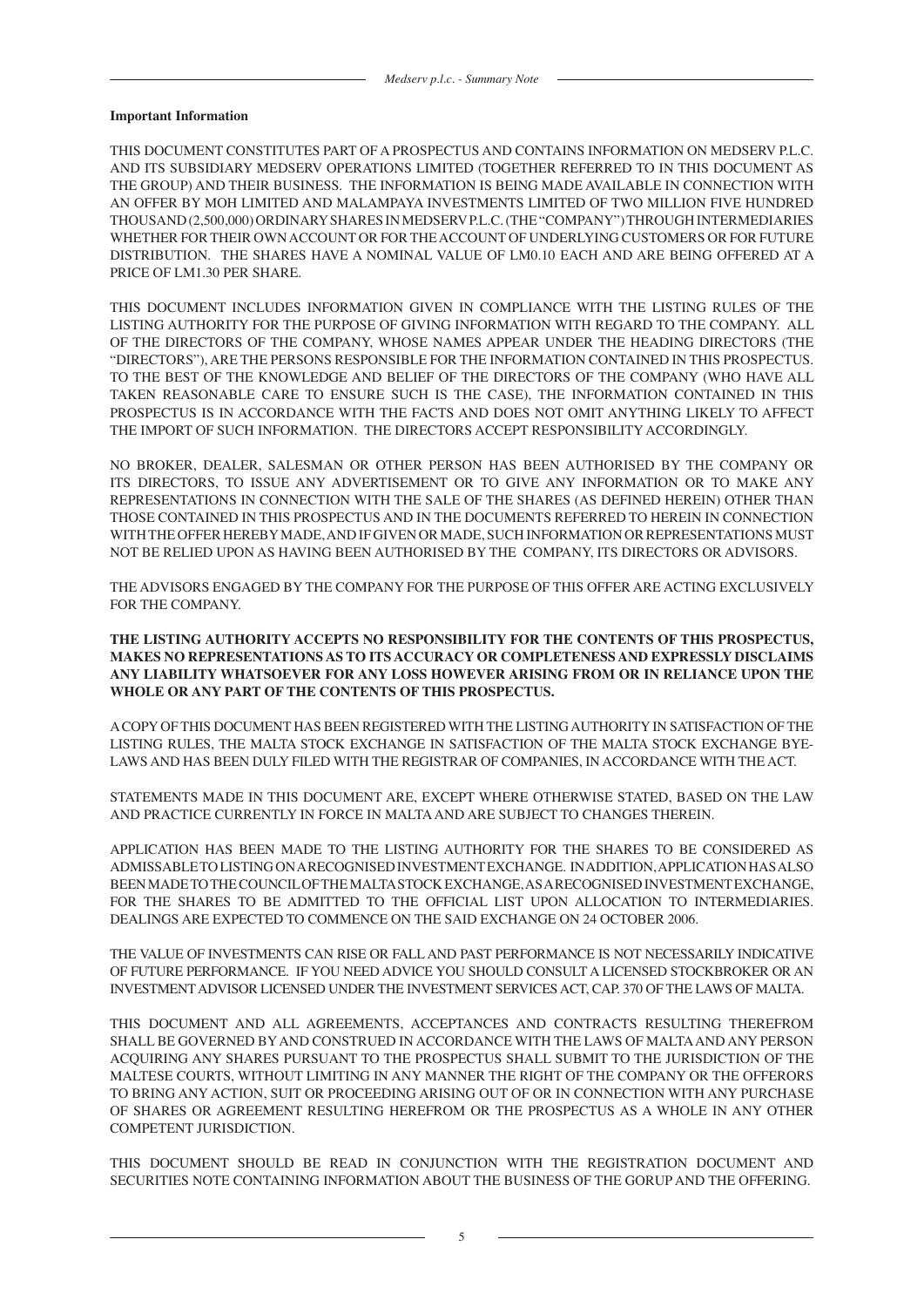**Important Information**

THIS DOCUMENT CONSTITUTES PART OF A PROSPECTUS AND CONTAINS INFORMATION ON MEDSERV P.L.C. AND ITS SUBSIDIARY MEDSERV OPERATIONS LIMITED (TOGETHER REFERRED TO IN THIS DOCUMENT AS THE GROUP) AND THEIR BUSINESS. THE INFORMATION IS BEING MADE AVAILABLE IN CONNECTION WITH AN OFFER BY MOH LIMITED AND MALAMPAYA INVESTMENTS LIMITED OF TWO MILLION FIVE HUNDRED THOUSAND (2,500,000) ORDINARY SHARES IN MEDSERV P.L.C. (THE "COMPANY") THROUGH INTERMEDIARIES WHETHER FOR THEIR OWN ACCOUNT OR FOR THE ACCOUNT OF UNDERLYING CUSTOMERS OR FOR FUTURE DISTRIBUTION. THE SHARES HAVE A NOMINAL VALUE OF LM0.10 EACH AND ARE BEING OFFERED AT A PRICE OF LM1.30 PER SHARE.

THIS DOCUMENT INCLUDES INFORMATION GIVEN IN COMPLIANCE WITH THE LISTING RULES OF THE LISTING AUTHORITY FOR THE PURPOSE OF GIVING INFORMATION WITH REGARD TO THE COMPANY. ALL OF THE DIRECTORS OF THE COMPANY, WHOSE NAMES APPEAR UNDER THE HEADING DIRECTORS (THE "DIRECTORS"), ARE THE PERSONS RESPONSIBLE FOR THE INFORMATION CONTAINED IN THIS PROSPECTUS. TO THE BEST OF THE KNOWLEDGE AND BELIEF OF THE DIRECTORS OF THE COMPANY (WHO HAVE ALL TAKEN REASONABLE CARE TO ENSURE SUCH IS THE CASE), THE INFORMATION CONTAINED IN THIS PROSPECTUS IS IN ACCORDANCE WITH THE FACTS AND DOES NOT OMIT ANYTHING LIKELY TO AFFECT THE IMPORT OF SUCH INFORMATION. THE DIRECTORS ACCEPT RESPONSIBILITY ACCORDINGLY.

NO BROKER, DEALER, SALESMAN OR OTHER PERSON HAS BEEN AUTHORISED BY THE COMPANY OR ITS DIRECTORS, TO ISSUE ANY ADVERTISEMENT OR TO GIVE ANY INFORMATION OR TO MAKE ANY REPRESENTATIONS IN CONNECTION WITH THE SALE OF THE SHARES (AS DEFINED HEREIN) OTHER THAN THOSE CONTAINED IN THIS PROSPECTUS AND IN THE DOCUMENTS REFERRED TO HEREIN IN CONNECTION WITH THE OFFER HEREBY MADE, AND IF GIVEN OR MADE, SUCH INFORMATION OR REPRESENTATIONS MUST NOT BE RELIED UPON AS HAVING BEEN AUTHORISED BY THE COMPANY, ITS DIRECTORS OR ADVISORS.

THE ADVISORS ENGAGED BY THE COMPANY FOR THE PURPOSE OF THIS OFFER ARE ACTING EXCLUSIVELY FOR THE COMPANY.

**THE LISTING AUTHORITY ACCEPTS NO RESPONSIBILITY FOR THE CONTENTS OF THIS PROSPECTUS, MAKES NO REPRESENTATIONS AS TO ITS ACCURACY OR COMPLETENESS AND EXPRESSLY DISCLAIMS ANY LIABILITY WHATSOEVER FOR ANY LOSS HOWEVER ARISING FROM OR IN RELIANCE UPON THE WHOLE OR ANY PART OF THE CONTENTS OF THIS PROSPECTUS.**

A COPY OF THIS DOCUMENT HAS BEEN REGISTERED WITH THE LISTING AUTHORITY IN SATISFACTION OF THE LISTING RULES, THE MALTA STOCK EXCHANGE IN SATISFACTION OF THE MALTA STOCK EXCHANGE BYE-LAWS AND HAS BEEN DULY FILED WITH THE REGISTRAR OF COMPANIES, IN ACCORDANCE WITH THE ACT.

STATEMENTS MADE IN THIS DOCUMENT ARE, EXCEPT WHERE OTHERWISE STATED, BASED ON THE LAW AND PRACTICE CURRENTLY IN FORCE IN MALTA AND ARE SUBJECT TO CHANGES THEREIN.

APPLICATION HAS BEEN MADE TO THE LISTING AUTHORITY FOR THE SHARES TO BE CONSIDERED AS ADMISSABLE TO LISTING ON A RECOGNISED INVESTMENT EXCHANGE. IN ADDITION, APPLICATION HAS ALSO BEEN MADE TO THE COUNCIL OF THE MALTA STOCK EXCHANGE, AS A RECOGNISED INVESTMENT EXCHANGE, FOR THE SHARES TO BE ADMITTED TO THE OFFICIAL LIST UPON ALLOCATION TO INTERMEDIARIES. DEALINGS ARE EXPECTED TO COMMENCE ON THE SAID EXCHANGE ON 24 OCTOBER 2006.

THE VALUE OF INVESTMENTS CAN RISE OR FALL AND PAST PERFORMANCE IS NOT NECESSARILY INDICATIVE OF FUTURE PERFORMANCE. IF YOU NEED ADVICE YOU SHOULD CONSULT A LICENSED STOCKBROKER OR AN INVESTMENT ADVISOR LICENSED UNDER THE INVESTMENT SERVICES ACT, CAP. 370 OF THE LAWS OF MALTA.

THIS DOCUMENT AND ALL AGREEMENTS, ACCEPTANCES AND CONTRACTS RESULTING THEREFROM SHALL BE GOVERNED BY AND CONSTRUED IN ACCORDANCE WITH THE LAWS OF MALTA AND ANY PERSON ACQUIRING ANY SHARES PURSUANT TO THE PROSPECTUS SHALL SUBMIT TO THE JURISDICTION OF THE MALTESE COURTS, WITHOUT LIMITING IN ANY MANNER THE RIGHT OF THE COMPANY OR THE OFFERORS TO BRING ANY ACTION, SUIT OR PROCEEDING ARISING OUT OF OR IN CONNECTION WITH ANY PURCHASE OF SHARES OR AGREEMENT RESULTING HEREFROM OR THE PROSPECTUS AS A WHOLE IN ANY OTHER COMPETENT JURISDICTION.

THIS DOCUMENT SHOULD BE READ IN CONJUNCTION WITH THE REGISTRATION DOCUMENT AND SECURITIES NOTE CONTAINING INFORMATION ABOUT THE BUSINESS OF THE GORUP AND THE OFFERING.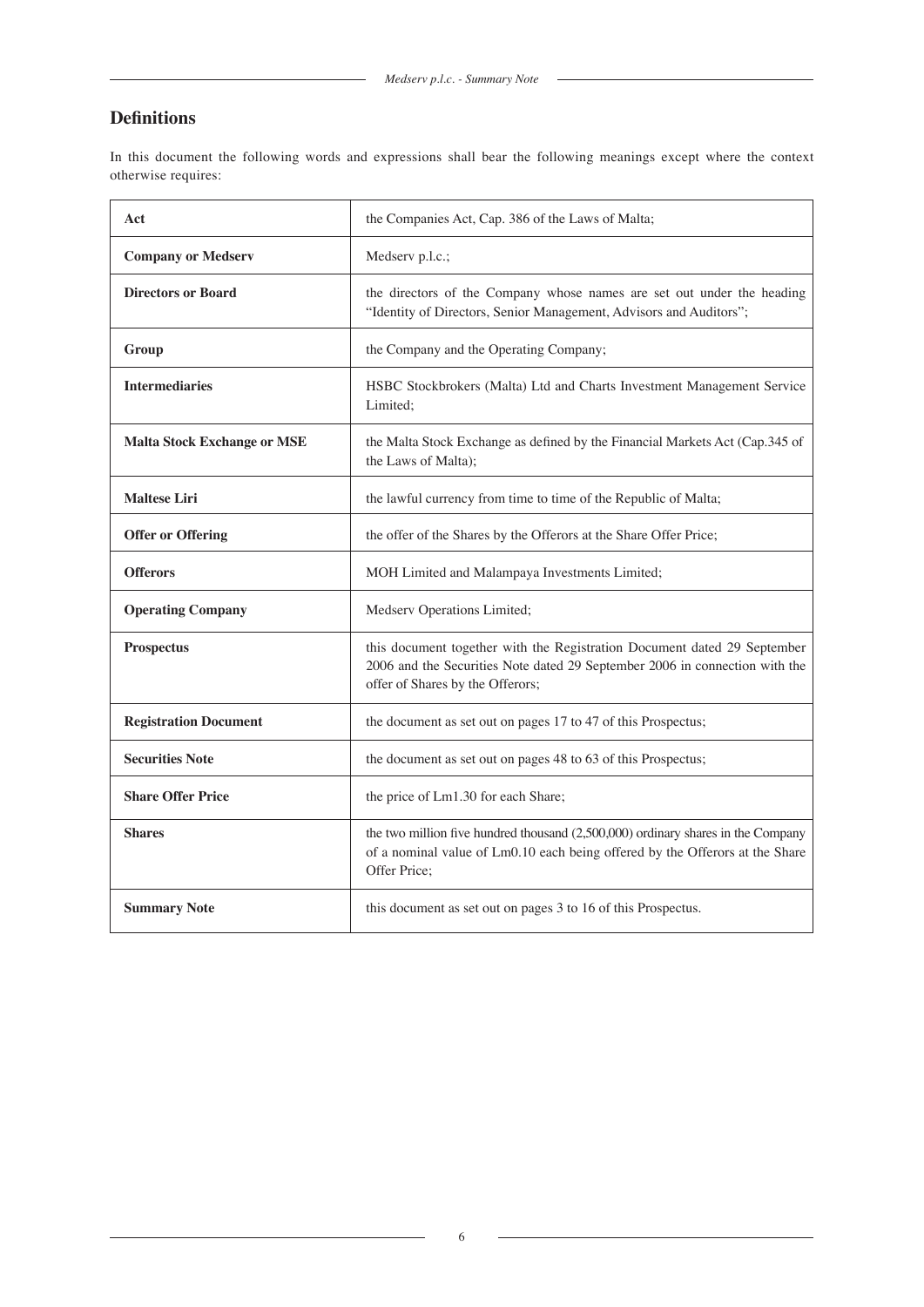## Definitions

In this document the following words and expressions shall bear the following meanings except where the context otherwise requires:

| | |
|---|---|
| **Act** | the Companies Act, Cap. 386 of the Laws of Malta; |
| **Company or Medserv** | Medserv p.l.c.; |
| **Directors or Board** | the directors of the Company whose names are set out under the heading "Identity of Directors, Senior Management, Advisors and Auditors"; |
| **Group** | the Company and the Operating Company; |
| **Intermediaries** | HSBC Stockbrokers (Malta) Ltd and Charts Investment Management Service Limited; |
| **Malta Stock Exchange or MSE** | the Malta Stock Exchange as defined by the Financial Markets Act (Cap.345 of the Laws of Malta); |
| **Maltese Liri** | the lawful currency from time to time of the Republic of Malta; |
| **Offer or Offering** | the offer of the Shares by the Offerors at the Share Offer Price; |
| **Offerors** | MOH Limited and Malampaya Investments Limited; |
| **Operating Company** | Medserv Operations Limited; |
| **Prospectus** | this document together with the Registration Document dated 29 September 2006 and the Securities Note dated 29 September 2006 in connection with the offer of Shares by the Offerors; |
| **Registration Document** | the document as set out on pages 17 to 47 of this Prospectus; |
| **Securities Note** | the document as set out on pages 48 to 63 of this Prospectus; |
| **Share Offer Price** | the price of Lm1.30 for each Share; |
| **Shares** | the two million five hundred thousand (2,500,000) ordinary shares in the Company of a nominal value of Lm0.10 each being offered by the Offerors at the Share Offer Price; |
| **Summary Note** | this document as set out on pages 3 to 16 of this Prospectus. |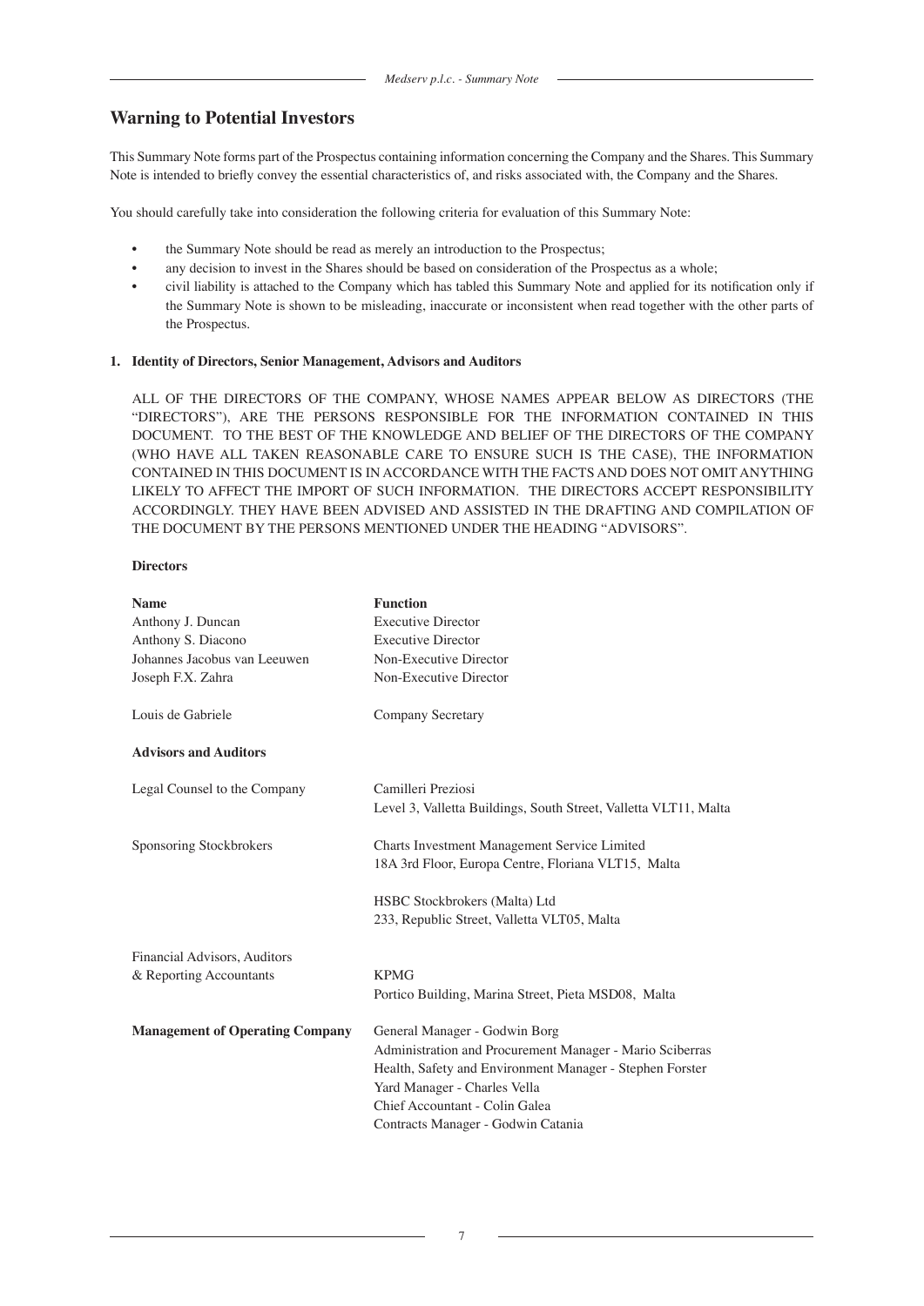## Warning to Potential Investors

This Summary Note forms part of the Prospectus containing information concerning the Company and the Shares. This Summary Note is intended to briefly convey the essential characteristics of, and risks associated with, the Company and the Shares.

You should carefully take into consideration the following criteria for evaluation of this Summary Note:

- the Summary Note should be read as merely an introduction to the Prospectus;
- any decision to invest in the Shares should be based on consideration of the Prospectus as a whole;
- civil liability is attached to the Company which has tabled this Summary Note and applied for its notification only if the Summary Note is shown to be misleading, inaccurate or inconsistent when read together with the other parts of the Prospectus.

### 1. Identity of Directors, Senior Management, Advisors and Auditors

ALL OF THE DIRECTORS OF THE COMPANY, WHOSE NAMES APPEAR BELOW AS DIRECTORS (THE "DIRECTORS"), ARE THE PERSONS RESPONSIBLE FOR THE INFORMATION CONTAINED IN THIS DOCUMENT. TO THE BEST OF THE KNOWLEDGE AND BELIEF OF THE DIRECTORS OF THE COMPANY (WHO HAVE ALL TAKEN REASONABLE CARE TO ENSURE SUCH IS THE CASE), THE INFORMATION CONTAINED IN THIS DOCUMENT IS IN ACCORDANCE WITH THE FACTS AND DOES NOT OMIT ANYTHING LIKELY TO AFFECT THE IMPORT OF SUCH INFORMATION. THE DIRECTORS ACCEPT RESPONSIBILITY ACCORDINGLY. THEY HAVE BEEN ADVISED AND ASSISTED IN THE DRAFTING AND COMPILATION OF THE DOCUMENT BY THE PERSONS MENTIONED UNDER THE HEADING "ADVISORS".

**Directors**

| **Name** | **Function** |
|---|---|
| Anthony J. Duncan | Executive Director |
| Anthony S. Diacono | Executive Director |
| Johannes Jacobus van Leeuwen | Non-Executive Director |
| Joseph F.X. Zahra | Non-Executive Director |
| Louis de Gabriele | Company Secretary |

**Advisors and Auditors**

| | |
|---|---|
| Legal Counsel to the Company | Camilleri Preziosi<br>Level 3, Valletta Buildings, South Street, Valletta VLT11, Malta |
| Sponsoring Stockbrokers | Charts Investment Management Service Limited<br>18A 3rd Floor, Europa Centre, Floriana VLT15, Malta |
| | HSBC Stockbrokers (Malta) Ltd<br>233, Republic Street, Valletta VLT05, Malta |
| Financial Advisors, Auditors & Reporting Accountants | KPMG<br>Portico Building, Marina Street, Pieta MSD08, Malta |
| **Management of Operating Company** | General Manager - Godwin Borg<br>Administration and Procurement Manager - Mario Sciberras<br>Health, Safety and Environment Manager - Stephen Forster<br>Yard Manager - Charles Vella<br>Chief Accountant - Colin Galea<br>Contracts Manager - Godwin Catania |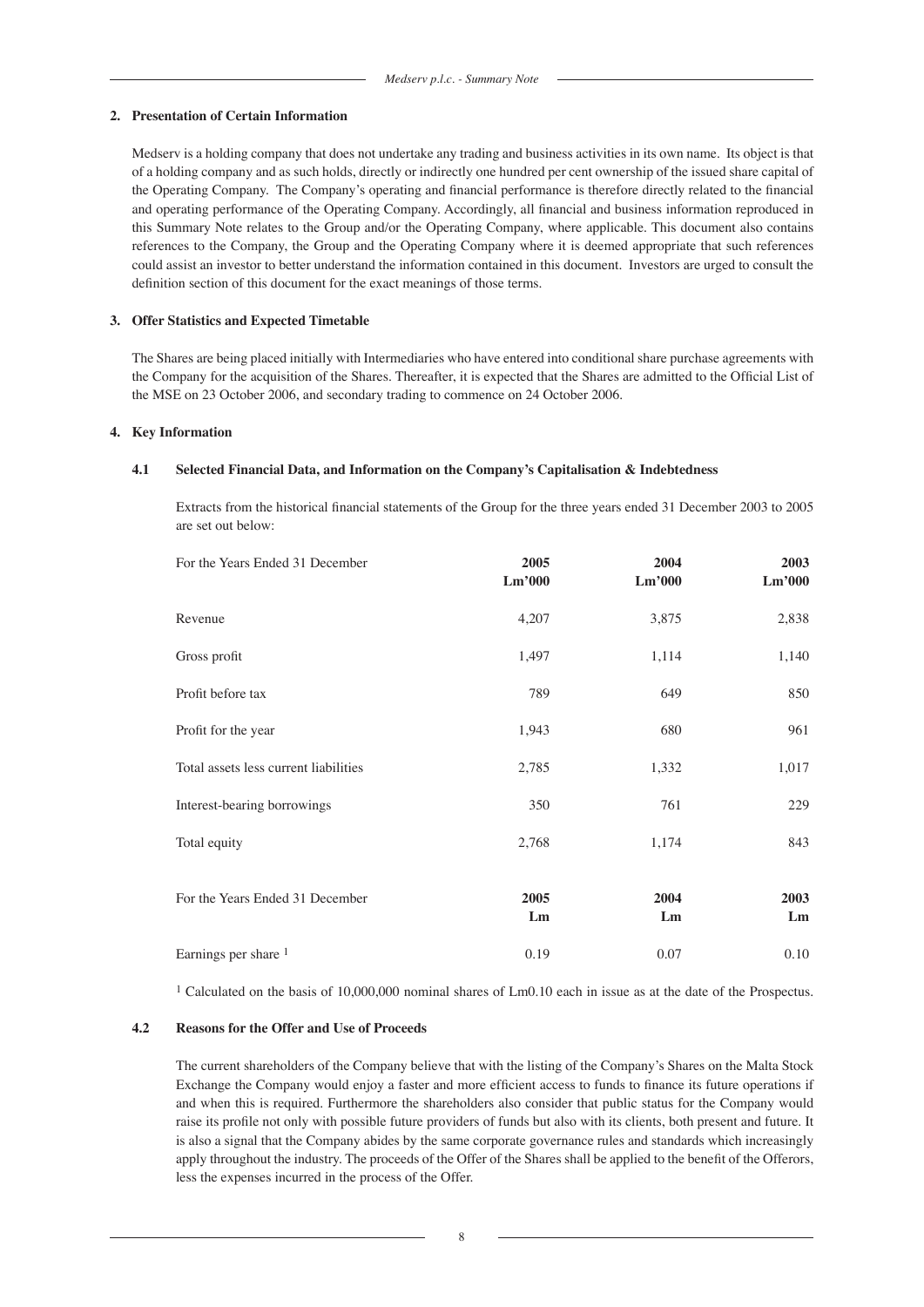## 2. Presentation of Certain Information

Medserv is a holding company that does not undertake any trading and business activities in its own name. Its object is that of a holding company and as such holds, directly or indirectly one hundred per cent ownership of the issued share capital of the Operating Company. The Company's operating and financial performance is therefore directly related to the financial and operating performance of the Operating Company. Accordingly, all financial and business information reproduced in this Summary Note relates to the Group and/or the Operating Company, where applicable. This document also contains references to the Company, the Group and the Operating Company where it is deemed appropriate that such references could assist an investor to better understand the information contained in this document. Investors are urged to consult the definition section of this document for the exact meanings of those terms.

## 3. Offer Statistics and Expected Timetable

The Shares are being placed initially with Intermediaries who have entered into conditional share purchase agreements with the Company for the acquisition of the Shares. Thereafter, it is expected that the Shares are admitted to the Official List of the MSE on 23 October 2006, and secondary trading to commence on 24 October 2006.

## 4. Key Information

### 4.1 Selected Financial Data, and Information on the Company's Capitalisation & Indebtedness

Extracts from the historical financial statements of the Group for the three years ended 31 December 2003 to 2005 are set out below:

| For the Years Ended 31 December | 2005<br>Lm'000 | 2004<br>Lm'000 | 2003<br>Lm'000 |
|---|---|---|---|
| Revenue | 4,207 | 3,875 | 2,838 |
| Gross profit | 1,497 | 1,114 | 1,140 |
| Profit before tax | 789 | 649 | 850 |
| Profit for the year | 1,943 | 680 | 961 |
| Total assets less current liabilities | 2,785 | 1,332 | 1,017 |
| Interest-bearing borrowings | 350 | 761 | 229 |
| Total equity | 2,768 | 1,174 | 843 |

| For the Years Ended 31 December | 2005<br>Lm | 2004<br>Lm | 2003<br>Lm |
|---|---|---|---|
| Earnings per share [1] | 0.19 | 0.07 | 0.10 |

[1] Calculated on the basis of 10,000,000 nominal shares of Lm0.10 each in issue as at the date of the Prospectus.

### 4.2 Reasons for the Offer and Use of Proceeds

The current shareholders of the Company believe that with the listing of the Company's Shares on the Malta Stock Exchange the Company would enjoy a faster and more efficient access to funds to finance its future operations if and when this is required. Furthermore the shareholders also consider that public status for the Company would raise its profile not only with possible future providers of funds but also with its clients, both present and future. It is also a signal that the Company abides by the same corporate governance rules and standards which increasingly apply throughout the industry. The proceeds of the Offer of the Shares shall be applied to the benefit of the Offerors, less the expenses incurred in the process of the Offer.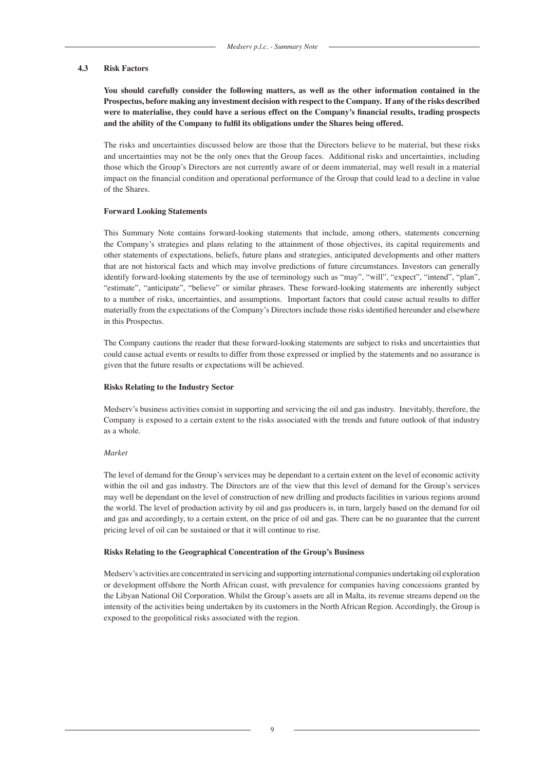### 4.3 Risk Factors

**You should carefully consider the following matters, as well as the other information contained in the Prospectus, before making any investment decision with respect to the Company. If any of the risks described were to materialise, they could have a serious effect on the Company's financial results, trading prospects and the ability of the Company to fulfil its obligations under the Shares being offered.**

The risks and uncertainties discussed below are those that the Directors believe to be material, but these risks and uncertainties may not be the only ones that the Group faces. Additional risks and uncertainties, including those which the Group's Directors are not currently aware of or deem immaterial, may well result in a material impact on the financial condition and operational performance of the Group that could lead to a decline in value of the Shares.

**Forward Looking Statements**

This Summary Note contains forward-looking statements that include, among others, statements concerning the Company's strategies and plans relating to the attainment of those objectives, its capital requirements and other statements of expectations, beliefs, future plans and strategies, anticipated developments and other matters that are not historical facts and which may involve predictions of future circumstances. Investors can generally identify forward-looking statements by the use of terminology such as "may", "will", "expect", "intend", "plan", "estimate", "anticipate", "believe" or similar phrases. These forward-looking statements are inherently subject to a number of risks, uncertainties, and assumptions. Important factors that could cause actual results to differ materially from the expectations of the Company's Directors include those risks identified hereunder and elsewhere in this Prospectus.

The Company cautions the reader that these forward-looking statements are subject to risks and uncertainties that could cause actual events or results to differ from those expressed or implied by the statements and no assurance is given that the future results or expectations will be achieved.

**Risks Relating to the Industry Sector**

Medserv's business activities consist in supporting and servicing the oil and gas industry. Inevitably, therefore, the Company is exposed to a certain extent to the risks associated with the trends and future outlook of that industry as a whole.

*Market*

The level of demand for the Group's services may be dependant to a certain extent on the level of economic activity within the oil and gas industry. The Directors are of the view that this level of demand for the Group's services may well be dependant on the level of construction of new drilling and products facilities in various regions around the world. The level of production activity by oil and gas producers is, in turn, largely based on the demand for oil and gas and accordingly, to a certain extent, on the price of oil and gas. There can be no guarantee that the current pricing level of oil can be sustained or that it will continue to rise.

**Risks Relating to the Geographical Concentration of the Group's Business**

Medserv's activities are concentrated in servicing and supporting international companies undertaking oil exploration or development offshore the North African coast, with prevalence for companies having concessions granted by the Libyan National Oil Corporation. Whilst the Group's assets are all in Malta, its revenue streams depend on the intensity of the activities being undertaken by its customers in the North African Region. Accordingly, the Group is exposed to the geopolitical risks associated with the region.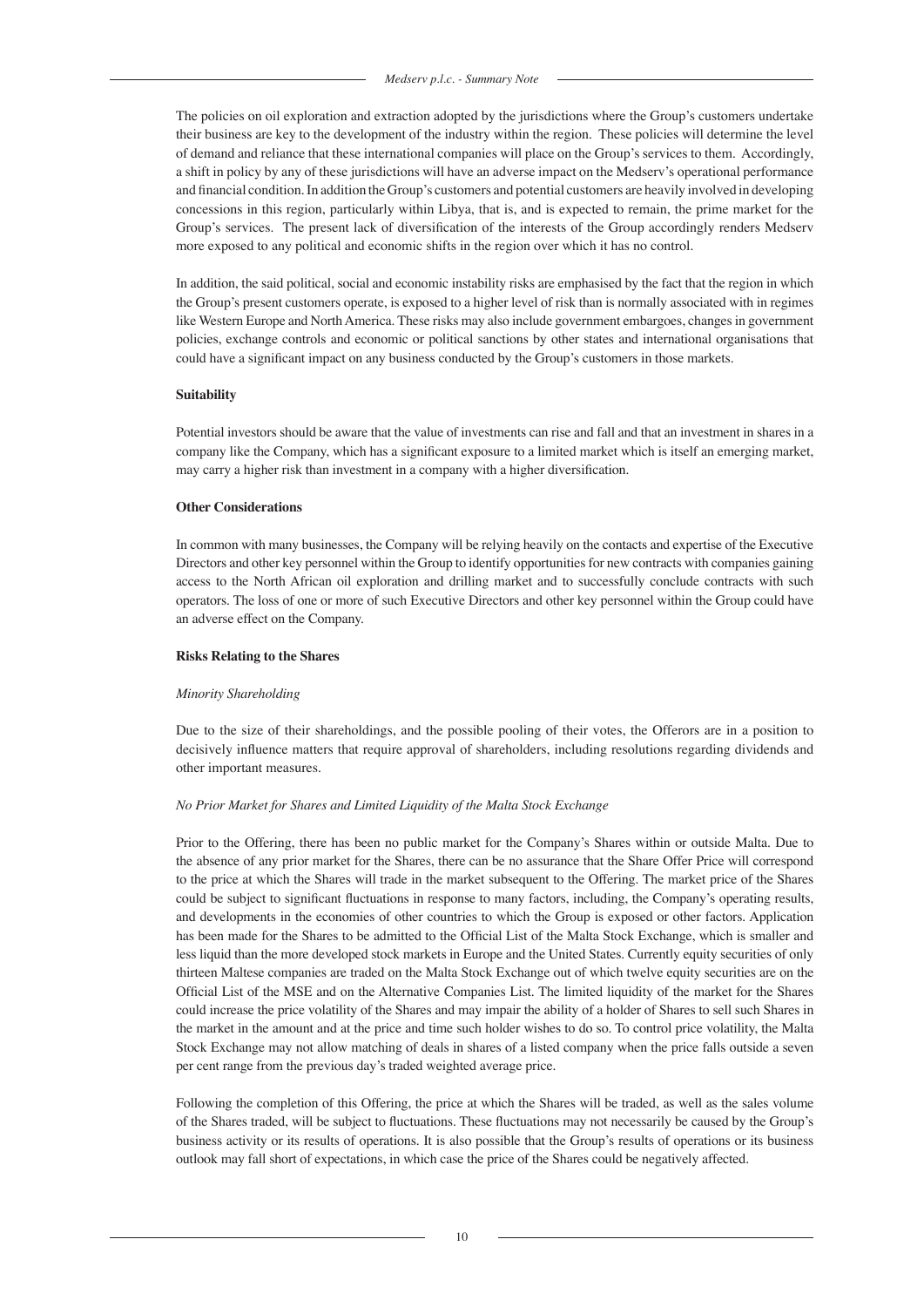The policies on oil exploration and extraction adopted by the jurisdictions where the Group's customers undertake their business are key to the development of the industry within the region. These policies will determine the level of demand and reliance that these international companies will place on the Group's services to them. Accordingly, a shift in policy by any of these jurisdictions will have an adverse impact on the Medserv's operational performance and financial condition. In addition the Group's customers and potential customers are heavily involved in developing concessions in this region, particularly within Libya, that is, and is expected to remain, the prime market for the Group's services. The present lack of diversification of the interests of the Group accordingly renders Medserv more exposed to any political and economic shifts in the region over which it has no control.

In addition, the said political, social and economic instability risks are emphasised by the fact that the region in which the Group's present customers operate, is exposed to a higher level of risk than is normally associated with in regimes like Western Europe and North America. These risks may also include government embargoes, changes in government policies, exchange controls and economic or political sanctions by other states and international organisations that could have a significant impact on any business conducted by the Group's customers in those markets.

**Suitability**

Potential investors should be aware that the value of investments can rise and fall and that an investment in shares in a company like the Company, which has a significant exposure to a limited market which is itself an emerging market, may carry a higher risk than investment in a company with a higher diversification.

**Other Considerations**

In common with many businesses, the Company will be relying heavily on the contacts and expertise of the Executive Directors and other key personnel within the Group to identify opportunities for new contracts with companies gaining access to the North African oil exploration and drilling market and to successfully conclude contracts with such operators. The loss of one or more of such Executive Directors and other key personnel within the Group could have an adverse effect on the Company.

**Risks Relating to the Shares**

*Minority Shareholding*

Due to the size of their shareholdings, and the possible pooling of their votes, the Offerors are in a position to decisively influence matters that require approval of shareholders, including resolutions regarding dividends and other important measures.

*No Prior Market for Shares and Limited Liquidity of the Malta Stock Exchange*

Prior to the Offering, there has been no public market for the Company's Shares within or outside Malta. Due to the absence of any prior market for the Shares, there can be no assurance that the Share Offer Price will correspond to the price at which the Shares will trade in the market subsequent to the Offering. The market price of the Shares could be subject to significant fluctuations in response to many factors, including, the Company's operating results, and developments in the economies of other countries to which the Group is exposed or other factors. Application has been made for the Shares to be admitted to the Official List of the Malta Stock Exchange, which is smaller and less liquid than the more developed stock markets in Europe and the United States. Currently equity securities of only thirteen Maltese companies are traded on the Malta Stock Exchange out of which twelve equity securities are on the Official List of the MSE and on the Alternative Companies List. The limited liquidity of the market for the Shares could increase the price volatility of the Shares and may impair the ability of a holder of Shares to sell such Shares in the market in the amount and at the price and time such holder wishes to do so. To control price volatility, the Malta Stock Exchange may not allow matching of deals in shares of a listed company when the price falls outside a seven per cent range from the previous day's traded weighted average price.

Following the completion of this Offering, the price at which the Shares will be traded, as well as the sales volume of the Shares traded, will be subject to fluctuations. These fluctuations may not necessarily be caused by the Group's business activity or its results of operations. It is also possible that the Group's results of operations or its business outlook may fall short of expectations, in which case the price of the Shares could be negatively affected.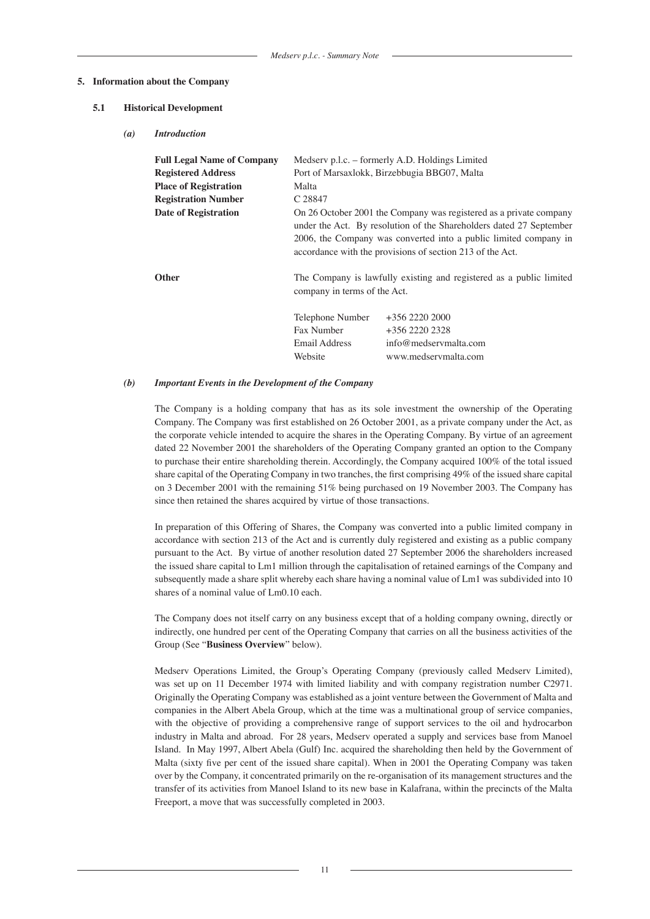## 5. Information about the Company

### 5.1 Historical Development

#### *(a) Introduction*

| | |
|---|---|
| **Full Legal Name of Company** | Medserv p.l.c. – formerly A.D. Holdings Limited |
| **Registered Address** | Port of Marsaxlokk, Birzebbugia BBG07, Malta |
| **Place of Registration** | Malta |
| **Registration Number** | C 28847 |
| **Date of Registration** | On 26 October 2001 the Company was registered as a private company under the Act. By resolution of the Shareholders dated 27 September 2006, the Company was converted into a public limited company in accordance with the provisions of section 213 of the Act. |
| **Other** | The Company is lawfully existing and registered as a public limited company in terms of the Act. |

| | |
|---|---|
| Telephone Number | +356 2220 2000 |
| Fax Number | +356 2220 2328 |
| Email Address | info@medservmalta.com |
| Website | www.medservmalta.com |

#### *(b) Important Events in the Development of the Company*

The Company is a holding company that has as its sole investment the ownership of the Operating Company. The Company was first established on 26 October 2001, as a private company under the Act, as the corporate vehicle intended to acquire the shares in the Operating Company. By virtue of an agreement dated 22 November 2001 the shareholders of the Operating Company granted an option to the Company to purchase their entire shareholding therein. Accordingly, the Company acquired 100% of the total issued share capital of the Operating Company in two tranches, the first comprising 49% of the issued share capital on 3 December 2001 with the remaining 51% being purchased on 19 November 2003. The Company has since then retained the shares acquired by virtue of those transactions.

In preparation of this Offering of Shares, the Company was converted into a public limited company in accordance with section 213 of the Act and is currently duly registered and existing as a public company pursuant to the Act. By virtue of another resolution dated 27 September 2006 the shareholders increased the issued share capital to Lm1 million through the capitalisation of retained earnings of the Company and subsequently made a share split whereby each share having a nominal value of Lm1 was subdivided into 10 shares of a nominal value of Lm0.10 each.

The Company does not itself carry on any business except that of a holding company owning, directly or indirectly, one hundred per cent of the Operating Company that carries on all the business activities of the Group (See "**Business Overview**" below).

Medserv Operations Limited, the Group's Operating Company (previously called Medserv Limited), was set up on 11 December 1974 with limited liability and with company registration number C2971. Originally the Operating Company was established as a joint venture between the Government of Malta and companies in the Albert Abela Group, which at the time was a multinational group of service companies, with the objective of providing a comprehensive range of support services to the oil and hydrocarbon industry in Malta and abroad. For 28 years, Medserv operated a supply and services base from Manoel Island. In May 1997, Albert Abela (Gulf) Inc. acquired the shareholding then held by the Government of Malta (sixty five per cent of the issued share capital). When in 2001 the Operating Company was taken over by the Company, it concentrated primarily on the re-organisation of its management structures and the transfer of its activities from Manoel Island to its new base in Kalafrana, within the precincts of the Malta Freeport, a move that was successfully completed in 2003.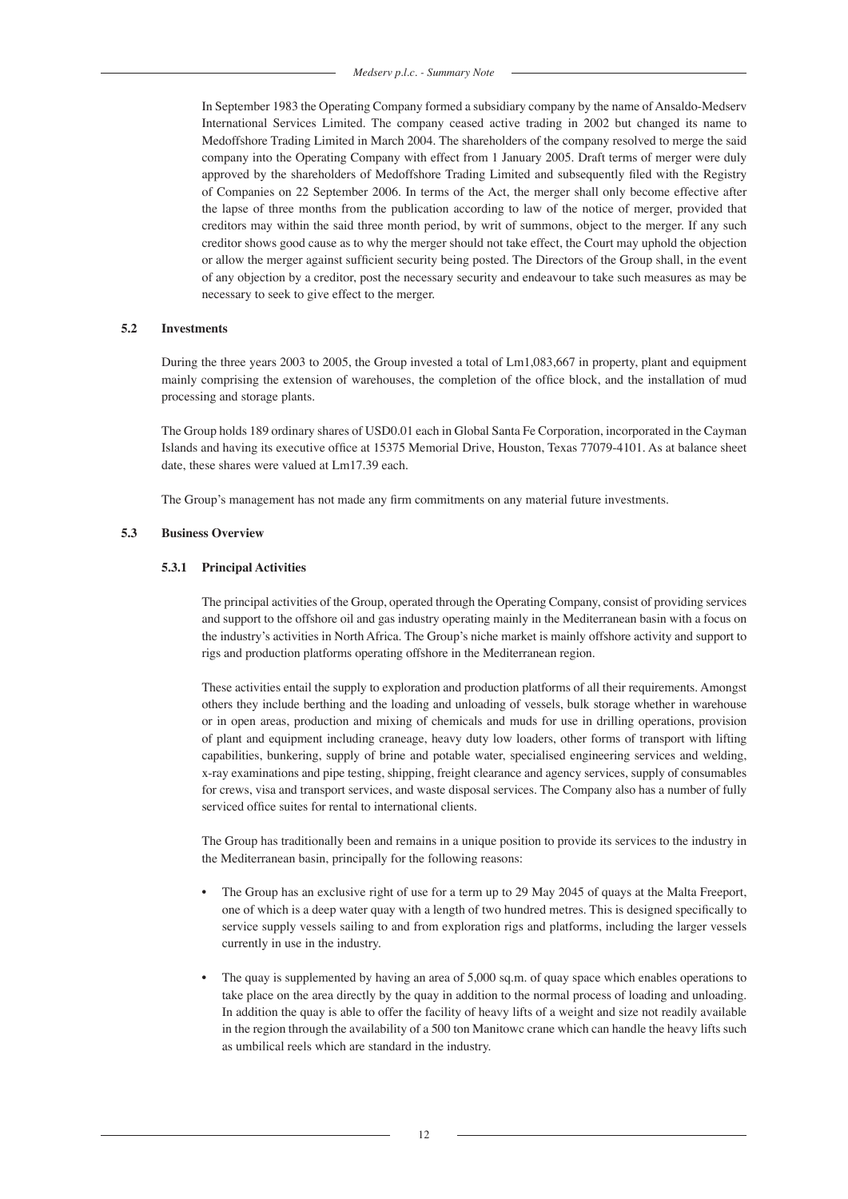In September 1983 the Operating Company formed a subsidiary company by the name of Ansaldo-Medserv International Services Limited. The company ceased active trading in 2002 but changed its name to Medoffshore Trading Limited in March 2004. The shareholders of the company resolved to merge the said company into the Operating Company with effect from 1 January 2005. Draft terms of merger were duly approved by the shareholders of Medoffshore Trading Limited and subsequently filed with the Registry of Companies on 22 September 2006. In terms of the Act, the merger shall only become effective after the lapse of three months from the publication according to law of the notice of merger, provided that creditors may within the said three month period, by writ of summons, object to the merger. If any such creditor shows good cause as to why the merger should not take effect, the Court may uphold the objection or allow the merger against sufficient security being posted. The Directors of the Group shall, in the event of any objection by a creditor, post the necessary security and endeavour to take such measures as may be necessary to seek to give effect to the merger.

### 5.2 Investments

During the three years 2003 to 2005, the Group invested a total of Lm1,083,667 in property, plant and equipment mainly comprising the extension of warehouses, the completion of the office block, and the installation of mud processing and storage plants.

The Group holds 189 ordinary shares of USD0.01 each in Global Santa Fe Corporation, incorporated in the Cayman Islands and having its executive office at 15375 Memorial Drive, Houston, Texas 77079-4101. As at balance sheet date, these shares were valued at Lm17.39 each.

The Group's management has not made any firm commitments on any material future investments.

### 5.3 Business Overview

#### 5.3.1 Principal Activities

The principal activities of the Group, operated through the Operating Company, consist of providing services and support to the offshore oil and gas industry operating mainly in the Mediterranean basin with a focus on the industry's activities in North Africa. The Group's niche market is mainly offshore activity and support to rigs and production platforms operating offshore in the Mediterranean region.

These activities entail the supply to exploration and production platforms of all their requirements. Amongst others they include berthing and the loading and unloading of vessels, bulk storage whether in warehouse or in open areas, production and mixing of chemicals and muds for use in drilling operations, provision of plant and equipment including craneage, heavy duty low loaders, other forms of transport with lifting capabilities, bunkering, supply of brine and potable water, specialised engineering services and welding, x-ray examinations and pipe testing, shipping, freight clearance and agency services, supply of consumables for crews, visa and transport services, and waste disposal services. The Company also has a number of fully serviced office suites for rental to international clients.

The Group has traditionally been and remains in a unique position to provide its services to the industry in the Mediterranean basin, principally for the following reasons:

- The Group has an exclusive right of use for a term up to 29 May 2045 of quays at the Malta Freeport, one of which is a deep water quay with a length of two hundred metres. This is designed specifically to service supply vessels sailing to and from exploration rigs and platforms, including the larger vessels currently in use in the industry.

- The quay is supplemented by having an area of 5,000 sq.m. of quay space which enables operations to take place on the area directly by the quay in addition to the normal process of loading and unloading. In addition the quay is able to offer the facility of heavy lifts of a weight and size not readily available in the region through the availability of a 500 ton Manitowc crane which can handle the heavy lifts such as umbilical reels which are standard in the industry.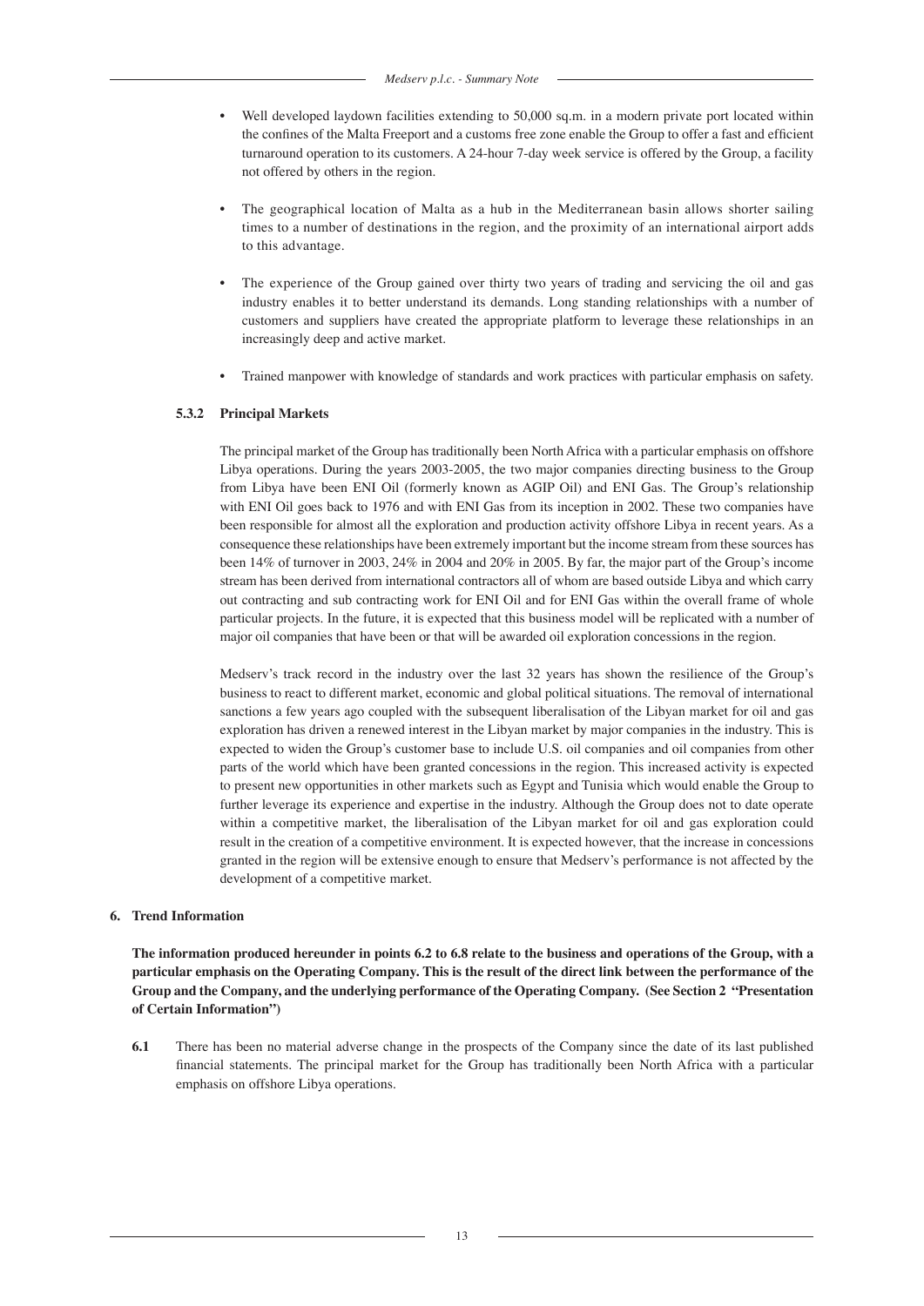- Well developed laydown facilities extending to 50,000 sq.m. in a modern private port located within the confines of the Malta Freeport and a customs free zone enable the Group to offer a fast and efficient turnaround operation to its customers. A 24-hour 7-day week service is offered by the Group, a facility not offered by others in the region.

- The geographical location of Malta as a hub in the Mediterranean basin allows shorter sailing times to a number of destinations in the region, and the proximity of an international airport adds to this advantage.

- The experience of the Group gained over thirty two years of trading and servicing the oil and gas industry enables it to better understand its demands. Long standing relationships with a number of customers and suppliers have created the appropriate platform to leverage these relationships in an increasingly deep and active market.

- Trained manpower with knowledge of standards and work practices with particular emphasis on safety.

### 5.3.2 Principal Markets

The principal market of the Group has traditionally been North Africa with a particular emphasis on offshore Libya operations. During the years 2003-2005, the two major companies directing business to the Group from Libya have been ENI Oil (formerly known as AGIP Oil) and ENI Gas. The Group's relationship with ENI Oil goes back to 1976 and with ENI Gas from its inception in 2002. These two companies have been responsible for almost all the exploration and production activity offshore Libya in recent years. As a consequence these relationships have been extremely important but the income stream from these sources has been 14% of turnover in 2003, 24% in 2004 and 20% in 2005. By far, the major part of the Group's income stream has been derived from international contractors all of whom are based outside Libya and which carry out contracting and sub contracting work for ENI Oil and for ENI Gas within the overall frame of whole particular projects. In the future, it is expected that this business model will be replicated with a number of major oil companies that have been or that will be awarded oil exploration concessions in the region.

Medserv's track record in the industry over the last 32 years has shown the resilience of the Group's business to react to different market, economic and global political situations. The removal of international sanctions a few years ago coupled with the subsequent liberalisation of the Libyan market for oil and gas exploration has driven a renewed interest in the Libyan market by major companies in the industry. This is expected to widen the Group's customer base to include U.S. oil companies and oil companies from other parts of the world which have been granted concessions in the region. This increased activity is expected to present new opportunities in other markets such as Egypt and Tunisia which would enable the Group to further leverage its experience and expertise in the industry. Although the Group does not to date operate within a competitive market, the liberalisation of the Libyan market for oil and gas exploration could result in the creation of a competitive environment. It is expected however, that the increase in concessions granted in the region will be extensive enough to ensure that Medserv's performance is not affected by the development of a competitive market.

## 6. Trend Information

**The information produced hereunder in points 6.2 to 6.8 relate to the business and operations of the Group, with a particular emphasis on the Operating Company. This is the result of the direct link between the performance of the Group and the Company, and the underlying performance of the Operating Company. (See Section 2 "Presentation of Certain Information")**

**6.1** There has been no material adverse change in the prospects of the Company since the date of its last published financial statements. The principal market for the Group has traditionally been North Africa with a particular emphasis on offshore Libya operations.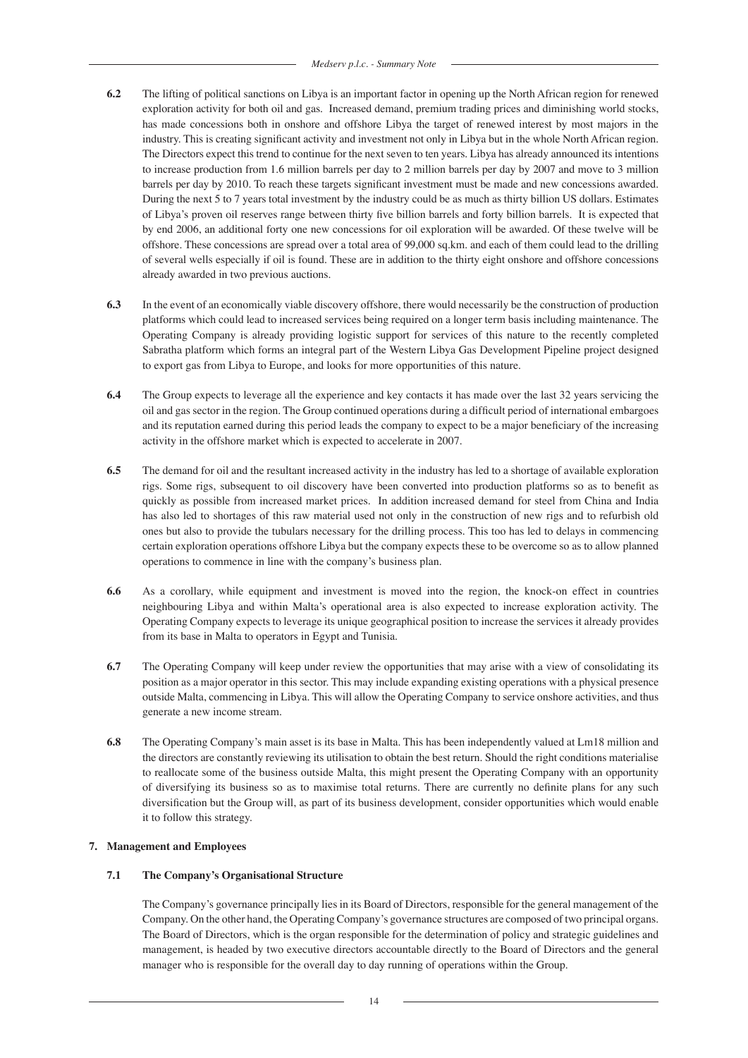**6.2** The lifting of political sanctions on Libya is an important factor in opening up the North African region for renewed exploration activity for both oil and gas. Increased demand, premium trading prices and diminishing world stocks, has made concessions both in onshore and offshore Libya the target of renewed interest by most majors in the industry. This is creating significant activity and investment not only in Libya but in the whole North African region. The Directors expect this trend to continue for the next seven to ten years. Libya has already announced its intentions to increase production from 1.6 million barrels per day to 2 million barrels per day by 2007 and move to 3 million barrels per day by 2010. To reach these targets significant investment must be made and new concessions awarded. During the next 5 to 7 years total investment by the industry could be as much as thirty billion US dollars. Estimates of Libya's proven oil reserves range between thirty five billion barrels and forty billion barrels. It is expected that by end 2006, an additional forty one new concessions for oil exploration will be awarded. Of these twelve will be offshore. These concessions are spread over a total area of 99,000 sq.km. and each of them could lead to the drilling of several wells especially if oil is found. These are in addition to the thirty eight onshore and offshore concessions already awarded in two previous auctions.

**6.3** In the event of an economically viable discovery offshore, there would necessarily be the construction of production platforms which could lead to increased services being required on a longer term basis including maintenance. The Operating Company is already providing logistic support for services of this nature to the recently completed Sabratha platform which forms an integral part of the Western Libya Gas Development Pipeline project designed to export gas from Libya to Europe, and looks for more opportunities of this nature.

**6.4** The Group expects to leverage all the experience and key contacts it has made over the last 32 years servicing the oil and gas sector in the region. The Group continued operations during a difficult period of international embargoes and its reputation earned during this period leads the company to expect to be a major beneficiary of the increasing activity in the offshore market which is expected to accelerate in 2007.

**6.5** The demand for oil and the resultant increased activity in the industry has led to a shortage of available exploration rigs. Some rigs, subsequent to oil discovery have been converted into production platforms so as to benefit as quickly as possible from increased market prices. In addition increased demand for steel from China and India has also led to shortages of this raw material used not only in the construction of new rigs and to refurbish old ones but also to provide the tubulars necessary for the drilling process. This too has led to delays in commencing certain exploration operations offshore Libya but the company expects these to be overcome so as to allow planned operations to commence in line with the company's business plan.

**6.6** As a corollary, while equipment and investment is moved into the region, the knock-on effect in countries neighbouring Libya and within Malta's operational area is also expected to increase exploration activity. The Operating Company expects to leverage its unique geographical position to increase the services it already provides from its base in Malta to operators in Egypt and Tunisia.

**6.7** The Operating Company will keep under review the opportunities that may arise with a view of consolidating its position as a major operator in this sector. This may include expanding existing operations with a physical presence outside Malta, commencing in Libya. This will allow the Operating Company to service onshore activities, and thus generate a new income stream.

**6.8** The Operating Company's main asset is its base in Malta. This has been independently valued at Lm18 million and the directors are constantly reviewing its utilisation to obtain the best return. Should the right conditions materialise to reallocate some of the business outside Malta, this might present the Operating Company with an opportunity of diversifying its business so as to maximise total returns. There are currently no definite plans for any such diversification but the Group will, as part of its business development, consider opportunities which would enable it to follow this strategy.

## 7. Management and Employees

### 7.1 The Company's Organisational Structure

The Company's governance principally lies in its Board of Directors, responsible for the general management of the Company. On the other hand, the Operating Company's governance structures are composed of two principal organs. The Board of Directors, which is the organ responsible for the determination of policy and strategic guidelines and management, is headed by two executive directors accountable directly to the Board of Directors and the general manager who is responsible for the overall day to day running of operations within the Group.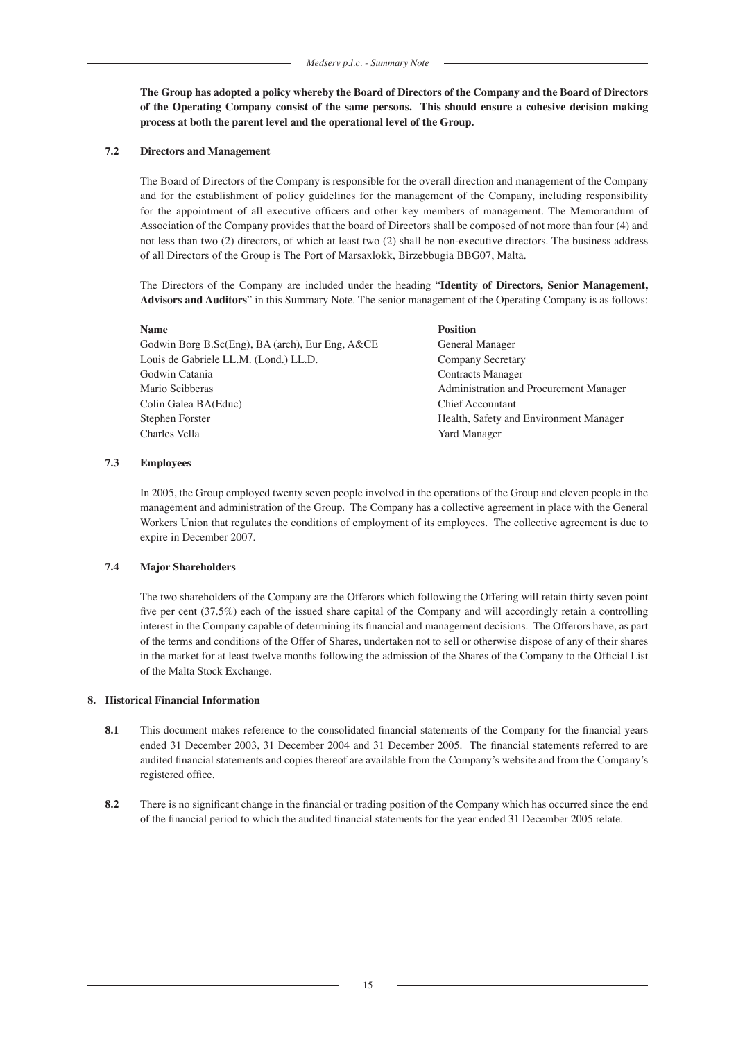**The Group has adopted a policy whereby the Board of Directors of the Company and the Board of Directors of the Operating Company consist of the same persons. This should ensure a cohesive decision making process at both the parent level and the operational level of the Group.**

### 7.2 Directors and Management

The Board of Directors of the Company is responsible for the overall direction and management of the Company and for the establishment of policy guidelines for the management of the Company, including responsibility for the appointment of all executive officers and other key members of management. The Memorandum of Association of the Company provides that the board of Directors shall be composed of not more than four (4) and not less than two (2) directors, of which at least two (2) shall be non-executive directors. The business address of all Directors of the Group is The Port of Marsaxlokk, Birzebbugia BBG07, Malta.

The Directors of the Company are included under the heading "**Identity of Directors, Senior Management, Advisors and Auditors**" in this Summary Note. The senior management of the Operating Company is as follows:

| Name | Position |
|---|---|
| Godwin Borg B.Sc(Eng), BA (arch), Eur Eng, A&CE | General Manager |
| Louis de Gabriele LL.M. (Lond.) LL.D. | Company Secretary |
| Godwin Catania | Contracts Manager |
| Mario Scibberas | Administration and Procurement Manager |
| Colin Galea BA(Educ) | Chief Accountant |
| Stephen Forster | Health, Safety and Environment Manager |
| Charles Vella | Yard Manager |

### 7.3 Employees

In 2005, the Group employed twenty seven people involved in the operations of the Group and eleven people in the management and administration of the Group. The Company has a collective agreement in place with the General Workers Union that regulates the conditions of employment of its employees. The collective agreement is due to expire in December 2007.

### 7.4 Major Shareholders

The two shareholders of the Company are the Offerors which following the Offering will retain thirty seven point five per cent (37.5%) each of the issued share capital of the Company and will accordingly retain a controlling interest in the Company capable of determining its financial and management decisions. The Offerors have, as part of the terms and conditions of the Offer of Shares, undertaken not to sell or otherwise dispose of any of their shares in the market for at least twelve months following the admission of the Shares of the Company to the Official List of the Malta Stock Exchange.

## 8. Historical Financial Information

**8.1** This document makes reference to the consolidated financial statements of the Company for the financial years ended 31 December 2003, 31 December 2004 and 31 December 2005. The financial statements referred to are audited financial statements and copies thereof are available from the Company's website and from the Company's registered office.

**8.2** There is no significant change in the financial or trading position of the Company which has occurred since the end of the financial period to which the audited financial statements for the year ended 31 December 2005 relate.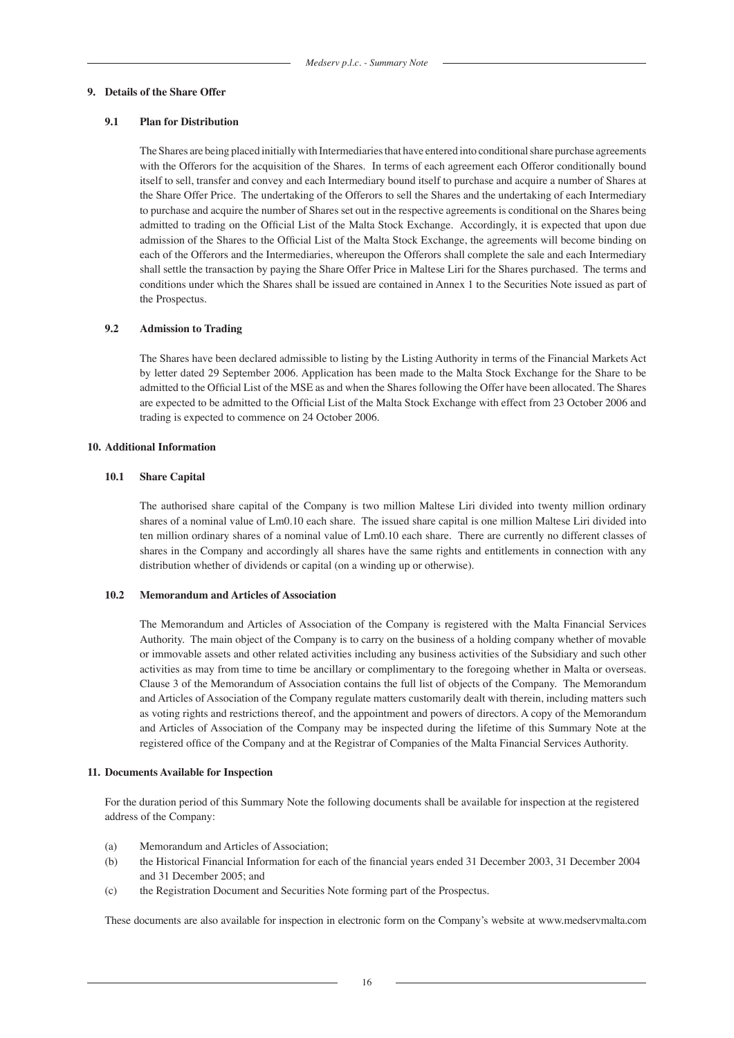## 9. Details of the Share Offer

### 9.1 Plan for Distribution

The Shares are being placed initially with Intermediaries that have entered into conditional share purchase agreements with the Offerors for the acquisition of the Shares. In terms of each agreement each Offeror conditionally bound itself to sell, transfer and convey and each Intermediary bound itself to purchase and acquire a number of Shares at the Share Offer Price. The undertaking of the Offerors to sell the Shares and the undertaking of each Intermediary to purchase and acquire the number of Shares set out in the respective agreements is conditional on the Shares being admitted to trading on the Official List of the Malta Stock Exchange. Accordingly, it is expected that upon due admission of the Shares to the Official List of the Malta Stock Exchange, the agreements will become binding on each of the Offerors and the Intermediaries, whereupon the Offerors shall complete the sale and each Intermediary shall settle the transaction by paying the Share Offer Price in Maltese Liri for the Shares purchased. The terms and conditions under which the Shares shall be issued are contained in Annex 1 to the Securities Note issued as part of the Prospectus.

### 9.2 Admission to Trading

The Shares have been declared admissible to listing by the Listing Authority in terms of the Financial Markets Act by letter dated 29 September 2006. Application has been made to the Malta Stock Exchange for the Share to be admitted to the Official List of the MSE as and when the Shares following the Offer have been allocated. The Shares are expected to be admitted to the Official List of the Malta Stock Exchange with effect from 23 October 2006 and trading is expected to commence on 24 October 2006.

## 10. Additional Information

### 10.1 Share Capital

The authorised share capital of the Company is two million Maltese Liri divided into twenty million ordinary shares of a nominal value of Lm0.10 each share. The issued share capital is one million Maltese Liri divided into ten million ordinary shares of a nominal value of Lm0.10 each share. There are currently no different classes of shares in the Company and accordingly all shares have the same rights and entitlements in connection with any distribution whether of dividends or capital (on a winding up or otherwise).

### 10.2 Memorandum and Articles of Association

The Memorandum and Articles of Association of the Company is registered with the Malta Financial Services Authority. The main object of the Company is to carry on the business of a holding company whether of movable or immovable assets and other related activities including any business activities of the Subsidiary and such other activities as may from time to time be ancillary or complimentary to the foregoing whether in Malta or overseas. Clause 3 of the Memorandum of Association contains the full list of objects of the Company. The Memorandum and Articles of Association of the Company regulate matters customarily dealt with therein, including matters such as voting rights and restrictions thereof, and the appointment and powers of directors. A copy of the Memorandum and Articles of Association of the Company may be inspected during the lifetime of this Summary Note at the registered office of the Company and at the Registrar of Companies of the Malta Financial Services Authority.

## 11. Documents Available for Inspection

For the duration period of this Summary Note the following documents shall be available for inspection at the registered address of the Company:

(a) Memorandum and Articles of Association;

(b) the Historical Financial Information for each of the financial years ended 31 December 2003, 31 December 2004 and 31 December 2005; and

(c) the Registration Document and Securities Note forming part of the Prospectus.

These documents are also available for inspection in electronic form on the Company's website at www.medservmalta.com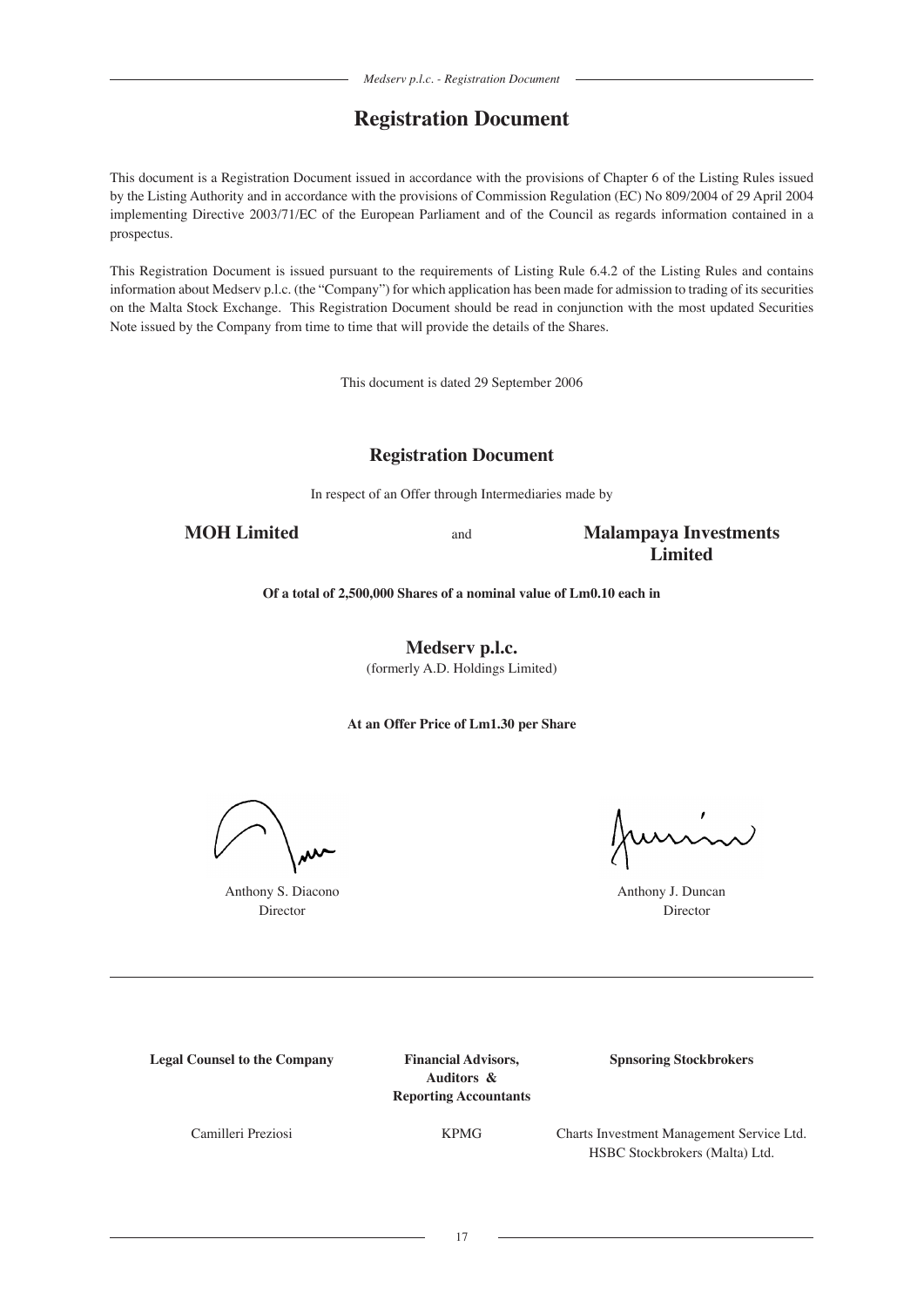# Registration Document

This document is a Registration Document issued in accordance with the provisions of Chapter 6 of the Listing Rules issued by the Listing Authority and in accordance with the provisions of Commission Regulation (EC) No 809/2004 of 29 April 2004 implementing Directive 2003/71/EC of the European Parliament and of the Council as regards information contained in a prospectus.

This Registration Document is issued pursuant to the requirements of Listing Rule 6.4.2 of the Listing Rules and contains information about Medserv p.l.c. (the "Company") for which application has been made for admission to trading of its securities on the Malta Stock Exchange. This Registration Document should be read in conjunction with the most updated Securities Note issued by the Company from time to time that will provide the details of the Shares.

This document is dated 29 September 2006

## Registration Document

In respect of an Offer through Intermediaries made by

**MOH Limited** and **Malampaya Investments Limited**

**Of a total of 2,500,000 Shares of a nominal value of Lm0.10 each in**

**Medserv p.l.c.**

(formerly A.D. Holdings Limited)

**At an Offer Price of Lm1.30 per Share**

Anthony S. Diacono
Director

Anthony J. Duncan
Director

| **Legal Counsel to the Company** | **Financial Advisors, Auditors & Reporting Accountants** | **Spnsoring Stockbrokers** |
|---|---|---|
| Camilleri Preziosi | KPMG | Charts Investment Management Service Ltd.<br>HSBC Stockbrokers (Malta) Ltd. |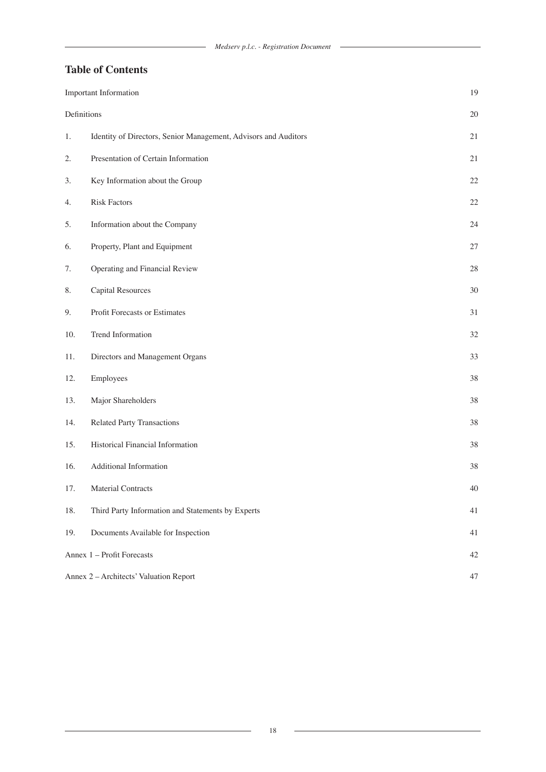## Table of Contents

| | | |
|---|---|---|
| Important Information | | 19 |
| Definitions | | 20 |
| 1. | Identity of Directors, Senior Management, Advisors and Auditors | 21 |
| 2. | Presentation of Certain Information | 21 |
| 3. | Key Information about the Group | 22 |
| 4. | Risk Factors | 22 |
| 5. | Information about the Company | 24 |
| 6. | Property, Plant and Equipment | 27 |
| 7. | Operating and Financial Review | 28 |
| 8. | Capital Resources | 30 |
| 9. | Profit Forecasts or Estimates | 31 |
| 10. | Trend Information | 32 |
| 11. | Directors and Management Organs | 33 |
| 12. | Employees | 38 |
| 13. | Major Shareholders | 38 |
| 14. | Related Party Transactions | 38 |
| 15. | Historical Financial Information | 38 |
| 16. | Additional Information | 38 |
| 17. | Material Contracts | 40 |
| 18. | Third Party Information and Statements by Experts | 41 |
| 19. | Documents Available for Inspection | 41 |
| Annex 1 – Profit Forecasts | | 42 |
| Annex 2 – Architects' Valuation Report | | 47 |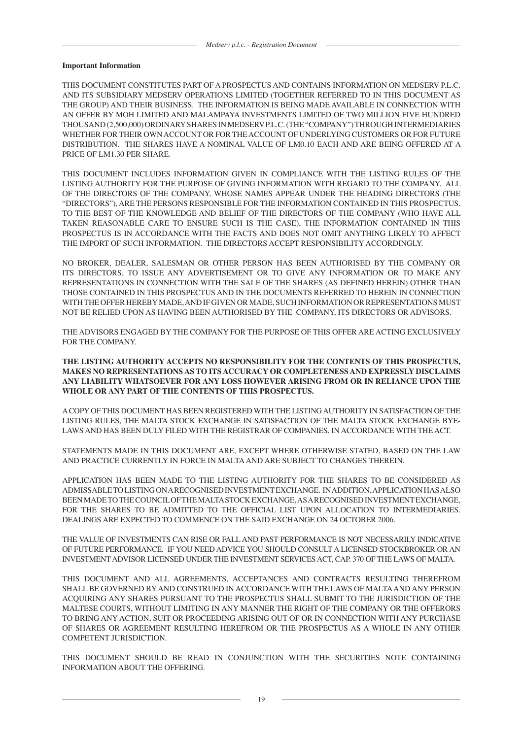**Important Information**

THIS DOCUMENT CONSTITUTES PART OF A PROSPECTUS AND CONTAINS INFORMATION ON MEDSERV P.L.C. AND ITS SUBSIDIARY MEDSERV OPERATIONS LIMITED (TOGETHER REFERRED TO IN THIS DOCUMENT AS THE GROUP) AND THEIR BUSINESS. THE INFORMATION IS BEING MADE AVAILABLE IN CONNECTION WITH AN OFFER BY MOH LIMITED AND MALAMPAYA INVESTMENTS LIMITED OF TWO MILLION FIVE HUNDRED THOUSAND (2,500,000) ORDINARY SHARES IN MEDSERV P.L.C. (THE "COMPANY") THROUGH INTERMEDIARIES WHETHER FOR THEIR OWN ACCOUNT OR FOR THE ACCOUNT OF UNDERLYING CUSTOMERS OR FOR FUTURE DISTRIBUTION. THE SHARES HAVE A NOMINAL VALUE OF LM0.10 EACH AND ARE BEING OFFERED AT A PRICE OF LM1.30 PER SHARE.

THIS DOCUMENT INCLUDES INFORMATION GIVEN IN COMPLIANCE WITH THE LISTING RULES OF THE LISTING AUTHORITY FOR THE PURPOSE OF GIVING INFORMATION WITH REGARD TO THE COMPANY. ALL OF THE DIRECTORS OF THE COMPANY, WHOSE NAMES APPEAR UNDER THE HEADING DIRECTORS (THE "DIRECTORS"), ARE THE PERSONS RESPONSIBLE FOR THE INFORMATION CONTAINED IN THIS PROSPECTUS. TO THE BEST OF THE KNOWLEDGE AND BELIEF OF THE DIRECTORS OF THE COMPANY (WHO HAVE ALL TAKEN REASONABLE CARE TO ENSURE SUCH IS THE CASE), THE INFORMATION CONTAINED IN THIS PROSPECTUS IS IN ACCORDANCE WITH THE FACTS AND DOES NOT OMIT ANYTHING LIKELY TO AFFECT THE IMPORT OF SUCH INFORMATION. THE DIRECTORS ACCEPT RESPONSIBILITY ACCORDINGLY.

NO BROKER, DEALER, SALESMAN OR OTHER PERSON HAS BEEN AUTHORISED BY THE COMPANY OR ITS DIRECTORS, TO ISSUE ANY ADVERTISEMENT OR TO GIVE ANY INFORMATION OR TO MAKE ANY REPRESENTATIONS IN CONNECTION WITH THE SALE OF THE SHARES (AS DEFINED HEREIN) OTHER THAN THOSE CONTAINED IN THIS PROSPECTUS AND IN THE DOCUMENTS REFERRED TO HEREIN IN CONNECTION WITH THE OFFER HEREBY MADE, AND IF GIVEN OR MADE, SUCH INFORMATION OR REPRESENTATIONS MUST NOT BE RELIED UPON AS HAVING BEEN AUTHORISED BY THE COMPANY, ITS DIRECTORS OR ADVISORS.

THE ADVISORS ENGAGED BY THE COMPANY FOR THE PURPOSE OF THIS OFFER ARE ACTING EXCLUSIVELY FOR THE COMPANY.

**THE LISTING AUTHORITY ACCEPTS NO RESPONSIBILITY FOR THE CONTENTS OF THIS PROSPECTUS, MAKES NO REPRESENTATIONS AS TO ITS ACCURACY OR COMPLETENESS AND EXPRESSLY DISCLAIMS ANY LIABILITY WHATSOEVER FOR ANY LOSS HOWEVER ARISING FROM OR IN RELIANCE UPON THE WHOLE OR ANY PART OF THE CONTENTS OF THIS PROSPECTUS.**

A COPY OF THIS DOCUMENT HAS BEEN REGISTERED WITH THE LISTING AUTHORITY IN SATISFACTION OF THE LISTING RULES, THE MALTA STOCK EXCHANGE IN SATISFACTION OF THE MALTA STOCK EXCHANGE BYE-LAWS AND HAS BEEN DULY FILED WITH THE REGISTRAR OF COMPANIES, IN ACCORDANCE WITH THE ACT.

STATEMENTS MADE IN THIS DOCUMENT ARE, EXCEPT WHERE OTHERWISE STATED, BASED ON THE LAW AND PRACTICE CURRENTLY IN FORCE IN MALTA AND ARE SUBJECT TO CHANGES THEREIN.

APPLICATION HAS BEEN MADE TO THE LISTING AUTHORITY FOR THE SHARES TO BE CONSIDERED AS ADMISSABLE TO LISTING ON A RECOGNISED INVESTMENT EXCHANGE. IN ADDITION, APPLICATION HAS ALSO BEEN MADE TO THE COUNCIL OF THE MALTA STOCK EXCHANGE, AS A RECOGNISED INVESTMENT EXCHANGE, FOR THE SHARES TO BE ADMITTED TO THE OFFICIAL LIST UPON ALLOCATION TO INTERMEDIARIES. DEALINGS ARE EXPECTED TO COMMENCE ON THE SAID EXCHANGE ON 24 OCTOBER 2006.

THE VALUE OF INVESTMENTS CAN RISE OR FALL AND PAST PERFORMANCE IS NOT NECESSARILY INDICATIVE OF FUTURE PERFORMANCE. IF YOU NEED ADVICE YOU SHOULD CONSULT A LICENSED STOCKBROKER OR AN INVESTMENT ADVISOR LICENSED UNDER THE INVESTMENT SERVICES ACT, CAP. 370 OF THE LAWS OF MALTA.

THIS DOCUMENT AND ALL AGREEMENTS, ACCEPTANCES AND CONTRACTS RESULTING THEREFROM SHALL BE GOVERNED BY AND CONSTRUED IN ACCORDANCE WITH THE LAWS OF MALTA AND ANY PERSON ACQUIRING ANY SHARES PURSUANT TO THE PROSPECTUS SHALL SUBMIT TO THE JURISDICTION OF THE MALTESE COURTS, WITHOUT LIMITING IN ANY MANNER THE RIGHT OF THE COMPANY OR THE OFFERORS TO BRING ANY ACTION, SUIT OR PROCEEDING ARISING OUT OF OR IN CONNECTION WITH ANY PURCHASE OF SHARES OR AGREEMENT RESULTING HEREFROM OR THE PROSPECTUS AS A WHOLE IN ANY OTHER COMPETENT JURISDICTION.

THIS DOCUMENT SHOULD BE READ IN CONJUNCTION WITH THE SECURITIES NOTE CONTAINING INFORMATION ABOUT THE OFFERING.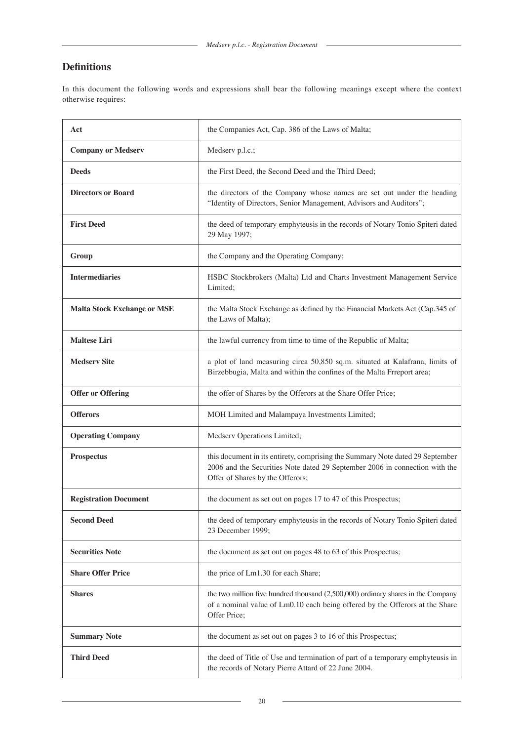## Definitions

In this document the following words and expressions shall bear the following meanings except where the context otherwise requires:

| | |
|---|---|
| **Act** | the Companies Act, Cap. 386 of the Laws of Malta; |
| **Company or Medserv** | Medserv p.l.c.; |
| **Deeds** | the First Deed, the Second Deed and the Third Deed; |
| **Directors or Board** | the directors of the Company whose names are set out under the heading "Identity of Directors, Senior Management, Advisors and Auditors"; |
| **First Deed** | the deed of temporary emphyteusis in the records of Notary Tonio Spiteri dated 29 May 1997; |
| **Group** | the Company and the Operating Company; |
| **Intermediaries** | HSBC Stockbrokers (Malta) Ltd and Charts Investment Management Service Limited; |
| **Malta Stock Exchange or MSE** | the Malta Stock Exchange as defined by the Financial Markets Act (Cap.345 of the Laws of Malta); |
| **Maltese Liri** | the lawful currency from time to time of the Republic of Malta; |
| **Medserv Site** | a plot of land measuring circa 50,850 sq.m. situated at Kalafrana, limits of Birzebbugia, Malta and within the confines of the Malta Frreport area; |
| **Offer or Offering** | the offer of Shares by the Offerors at the Share Offer Price; |
| **Offerors** | MOH Limited and Malampaya Investments Limited; |
| **Operating Company** | Medserv Operations Limited; |
| **Prospectus** | this document in its entirety, comprising the Summary Note dated 29 September 2006 and the Securities Note dated 29 September 2006 in connection with the Offer of Shares by the Offerors; |
| **Registration Document** | the document as set out on pages 17 to 47 of this Prospectus; |
| **Second Deed** | the deed of temporary emphyteusis in the records of Notary Tonio Spiteri dated 23 December 1999; |
| **Securities Note** | the document as set out on pages 48 to 63 of this Prospectus; |
| **Share Offer Price** | the price of Lm1.30 for each Share; |
| **Shares** | the two million five hundred thousand (2,500,000) ordinary shares in the Company of a nominal value of Lm0.10 each being offered by the Offerors at the Share Offer Price; |
| **Summary Note** | the document as set out on pages 3 to 16 of this Prospectus; |
| **Third Deed** | the deed of Title of Use and termination of part of a temporary emphyteusis in the records of Notary Pierre Attard of 22 June 2004. |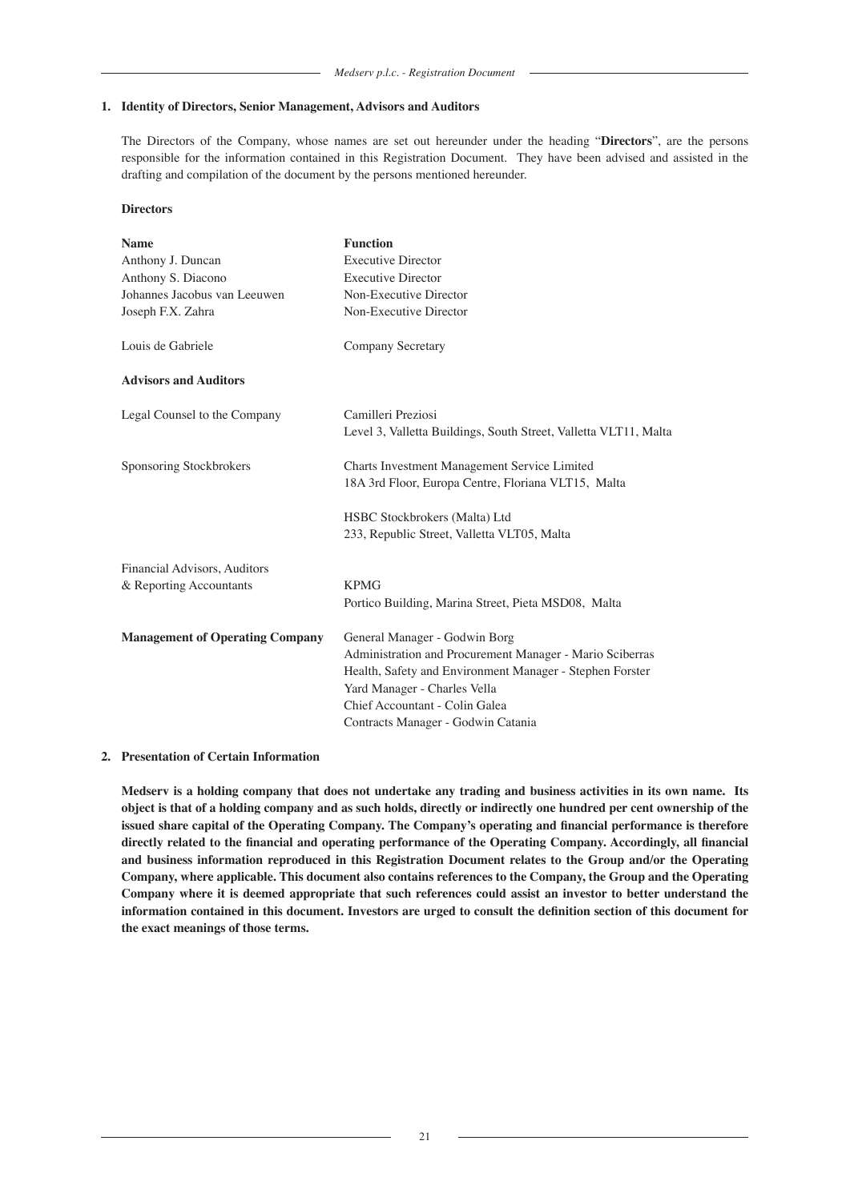## 1. Identity of Directors, Senior Management, Advisors and Auditors

The Directors of the Company, whose names are set out hereunder under the heading "**Directors**", are the persons responsible for the information contained in this Registration Document. They have been advised and assisted in the drafting and compilation of the document by the persons mentioned hereunder.

**Directors**

| **Name** | **Function** |
|---|---|
| Anthony J. Duncan | Executive Director |
| Anthony S. Diacono | Executive Director |
| Johannes Jacobus van Leeuwen | Non-Executive Director |
| Joseph F.X. Zahra | Non-Executive Director |
| | |
| Louis de Gabriele | Company Secretary |

**Advisors and Auditors**

| | |
|---|---|
| Legal Counsel to the Company | Camilleri Preziosi<br>Level 3, Valletta Buildings, South Street, Valletta VLT11, Malta |
| Sponsoring Stockbrokers | Charts Investment Management Service Limited<br>18A 3rd Floor, Europa Centre, Floriana VLT15, Malta<br><br>HSBC Stockbrokers (Malta) Ltd<br>233, Republic Street, Valletta VLT05, Malta |
| Financial Advisors, Auditors & Reporting Accountants | KPMG<br>Portico Building, Marina Street, Pieta MSD08, Malta |
| **Management of Operating Company** | General Manager - Godwin Borg<br>Administration and Procurement Manager - Mario Sciberras<br>Health, Safety and Environment Manager - Stephen Forster<br>Yard Manager - Charles Vella<br>Chief Accountant - Colin Galea<br>Contracts Manager - Godwin Catania |

## 2. Presentation of Certain Information

**Medserv is a holding company that does not undertake any trading and business activities in its own name. Its object is that of a holding company and as such holds, directly or indirectly one hundred per cent ownership of the issued share capital of the Operating Company. The Company's operating and financial performance is therefore directly related to the financial and operating performance of the Operating Company. Accordingly, all financial and business information reproduced in this Registration Document relates to the Group and/or the Operating Company, where applicable. This document also contains references to the Company, the Group and the Operating Company where it is deemed appropriate that such references could assist an investor to better understand the information contained in this document. Investors are urged to consult the definition section of this document for the exact meanings of those terms.**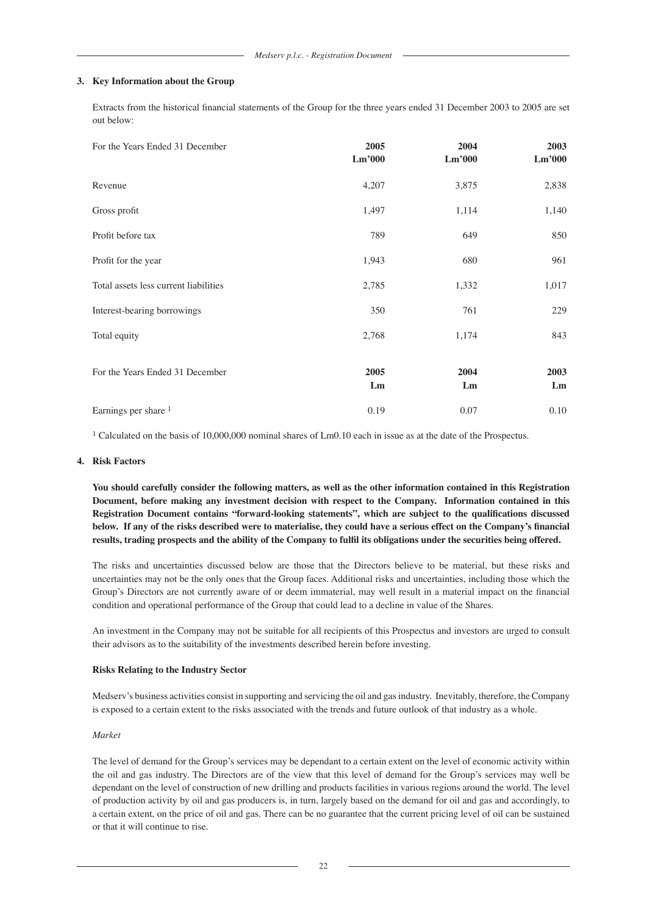## 3. Key Information about the Group

Extracts from the historical financial statements of the Group for the three years ended 31 December 2003 to 2005 are set out below:

| For the Years Ended 31 December | 2005<br>Lm'000 | 2004<br>Lm'000 | 2003<br>Lm'000 |
|---|---|---|---|
| Revenue | 4,207 | 3,875 | 2,838 |
| Gross profit | 1,497 | 1,114 | 1,140 |
| Profit before tax | 789 | 649 | 850 |
| Profit for the year | 1,943 | 680 | 961 |
| Total assets less current liabilities | 2,785 | 1,332 | 1,017 |
| Interest-bearing borrowings | 350 | 761 | 229 |
| Total equity | 2,768 | 1,174 | 843 |

| For the Years Ended 31 December | 2005<br>Lm | 2004<br>Lm | 2003<br>Lm |
|---|---|---|---|
| Earnings per share [1] | 0.19 | 0.07 | 0.10 |

[1] Calculated on the basis of 10,000,000 nominal shares of Lm0.10 each in issue as at the date of the Prospectus.

## 4. Risk Factors

**You should carefully consider the following matters, as well as the other information contained in this Registration Document, before making any investment decision with respect to the Company. Information contained in this Registration Document contains "forward-looking statements", which are subject to the qualifications discussed below. If any of the risks described were to materialise, they could have a serious effect on the Company's financial results, trading prospects and the ability of the Company to fulfil its obligations under the securities being offered.**

The risks and uncertainties discussed below are those that the Directors believe to be material, but these risks and uncertainties may not be the only ones that the Group faces. Additional risks and uncertainties, including those which the Group's Directors are not currently aware of or deem immaterial, may well result in a material impact on the financial condition and operational performance of the Group that could lead to a decline in value of the Shares.

An investment in the Company may not be suitable for all recipients of this Prospectus and investors are urged to consult their advisors as to the suitability of the investments described herein before investing.

### Risks Relating to the Industry Sector

Medserv's business activities consist in supporting and servicing the oil and gas industry. Inevitably, therefore, the Company is exposed to a certain extent to the risks associated with the trends and future outlook of that industry as a whole.

*Market*

The level of demand for the Group's services may be dependant to a certain extent on the level of economic activity within the oil and gas industry. The Directors are of the view that this level of demand for the Group's services may well be dependant on the level of construction of new drilling and products facilities in various regions around the world. The level of production activity by oil and gas producers is, in turn, largely based on the demand for oil and gas and accordingly, to a certain extent, on the price of oil and gas. There can be no guarantee that the current pricing level of oil can be sustained or that it will continue to rise.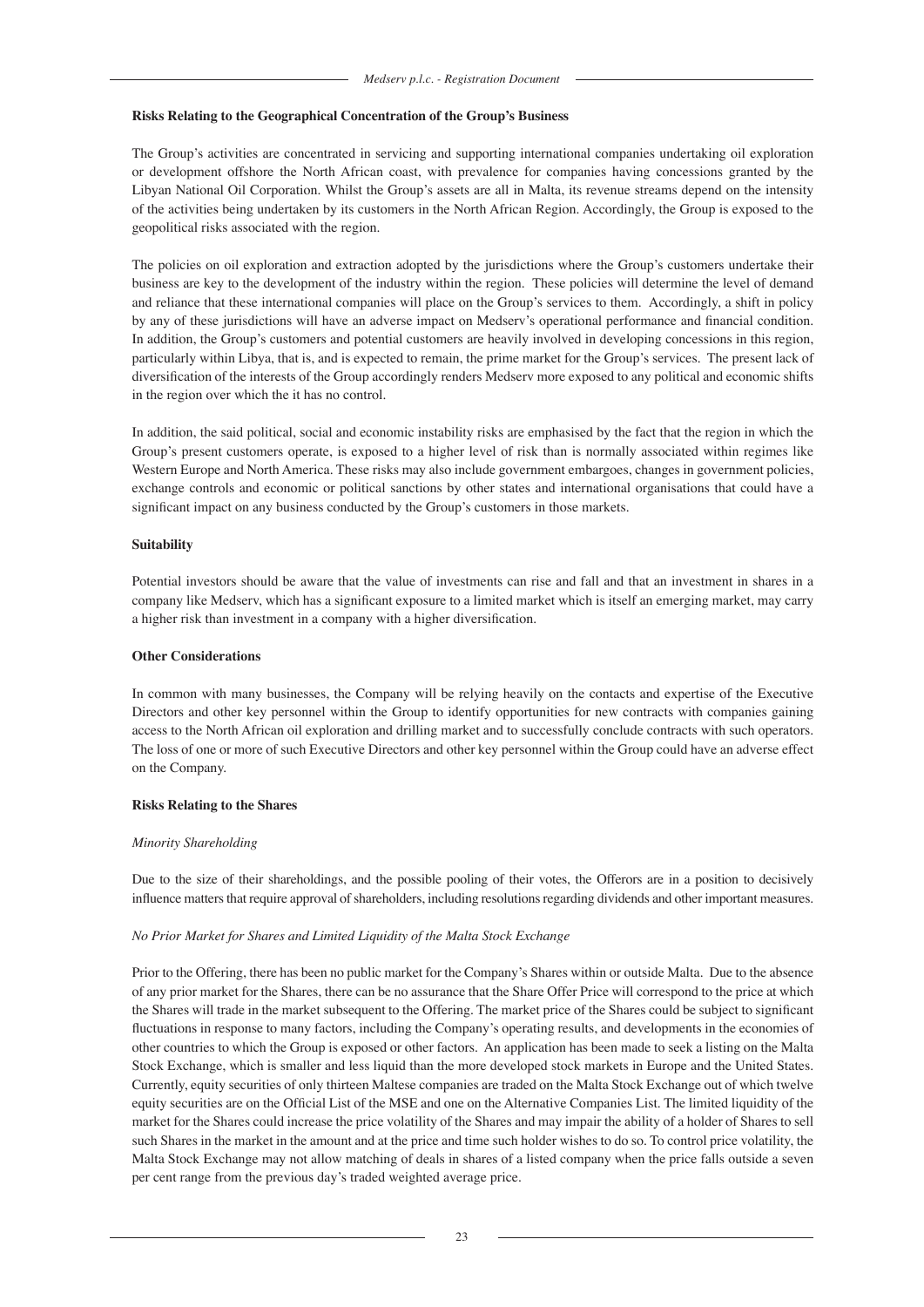**Risks Relating to the Geographical Concentration of the Group's Business**

The Group's activities are concentrated in servicing and supporting international companies undertaking oil exploration or development offshore the North African coast, with prevalence for companies having concessions granted by the Libyan National Oil Corporation. Whilst the Group's assets are all in Malta, its revenue streams depend on the intensity of the activities being undertaken by its customers in the North African Region. Accordingly, the Group is exposed to the geopolitical risks associated with the region.

The policies on oil exploration and extraction adopted by the jurisdictions where the Group's customers undertake their business are key to the development of the industry within the region. These policies will determine the level of demand and reliance that these international companies will place on the Group's services to them. Accordingly, a shift in policy by any of these jurisdictions will have an adverse impact on Medserv's operational performance and financial condition. In addition, the Group's customers and potential customers are heavily involved in developing concessions in this region, particularly within Libya, that is, and is expected to remain, the prime market for the Group's services. The present lack of diversification of the interests of the Group accordingly renders Medserv more exposed to any political and economic shifts in the region over which the it has no control.

In addition, the said political, social and economic instability risks are emphasised by the fact that the region in which the Group's present customers operate, is exposed to a higher level of risk than is normally associated within regimes like Western Europe and North America. These risks may also include government embargoes, changes in government policies, exchange controls and economic or political sanctions by other states and international organisations that could have a significant impact on any business conducted by the Group's customers in those markets.

**Suitability**

Potential investors should be aware that the value of investments can rise and fall and that an investment in shares in a company like Medserv, which has a significant exposure to a limited market which is itself an emerging market, may carry a higher risk than investment in a company with a higher diversification.

**Other Considerations**

In common with many businesses, the Company will be relying heavily on the contacts and expertise of the Executive Directors and other key personnel within the Group to identify opportunities for new contracts with companies gaining access to the North African oil exploration and drilling market and to successfully conclude contracts with such operators. The loss of one or more of such Executive Directors and other key personnel within the Group could have an adverse effect on the Company.

**Risks Relating to the Shares**

*Minority Shareholding*

Due to the size of their shareholdings, and the possible pooling of their votes, the Offerors are in a position to decisively influence matters that require approval of shareholders, including resolutions regarding dividends and other important measures.

*No Prior Market for Shares and Limited Liquidity of the Malta Stock Exchange*

Prior to the Offering, there has been no public market for the Company's Shares within or outside Malta. Due to the absence of any prior market for the Shares, there can be no assurance that the Share Offer Price will correspond to the price at which the Shares will trade in the market subsequent to the Offering. The market price of the Shares could be subject to significant fluctuations in response to many factors, including the Company's operating results, and developments in the economies of other countries to which the Group is exposed or other factors. An application has been made to seek a listing on the Malta Stock Exchange, which is smaller and less liquid than the more developed stock markets in Europe and the United States. Currently, equity securities of only thirteen Maltese companies are traded on the Malta Stock Exchange out of which twelve equity securities are on the Official List of the MSE and one on the Alternative Companies List. The limited liquidity of the market for the Shares could increase the price volatility of the Shares and may impair the ability of a holder of Shares to sell such Shares in the market in the amount and at the price and time such holder wishes to do so. To control price volatility, the Malta Stock Exchange may not allow matching of deals in shares of a listed company when the price falls outside a seven per cent range from the previous day's traded weighted average price.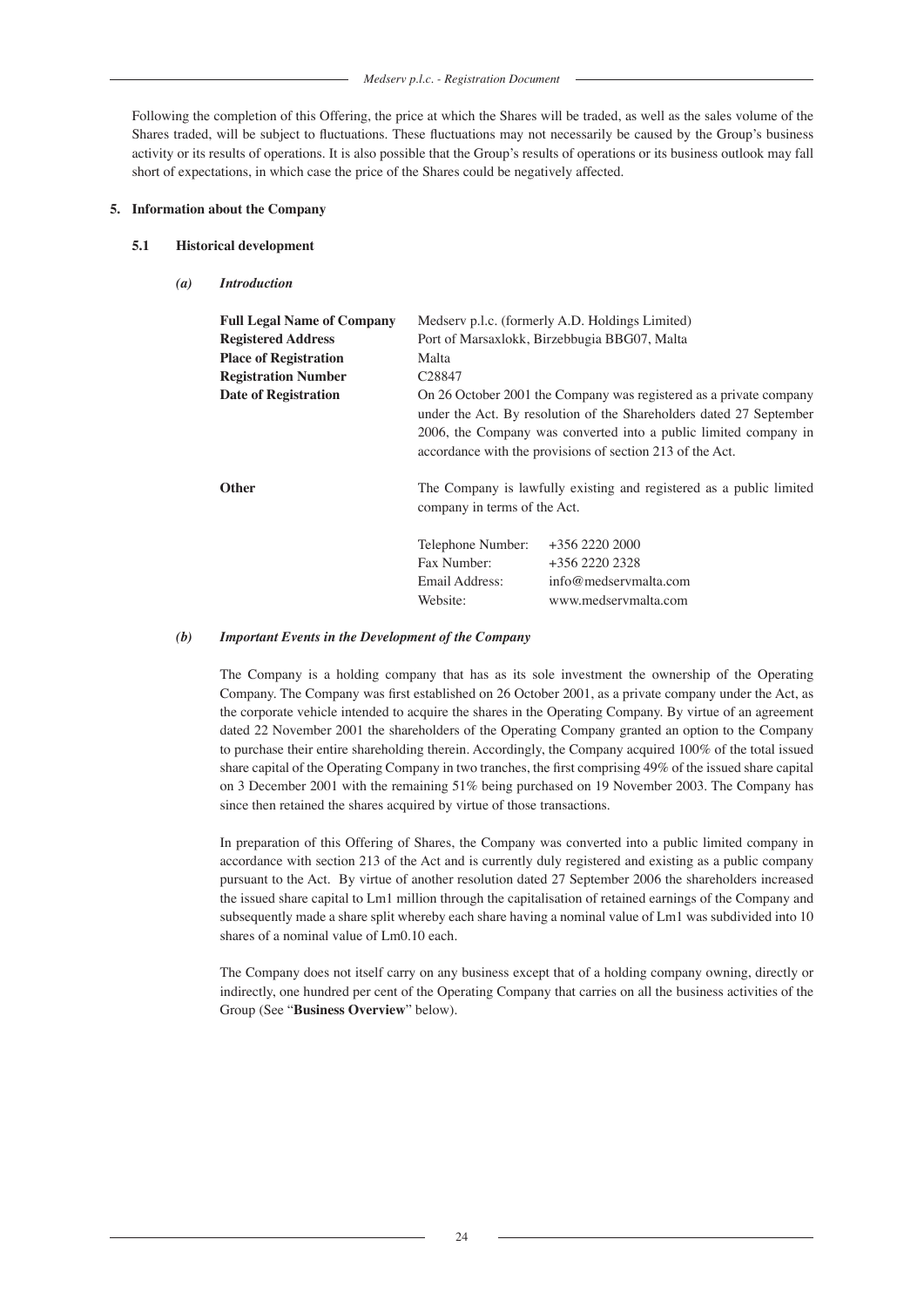Following the completion of this Offering, the price at which the Shares will be traded, as well as the sales volume of the Shares traded, will be subject to fluctuations. These fluctuations may not necessarily be caused by the Group's business activity or its results of operations. It is also possible that the Group's results of operations or its business outlook may fall short of expectations, in which case the price of the Shares could be negatively affected.

## 5. Information about the Company

### 5.1 Historical development

#### *(a) Introduction*

| | |
|---|---|
| **Full Legal Name of Company** | Medserv p.l.c. (formerly A.D. Holdings Limited) |
| **Registered Address** | Port of Marsaxlokk, Birzebbugia BBG07, Malta |
| **Place of Registration** | Malta |
| **Registration Number** | C28847 |
| **Date of Registration** | On 26 October 2001 the Company was registered as a private company under the Act. By resolution of the Shareholders dated 27 September 2006, the Company was converted into a public limited company in accordance with the provisions of section 213 of the Act. |
| **Other** | The Company is lawfully existing and registered as a public limited company in terms of the Act. |

| | |
|---|---|
| Telephone Number: | +356 2220 2000 |
| Fax Number: | +356 2220 2328 |
| Email Address: | info@medservmalta.com |
| Website: | www.medservmalta.com |

#### *(b) Important Events in the Development of the Company*

The Company is a holding company that has as its sole investment the ownership of the Operating Company. The Company was first established on 26 October 2001, as a private company under the Act, as the corporate vehicle intended to acquire the shares in the Operating Company. By virtue of an agreement dated 22 November 2001 the shareholders of the Operating Company granted an option to the Company to purchase their entire shareholding therein. Accordingly, the Company acquired 100% of the total issued share capital of the Operating Company in two tranches, the first comprising 49% of the issued share capital on 3 December 2001 with the remaining 51% being purchased on 19 November 2003. The Company has since then retained the shares acquired by virtue of those transactions.

In preparation of this Offering of Shares, the Company was converted into a public limited company in accordance with section 213 of the Act and is currently duly registered and existing as a public company pursuant to the Act. By virtue of another resolution dated 27 September 2006 the shareholders increased the issued share capital to Lm1 million through the capitalisation of retained earnings of the Company and subsequently made a share split whereby each share having a nominal value of Lm1 was subdivided into 10 shares of a nominal value of Lm0.10 each.

The Company does not itself carry on any business except that of a holding company owning, directly or indirectly, one hundred per cent of the Operating Company that carries on all the business activities of the Group (See "**Business Overview**" below).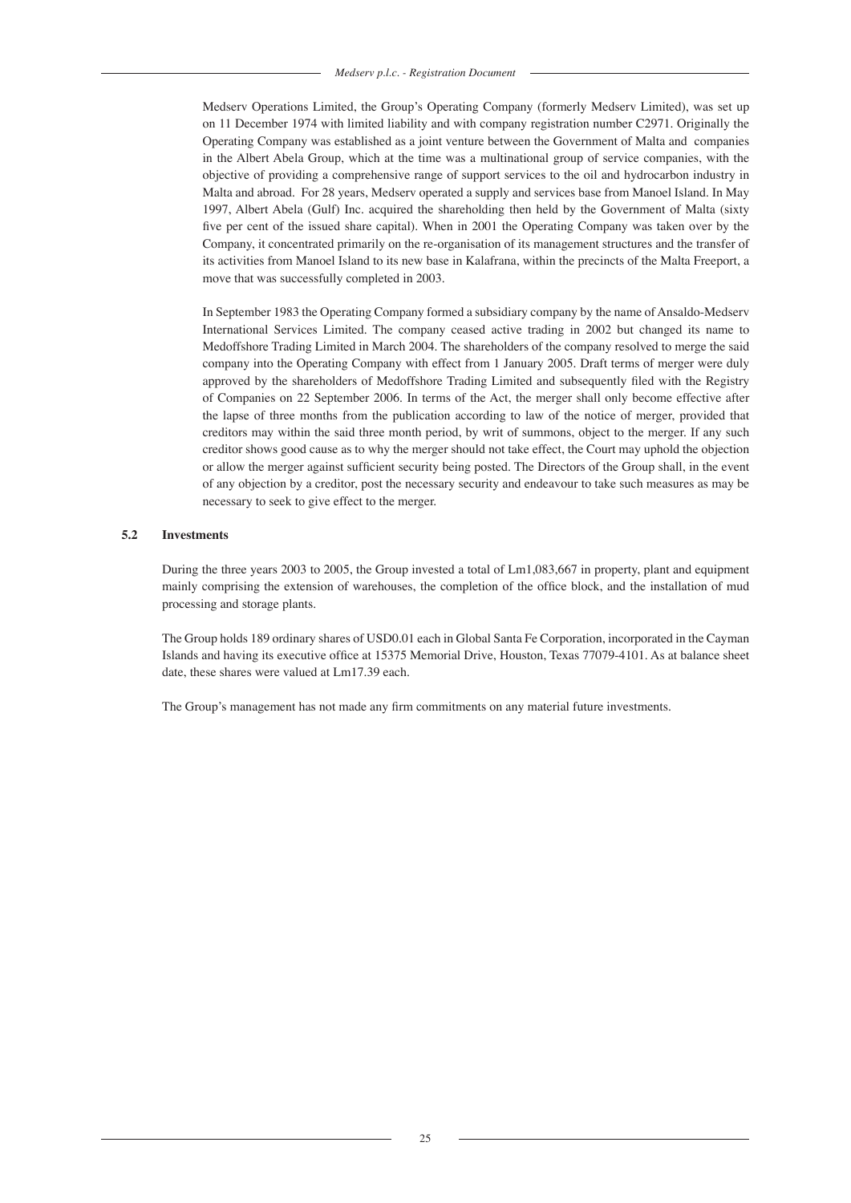Medserv Operations Limited, the Group's Operating Company (formerly Medserv Limited), was set up on 11 December 1974 with limited liability and with company registration number C2971. Originally the Operating Company was established as a joint venture between the Government of Malta and companies in the Albert Abela Group, which at the time was a multinational group of service companies, with the objective of providing a comprehensive range of support services to the oil and hydrocarbon industry in Malta and abroad. For 28 years, Medserv operated a supply and services base from Manoel Island. In May 1997, Albert Abela (Gulf) Inc. acquired the shareholding then held by the Government of Malta (sixty five per cent of the issued share capital). When in 2001 the Operating Company was taken over by the Company, it concentrated primarily on the re-organisation of its management structures and the transfer of its activities from Manoel Island to its new base in Kalafrana, within the precincts of the Malta Freeport, a move that was successfully completed in 2003.

In September 1983 the Operating Company formed a subsidiary company by the name of Ansaldo-Medserv International Services Limited. The company ceased active trading in 2002 but changed its name to Medoffshore Trading Limited in March 2004. The shareholders of the company resolved to merge the said company into the Operating Company with effect from 1 January 2005. Draft terms of merger were duly approved by the shareholders of Medoffshore Trading Limited and subsequently filed with the Registry of Companies on 22 September 2006. In terms of the Act, the merger shall only become effective after the lapse of three months from the publication according to law of the notice of merger, provided that creditors may within the said three month period, by writ of summons, object to the merger. If any such creditor shows good cause as to why the merger should not take effect, the Court may uphold the objection or allow the merger against sufficient security being posted. The Directors of the Group shall, in the event of any objection by a creditor, post the necessary security and endeavour to take such measures as may be necessary to seek to give effect to the merger.

### 5.2 Investments

During the three years 2003 to 2005, the Group invested a total of Lm1,083,667 in property, plant and equipment mainly comprising the extension of warehouses, the completion of the office block, and the installation of mud processing and storage plants.

The Group holds 189 ordinary shares of USD0.01 each in Global Santa Fe Corporation, incorporated in the Cayman Islands and having its executive office at 15375 Memorial Drive, Houston, Texas 77079-4101. As at balance sheet date, these shares were valued at Lm17.39 each.

The Group's management has not made any firm commitments on any material future investments.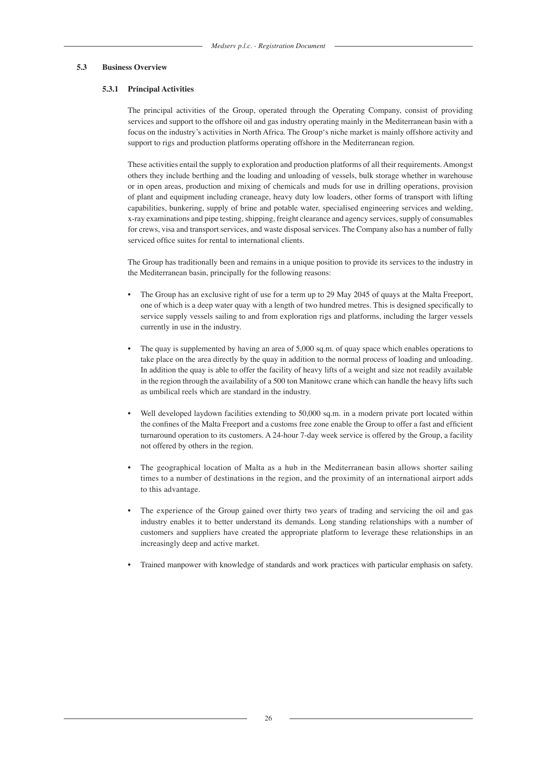### 5.3 Business Overview

#### 5.3.1 Principal Activities

The principal activities of the Group, operated through the Operating Company, consist of providing services and support to the offshore oil and gas industry operating mainly in the Mediterranean basin with a focus on the industry's activities in North Africa. The Group's niche market is mainly offshore activity and support to rigs and production platforms operating offshore in the Mediterranean region.

These activities entail the supply to exploration and production platforms of all their requirements. Amongst others they include berthing and the loading and unloading of vessels, bulk storage whether in warehouse or in open areas, production and mixing of chemicals and muds for use in drilling operations, provision of plant and equipment including craneage, heavy duty low loaders, other forms of transport with lifting capabilities, bunkering, supply of brine and potable water, specialised engineering services and welding, x-ray examinations and pipe testing, shipping, freight clearance and agency services, supply of consumables for crews, visa and transport services, and waste disposal services. The Company also has a number of fully serviced office suites for rental to international clients.

The Group has traditionally been and remains in a unique position to provide its services to the industry in the Mediterranean basin, principally for the following reasons:

- The Group has an exclusive right of use for a term up to 29 May 2045 of quays at the Malta Freeport, one of which is a deep water quay with a length of two hundred metres. This is designed specifically to service supply vessels sailing to and from exploration rigs and platforms, including the larger vessels currently in use in the industry.
- The quay is supplemented by having an area of 5,000 sq.m. of quay space which enables operations to take place on the area directly by the quay in addition to the normal process of loading and unloading. In addition the quay is able to offer the facility of heavy lifts of a weight and size not readily available in the region through the availability of a 500 ton Manitowc crane which can handle the heavy lifts such as umbilical reels which are standard in the industry.
- Well developed laydown facilities extending to 50,000 sq.m. in a modern private port located within the confines of the Malta Freeport and a customs free zone enable the Group to offer a fast and efficient turnaround operation to its customers. A 24-hour 7-day week service is offered by the Group, a facility not offered by others in the region.
- The geographical location of Malta as a hub in the Mediterranean basin allows shorter sailing times to a number of destinations in the region, and the proximity of an international airport adds to this advantage.
- The experience of the Group gained over thirty two years of trading and servicing the oil and gas industry enables it to better understand its demands. Long standing relationships with a number of customers and suppliers have created the appropriate platform to leverage these relationships in an increasingly deep and active market.
- Trained manpower with knowledge of standards and work practices with particular emphasis on safety.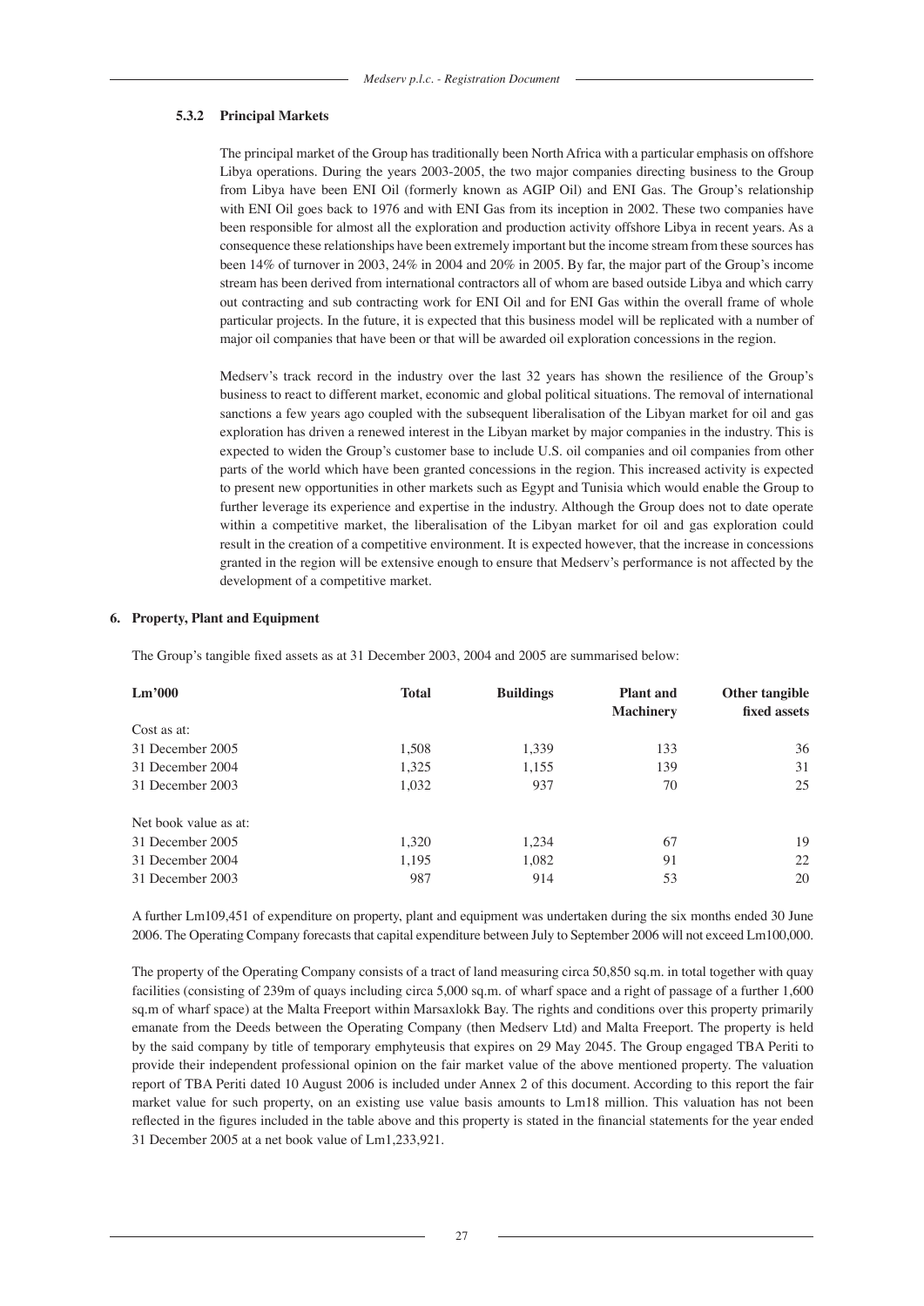### 5.3.2 Principal Markets

The principal market of the Group has traditionally been North Africa with a particular emphasis on offshore Libya operations. During the years 2003-2005, the two major companies directing business to the Group from Libya have been ENI Oil (formerly known as AGIP Oil) and ENI Gas. The Group's relationship with ENI Oil goes back to 1976 and with ENI Gas from its inception in 2002. These two companies have been responsible for almost all the exploration and production activity offshore Libya in recent years. As a consequence these relationships have been extremely important but the income stream from these sources has been 14% of turnover in 2003, 24% in 2004 and 20% in 2005. By far, the major part of the Group's income stream has been derived from international contractors all of whom are based outside Libya and which carry out contracting and sub contracting work for ENI Oil and for ENI Gas within the overall frame of whole particular projects. In the future, it is expected that this business model will be replicated with a number of major oil companies that have been or that will be awarded oil exploration concessions in the region.

Medserv's track record in the industry over the last 32 years has shown the resilience of the Group's business to react to different market, economic and global political situations. The removal of international sanctions a few years ago coupled with the subsequent liberalisation of the Libyan market for oil and gas exploration has driven a renewed interest in the Libyan market by major companies in the industry. This is expected to widen the Group's customer base to include U.S. oil companies and oil companies from other parts of the world which have been granted concessions in the region. This increased activity is expected to present new opportunities in other markets such as Egypt and Tunisia which would enable the Group to further leverage its experience and expertise in the industry. Although the Group does not to date operate within a competitive market, the liberalisation of the Libyan market for oil and gas exploration could result in the creation of a competitive environment. It is expected however, that the increase in concessions granted in the region will be extensive enough to ensure that Medserv's performance is not affected by the development of a competitive market.

## 6. Property, Plant and Equipment

The Group's tangible fixed assets as at 31 December 2003, 2004 and 2005 are summarised below:

| Lm'000 | Total | Buildings | Plant and Machinery | Other tangible fixed assets |
|---|---|---|---|---|
| Cost as at: | | | | |
| 31 December 2005 | 1,508 | 1,339 | 133 | 36 |
| 31 December 2004 | 1,325 | 1,155 | 139 | 31 |
| 31 December 2003 | 1,032 | 937 | 70 | 25 |
| Net book value as at: | | | | |
| 31 December 2005 | 1,320 | 1,234 | 67 | 19 |
| 31 December 2004 | 1,195 | 1,082 | 91 | 22 |
| 31 December 2003 | 987 | 914 | 53 | 20 |

A further Lm109,451 of expenditure on property, plant and equipment was undertaken during the six months ended 30 June 2006. The Operating Company forecasts that capital expenditure between July to September 2006 will not exceed Lm100,000.

The property of the Operating Company consists of a tract of land measuring circa 50,850 sq.m. in total together with quay facilities (consisting of 239m of quays including circa 5,000 sq.m. of wharf space and a right of passage of a further 1,600 sq.m of wharf space) at the Malta Freeport within Marsaxlokk Bay. The rights and conditions over this property primarily emanate from the Deeds between the Operating Company (then Medserv Ltd) and Malta Freeport. The property is held by the said company by title of temporary emphyteusis that expires on 29 May 2045. The Group engaged TBA Periti to provide their independent professional opinion on the fair market value of the above mentioned property. The valuation report of TBA Periti dated 10 August 2006 is included under Annex 2 of this document. According to this report the fair market value for such property, on an existing use value basis amounts to Lm18 million. This valuation has not been reflected in the figures included in the table above and this property is stated in the financial statements for the year ended 31 December 2005 at a net book value of Lm1,233,921.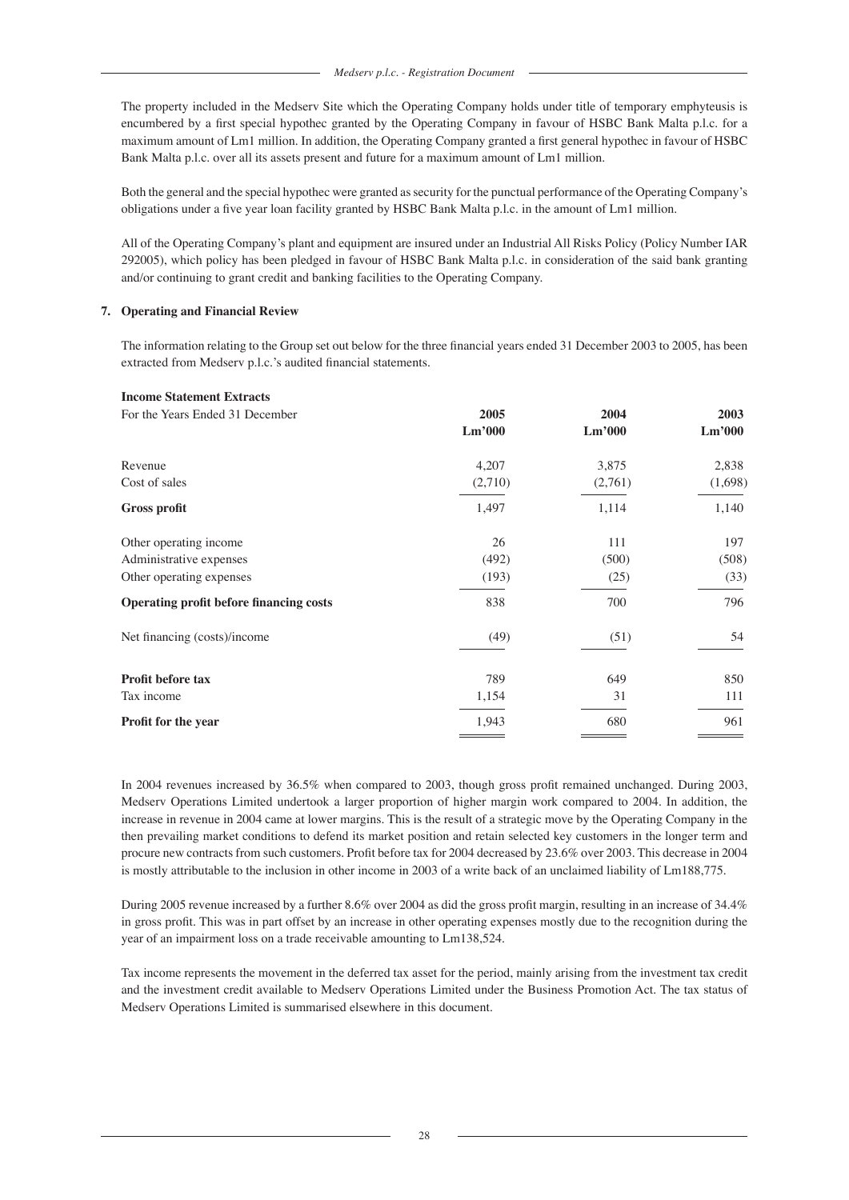The property included in the Medserv Site which the Operating Company holds under title of temporary emphyteusis is encumbered by a first special hypothec granted by the Operating Company in favour of HSBC Bank Malta p.l.c. for a maximum amount of Lm1 million. In addition, the Operating Company granted a first general hypothec in favour of HSBC Bank Malta p.l.c. over all its assets present and future for a maximum amount of Lm1 million.

Both the general and the special hypothec were granted as security for the punctual performance of the Operating Company's obligations under a five year loan facility granted by HSBC Bank Malta p.l.c. in the amount of Lm1 million.

All of the Operating Company's plant and equipment are insured under an Industrial All Risks Policy (Policy Number IAR 292005), which policy has been pledged in favour of HSBC Bank Malta p.l.c. in consideration of the said bank granting and/or continuing to grant credit and banking facilities to the Operating Company.

## 7. Operating and Financial Review

The information relating to the Group set out below for the three financial years ended 31 December 2003 to 2005, has been extracted from Medserv p.l.c.'s audited financial statements.

**Income Statement Extracts**

| For the Years Ended 31 December | 2005<br>Lm'000 | 2004<br>Lm'000 | 2003<br>Lm'000 |
|---|---|---|---|
| Revenue | 4,207 | 3,875 | 2,838 |
| Cost of sales | (2,710) | (2,761) | (1,698) |
| **Gross profit** | 1,497 | 1,114 | 1,140 |
| Other operating income | 26 | 111 | 197 |
| Administrative expenses | (492) | (500) | (508) |
| Other operating expenses | (193) | (25) | (33) |
| **Operating profit before financing costs** | 838 | 700 | 796 |
| Net financing (costs)/income | (49) | (51) | 54 |
| **Profit before tax** | 789 | 649 | 850 |
| Tax income | 1,154 | 31 | 111 |
| **Profit for the year** | 1,943 | 680 | 961 |

In 2004 revenues increased by 36.5% when compared to 2003, though gross profit remained unchanged. During 2003, Medserv Operations Limited undertook a larger proportion of higher margin work compared to 2004. In addition, the increase in revenue in 2004 came at lower margins. This is the result of a strategic move by the Operating Company in the then prevailing market conditions to defend its market position and retain selected key customers in the longer term and procure new contracts from such customers. Profit before tax for 2004 decreased by 23.6% over 2003. This decrease in 2004 is mostly attributable to the inclusion in other income in 2003 of a write back of an unclaimed liability of Lm188,775.

During 2005 revenue increased by a further 8.6% over 2004 as did the gross profit margin, resulting in an increase of 34.4% in gross profit. This was in part offset by an increase in other operating expenses mostly due to the recognition during the year of an impairment loss on a trade receivable amounting to Lm138,524.

Tax income represents the movement in the deferred tax asset for the period, mainly arising from the investment tax credit and the investment credit available to Medserv Operations Limited under the Business Promotion Act. The tax status of Medserv Operations Limited is summarised elsewhere in this document.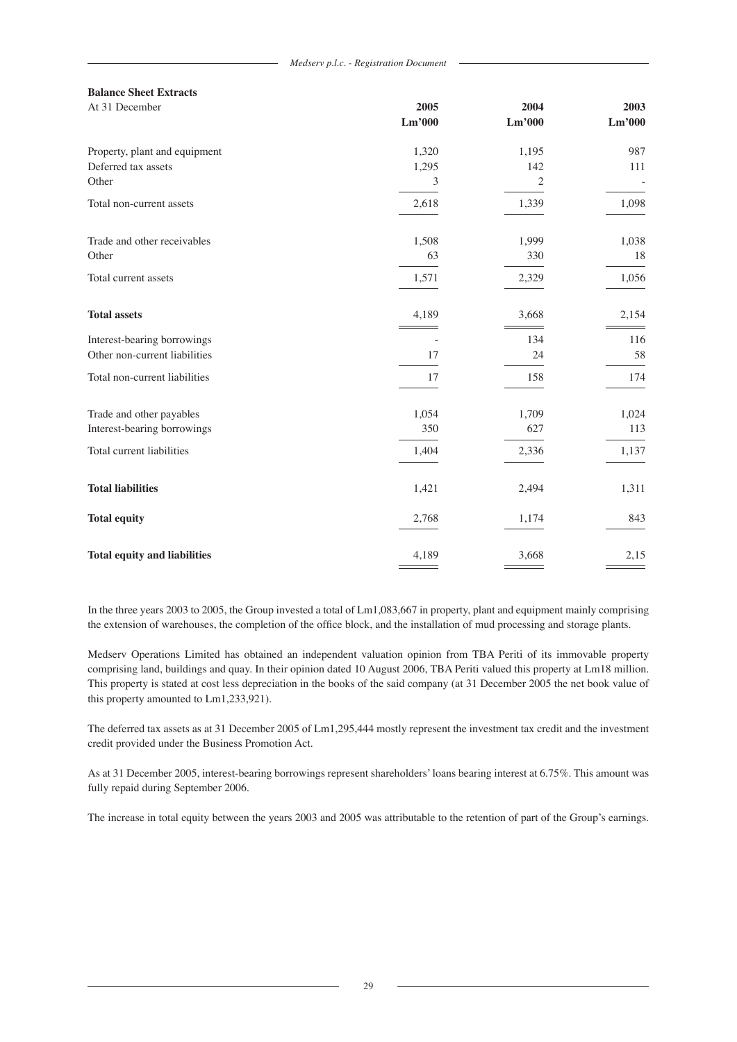**Balance Sheet Extracts**

| At 31 December | 2005<br>Lm'000 | 2004<br>Lm'000 | 2003<br>Lm'000 |
|---|---|---|---|
| Property, plant and equipment | 1,320 | 1,195 | 987 |
| Deferred tax assets | 1,295 | 142 | 111 |
| Other | 3 | 2 | - |
| Total non-current assets | 2,618 | 1,339 | 1,098 |
| Trade and other receivables | 1,508 | 1,999 | 1,038 |
| Other | 63 | 330 | 18 |
| Total current assets | 1,571 | 2,329 | 1,056 |
| **Total assets** | 4,189 | 3,668 | 2,154 |
| Interest-bearing borrowings | - | 134 | 116 |
| Other non-current liabilities | 17 | 24 | 58 |
| Total non-current liabilities | 17 | 158 | 174 |
| Trade and other payables | 1,054 | 1,709 | 1,024 |
| Interest-bearing borrowings | 350 | 627 | 113 |
| Total current liabilities | 1,404 | 2,336 | 1,137 |
| **Total liabilities** | 1,421 | 2,494 | 1,311 |
| **Total equity** | 2,768 | 1,174 | 843 |
| **Total equity and liabilities** | 4,189 | 3,668 | 2,15 |

In the three years 2003 to 2005, the Group invested a total of Lm1,083,667 in property, plant and equipment mainly comprising the extension of warehouses, the completion of the office block, and the installation of mud processing and storage plants.

Medserv Operations Limited has obtained an independent valuation opinion from TBA Periti of its immovable property comprising land, buildings and quay. In their opinion dated 10 August 2006, TBA Periti valued this property at Lm18 million. This property is stated at cost less depreciation in the books of the said company (at 31 December 2005 the net book value of this property amounted to Lm1,233,921).

The deferred tax assets as at 31 December 2005 of Lm1,295,444 mostly represent the investment tax credit and the investment credit provided under the Business Promotion Act.

As at 31 December 2005, interest-bearing borrowings represent shareholders' loans bearing interest at 6.75%. This amount was fully repaid during September 2006.

The increase in total equity between the years 2003 and 2005 was attributable to the retention of part of the Group's earnings.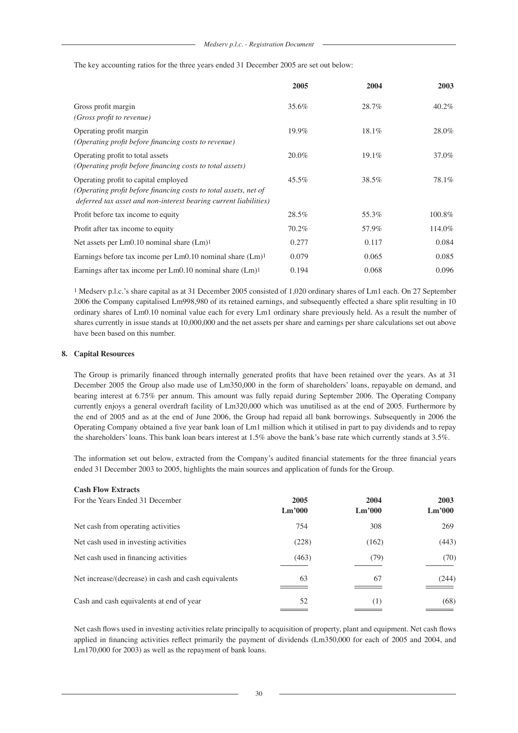The key accounting ratios for the three years ended 31 December 2005 are set out below:

| | 2005 | 2004 | 2003 |
|---|---|---|---|
| Gross profit margin<br>*(Gross profit to revenue)* | 35.6% | 28.7% | 40.2% |
| Operating profit margin<br>*(Operating profit before financing costs to revenue)* | 19.9% | 18.1% | 28.0% |
| Operating profit to total assets<br>*(Operating profit before financing costs to total assets)* | 20.0% | 19.1% | 37.0% |
| Operating profit to capital employed<br>*(Operating profit before financing costs to total assets, net of deferred tax asset and non-interest bearing current liabilities)* | 45.5% | 38.5% | 78.1% |
| Profit before tax income to equity | 28.5% | 55.3% | 100.8% |
| Profit after tax income to equity | 70.2% | 57.9% | 114.0% |
| Net assets per Lm0.10 nominal share (Lm)[1] | 0.277 | 0.117 | 0.084 |
| Earnings before tax income per Lm0.10 nominal share (Lm)[1] | 0.079 | 0.065 | 0.085 |
| Earnings after tax income per Lm0.10 nominal share (Lm)[1] | 0.194 | 0.068 | 0.096 |

[1] Medserv p.l.c.'s share capital as at 31 December 2005 consisted of 1,020 ordinary shares of Lm1 each. On 27 September 2006 the Company capitalised Lm998,980 of its retained earnings, and subsequently effected a share split resulting in 10 ordinary shares of Lm0.10 nominal value each for every Lm1 ordinary share previously held. As a result the number of shares currently in issue stands at 10,000,000 and the net assets per share and earnings per share calculations set out above have been based on this number.

## 8. Capital Resources

The Group is primarily financed through internally generated profits that have been retained over the years. As at 31 December 2005 the Group also made use of Lm350,000 in the form of shareholders' loans, repayable on demand, and bearing interest at 6.75% per annum. This amount was fully repaid during September 2006. The Operating Company currently enjoys a general overdraft facility of Lm320,000 which was unutilised as at the end of 2005. Furthermore by the end of 2005 and as at the end of June 2006, the Group had repaid all bank borrowings. Subsequently in 2006 the Operating Company obtained a five year bank loan of Lm1 million which it utilised in part to pay dividends and to repay the shareholders' loans. This bank loan bears interest at 1.5% above the bank's base rate which currently stands at 3.5%.

The information set out below, extracted from the Company's audited financial statements for the three financial years ended 31 December 2003 to 2005, highlights the main sources and application of funds for the Group.

**Cash Flow Extracts**

| For the Years Ended 31 December | 2005<br>Lm'000 | 2004<br>Lm'000 | 2003<br>Lm'000 |
|---|---|---|---|
| Net cash from operating activities | 754 | 308 | 269 |
| Net cash used in investing activities | (228) | (162) | (443) |
| Net cash used in financing activities | (463) | (79) | (70) |
| Net increase/(decrease) in cash and cash equivalents | 63 | 67 | (244) |
| Cash and cash equivalents at end of year | 52 | (1) | (68) |

Net cash flows used in investing activities relate principally to acquisition of property, plant and equipment. Net cash flows applied in financing activities reflect primarily the payment of dividends (Lm350,000 for each of 2005 and 2004, and Lm170,000 for 2003) as well as the repayment of bank loans.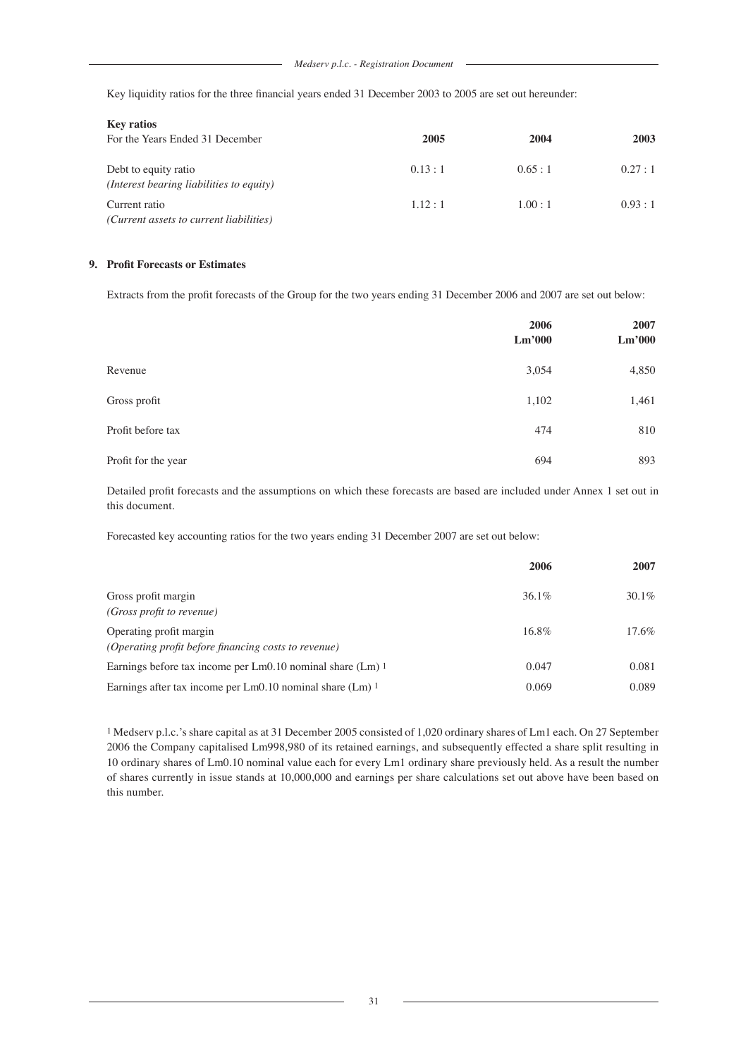Key liquidity ratios for the three financial years ended 31 December 2003 to 2005 are set out hereunder:

| **Key ratios**<br>For the Years Ended 31 December | **2005** | **2004** | **2003** |
|---|---|---|---|
| Debt to equity ratio<br>*(Interest bearing liabilities to equity)* | 0.13 : 1 | 0.65 : 1 | 0.27 : 1 |
| Current ratio<br>*(Current assets to current liabilities)* | 1.12 : 1 | 1.00 : 1 | 0.93 : 1 |

### 9. Profit Forecasts or Estimates

Extracts from the profit forecasts of the Group for the two years ending 31 December 2006 and 2007 are set out below:

| | **2006**<br>**Lm'000** | **2007**<br>**Lm'000** |
|---|---|---|
| Revenue | 3,054 | 4,850 |
| Gross profit | 1,102 | 1,461 |
| Profit before tax | 474 | 810 |
| Profit for the year | 694 | 893 |

Detailed profit forecasts and the assumptions on which these forecasts are based are included under Annex 1 set out in this document.

Forecasted key accounting ratios for the two years ending 31 December 2007 are set out below:

| | **2006** | **2007** |
|---|---|---|
| Gross profit margin<br>*(Gross profit to revenue)* | 36.1% | 30.1% |
| Operating profit margin<br>*(Operating profit before financing costs to revenue)* | 16.8% | 17.6% |
| Earnings before tax income per Lm0.10 nominal share (Lm) [1] | 0.047 | 0.081 |
| Earnings after tax income per Lm0.10 nominal share (Lm) [1] | 0.069 | 0.089 |

[1] Medserv p.l.c.'s share capital as at 31 December 2005 consisted of 1,020 ordinary shares of Lm1 each. On 27 September 2006 the Company capitalised Lm998,980 of its retained earnings, and subsequently effected a share split resulting in 10 ordinary shares of Lm0.10 nominal value each for every Lm1 ordinary share previously held. As a result the number of shares currently in issue stands at 10,000,000 and earnings per share calculations set out above have been based on this number.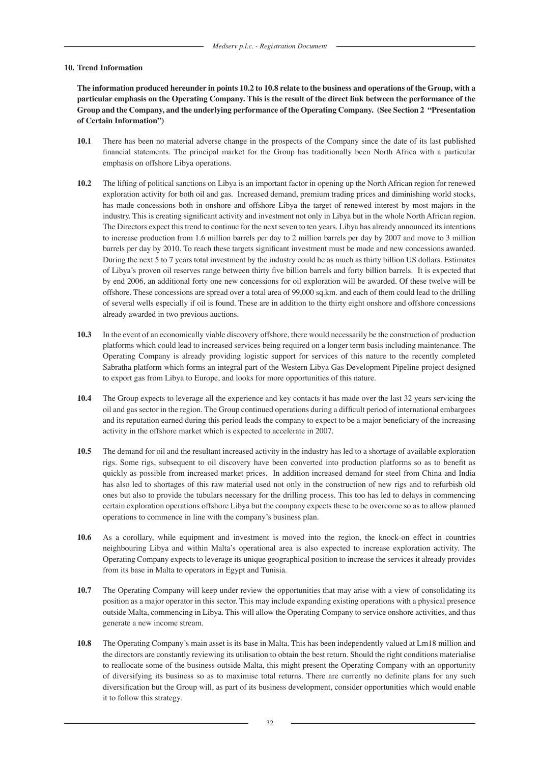## 10. Trend Information

**The information produced hereunder in points 10.2 to 10.8 relate to the business and operations of the Group, with a particular emphasis on the Operating Company. This is the result of the direct link between the performance of the Group and the Company, and the underlying performance of the Operating Company. (See Section 2 "Presentation of Certain Information")**

**10.1** There has been no material adverse change in the prospects of the Company since the date of its last published financial statements. The principal market for the Group has traditionally been North Africa with a particular emphasis on offshore Libya operations.

**10.2** The lifting of political sanctions on Libya is an important factor in opening up the North African region for renewed exploration activity for both oil and gas. Increased demand, premium trading prices and diminishing world stocks, has made concessions both in onshore and offshore Libya the target of renewed interest by most majors in the industry. This is creating significant activity and investment not only in Libya but in the whole North African region. The Directors expect this trend to continue for the next seven to ten years. Libya has already announced its intentions to increase production from 1.6 million barrels per day to 2 million barrels per day by 2007 and move to 3 million barrels per day by 2010. To reach these targets significant investment must be made and new concessions awarded. During the next 5 to 7 years total investment by the industry could be as much as thirty billion US dollars. Estimates of Libya's proven oil reserves range between thirty five billion barrels and forty billion barrels. It is expected that by end 2006, an additional forty one new concessions for oil exploration will be awarded. Of these twelve will be offshore. These concessions are spread over a total area of 99,000 sq.km. and each of them could lead to the drilling of several wells especially if oil is found. These are in addition to the thirty eight onshore and offshore concessions already awarded in two previous auctions.

**10.3** In the event of an economically viable discovery offshore, there would necessarily be the construction of production platforms which could lead to increased services being required on a longer term basis including maintenance. The Operating Company is already providing logistic support for services of this nature to the recently completed Sabratha platform which forms an integral part of the Western Libya Gas Development Pipeline project designed to export gas from Libya to Europe, and looks for more opportunities of this nature.

**10.4** The Group expects to leverage all the experience and key contacts it has made over the last 32 years servicing the oil and gas sector in the region. The Group continued operations during a difficult period of international embargoes and its reputation earned during this period leads the company to expect to be a major beneficiary of the increasing activity in the offshore market which is expected to accelerate in 2007.

**10.5** The demand for oil and the resultant increased activity in the industry has led to a shortage of available exploration rigs. Some rigs, subsequent to oil discovery have been converted into production platforms so as to benefit as quickly as possible from increased market prices. In addition increased demand for steel from China and India has also led to shortages of this raw material used not only in the construction of new rigs and to refurbish old ones but also to provide the tubulars necessary for the drilling process. This too has led to delays in commencing certain exploration operations offshore Libya but the company expects these to be overcome so as to allow planned operations to commence in line with the company's business plan.

**10.6** As a corollary, while equipment and investment is moved into the region, the knock-on effect in countries neighbouring Libya and within Malta's operational area is also expected to increase exploration activity. The Operating Company expects to leverage its unique geographical position to increase the services it already provides from its base in Malta to operators in Egypt and Tunisia.

**10.7** The Operating Company will keep under review the opportunities that may arise with a view of consolidating its position as a major operator in this sector. This may include expanding existing operations with a physical presence outside Malta, commencing in Libya. This will allow the Operating Company to service onshore activities, and thus generate a new income stream.

**10.8** The Operating Company's main asset is its base in Malta. This has been independently valued at Lm18 million and the directors are constantly reviewing its utilisation to obtain the best return. Should the right conditions materialise to reallocate some of the business outside Malta, this might present the Operating Company with an opportunity of diversifying its business so as to maximise total returns. There are currently no definite plans for any such diversification but the Group will, as part of its business development, consider opportunities which would enable it to follow this strategy.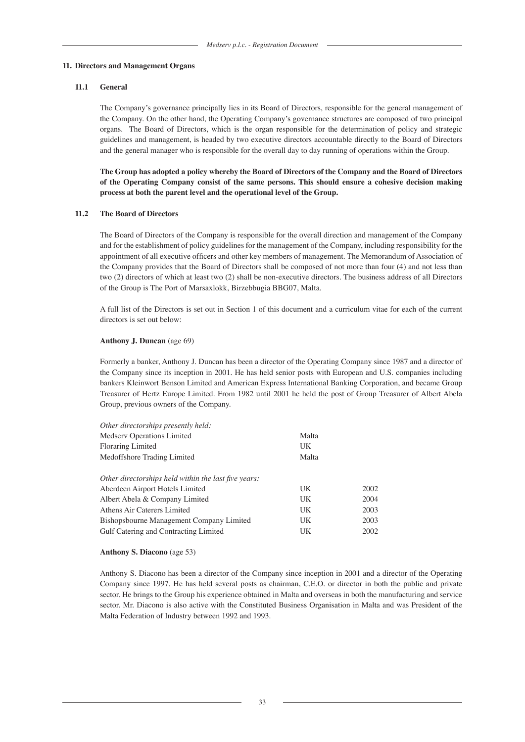## 11. Directors and Management Organs

### 11.1 General

The Company's governance principally lies in its Board of Directors, responsible for the general management of the Company. On the other hand, the Operating Company's governance structures are composed of two principal organs. The Board of Directors, which is the organ responsible for the determination of policy and strategic guidelines and management, is headed by two executive directors accountable directly to the Board of Directors and the general manager who is responsible for the overall day to day running of operations within the Group.

**The Group has adopted a policy whereby the Board of Directors of the Company and the Board of Directors of the Operating Company consist of the same persons. This should ensure a cohesive decision making process at both the parent level and the operational level of the Group.**

### 11.2 The Board of Directors

The Board of Directors of the Company is responsible for the overall direction and management of the Company and for the establishment of policy guidelines for the management of the Company, including responsibility for the appointment of all executive officers and other key members of management. The Memorandum of Association of the Company provides that the Board of Directors shall be composed of not more than four (4) and not less than two (2) directors of which at least two (2) shall be non-executive directors. The business address of all Directors of the Group is The Port of Marsaxlokk, Birzebbugia BBG07, Malta.

A full list of the Directors is set out in Section 1 of this document and a curriculum vitae for each of the current directors is set out below:

**Anthony J. Duncan** (age 69)

Formerly a banker, Anthony J. Duncan has been a director of the Operating Company since 1987 and a director of the Company since its inception in 2001. He has held senior posts with European and U.S. companies including bankers Kleinwort Benson Limited and American Express International Banking Corporation, and became Group Treasurer of Hertz Europe Limited. From 1982 until 2001 he held the post of Group Treasurer of Albert Abela Group, previous owners of the Company.

*Other directorships presently held:*

| | |
|---|---|
| Medserv Operations Limited | Malta |
| Floraring Limited | UK |
| Medoffshore Trading Limited | Malta |

*Other directorships held within the last five years:*

| | | |
|---|---|---|
| Aberdeen Airport Hotels Limited | UK | 2002 |
| Albert Abela & Company Limited | UK | 2004 |
| Athens Air Caterers Limited | UK | 2003 |
| Bishopsbourne Management Company Limited | UK | 2003 |
| Gulf Catering and Contracting Limited | UK | 2002 |

**Anthony S. Diacono** (age 53)

Anthony S. Diacono has been a director of the Company since inception in 2001 and a director of the Operating Company since 1997. He has held several posts as chairman, C.E.O. or director in both the public and private sector. He brings to the Group his experience obtained in Malta and overseas in both the manufacturing and service sector. Mr. Diacono is also active with the Constituted Business Organisation in Malta and was President of the Malta Federation of Industry between 1992 and 1993.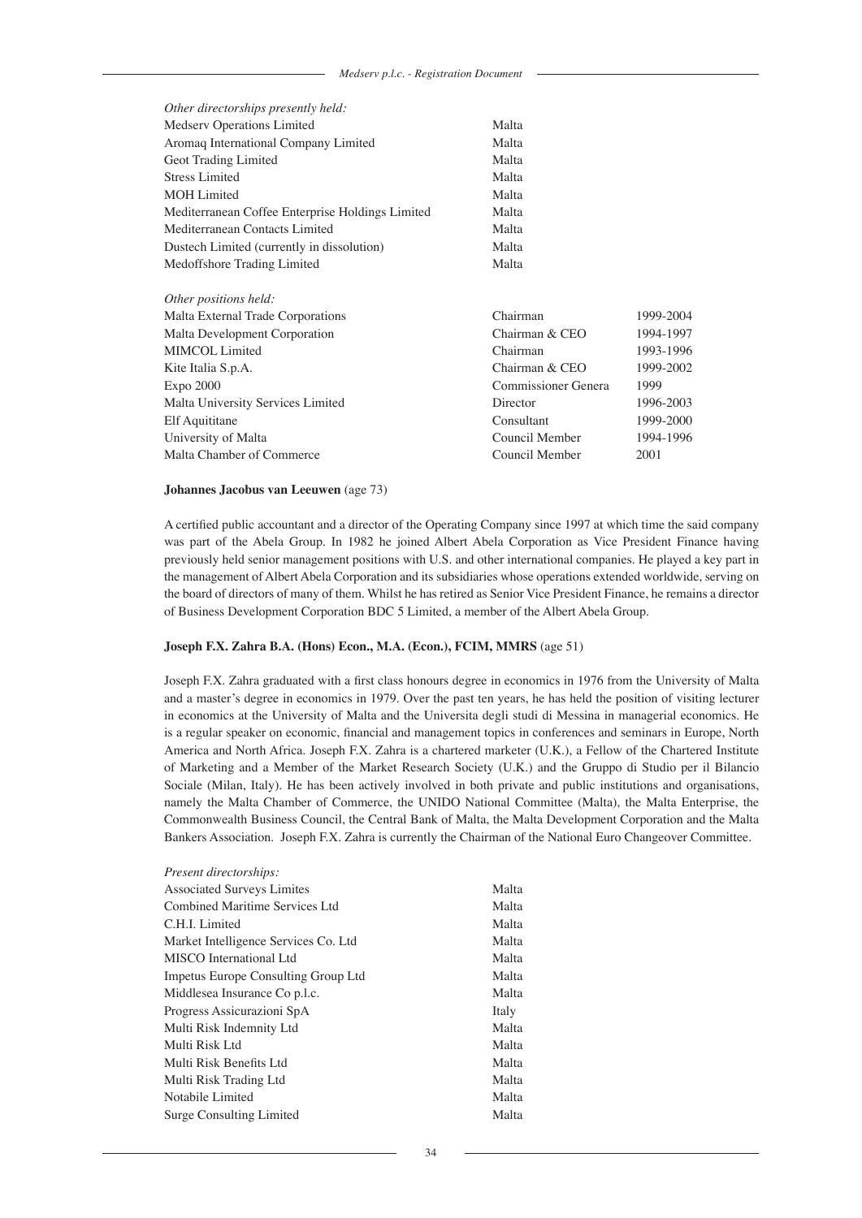*Other directorships presently held:*

| | |
|---|---|
| Medserv Operations Limited | Malta |
| Aromaq International Company Limited | Malta |
| Geot Trading Limited | Malta |
| Stress Limited | Malta |
| MOH Limited | Malta |
| Mediterranean Coffee Enterprise Holdings Limited | Malta |
| Mediterranean Contacts Limited | Malta |
| Dustech Limited (currently in dissolution) | Malta |
| Medoffshore Trading Limited | Malta |

*Other positions held:*

| | | |
|---|---|---|
| Malta External Trade Corporations | Chairman | 1999-2004 |
| Malta Development Corporation | Chairman & CEO | 1994-1997 |
| MIMCOL Limited | Chairman | 1993-1996 |
| Kite Italia S.p.A. | Chairman & CEO | 1999-2002 |
| Expo 2000 | Commissioner Genera | 1999 |
| Malta University Services Limited | Director | 1996-2003 |
| Elf Aquititane | Consultant | 1999-2000 |
| University of Malta | Council Member | 1994-1996 |
| Malta Chamber of Commerce | Council Member | 2001 |

**Johannes Jacobus van Leeuwen** (age 73)

A certified public accountant and a director of the Operating Company since 1997 at which time the said company was part of the Abela Group. In 1982 he joined Albert Abela Corporation as Vice President Finance having previously held senior management positions with U.S. and other international companies. He played a key part in the management of Albert Abela Corporation and its subsidiaries whose operations extended worldwide, serving on the board of directors of many of them. Whilst he has retired as Senior Vice President Finance, he remains a director of Business Development Corporation BDC 5 Limited, a member of the Albert Abela Group.

**Joseph F.X. Zahra B.A. (Hons) Econ., M.A. (Econ.), FCIM, MMRS** (age 51)

Joseph F.X. Zahra graduated with a first class honours degree in economics in 1976 from the University of Malta and a master's degree in economics in 1979. Over the past ten years, he has held the position of visiting lecturer in economics at the University of Malta and the Universita degli studi di Messina in managerial economics. He is a regular speaker on economic, financial and management topics in conferences and seminars in Europe, North America and North Africa. Joseph F.X. Zahra is a chartered marketer (U.K.), a Fellow of the Chartered Institute of Marketing and a Member of the Market Research Society (U.K.) and the Gruppo di Studio per il Bilancio Sociale (Milan, Italy). He has been actively involved in both private and public institutions and organisations, namely the Malta Chamber of Commerce, the UNIDO National Committee (Malta), the Malta Enterprise, the Commonwealth Business Council, the Central Bank of Malta, the Malta Development Corporation and the Malta Bankers Association. Joseph F.X. Zahra is currently the Chairman of the National Euro Changeover Committee.

*Present directorships:*

| | |
|---|---|
| Associated Surveys Limites | Malta |
| Combined Maritime Services Ltd | Malta |
| C.H.I. Limited | Malta |
| Market Intelligence Services Co. Ltd | Malta |
| MISCO International Ltd | Malta |
| Impetus Europe Consulting Group Ltd | Malta |
| Middlesea Insurance Co p.l.c. | Malta |
| Progress Assicurazioni SpA | Italy |
| Multi Risk Indemnity Ltd | Malta |
| Multi Risk Ltd | Malta |
| Multi Risk Benefits Ltd | Malta |
| Multi Risk Trading Ltd | Malta |
| Notabile Limited | Malta |
| Surge Consulting Limited | Malta |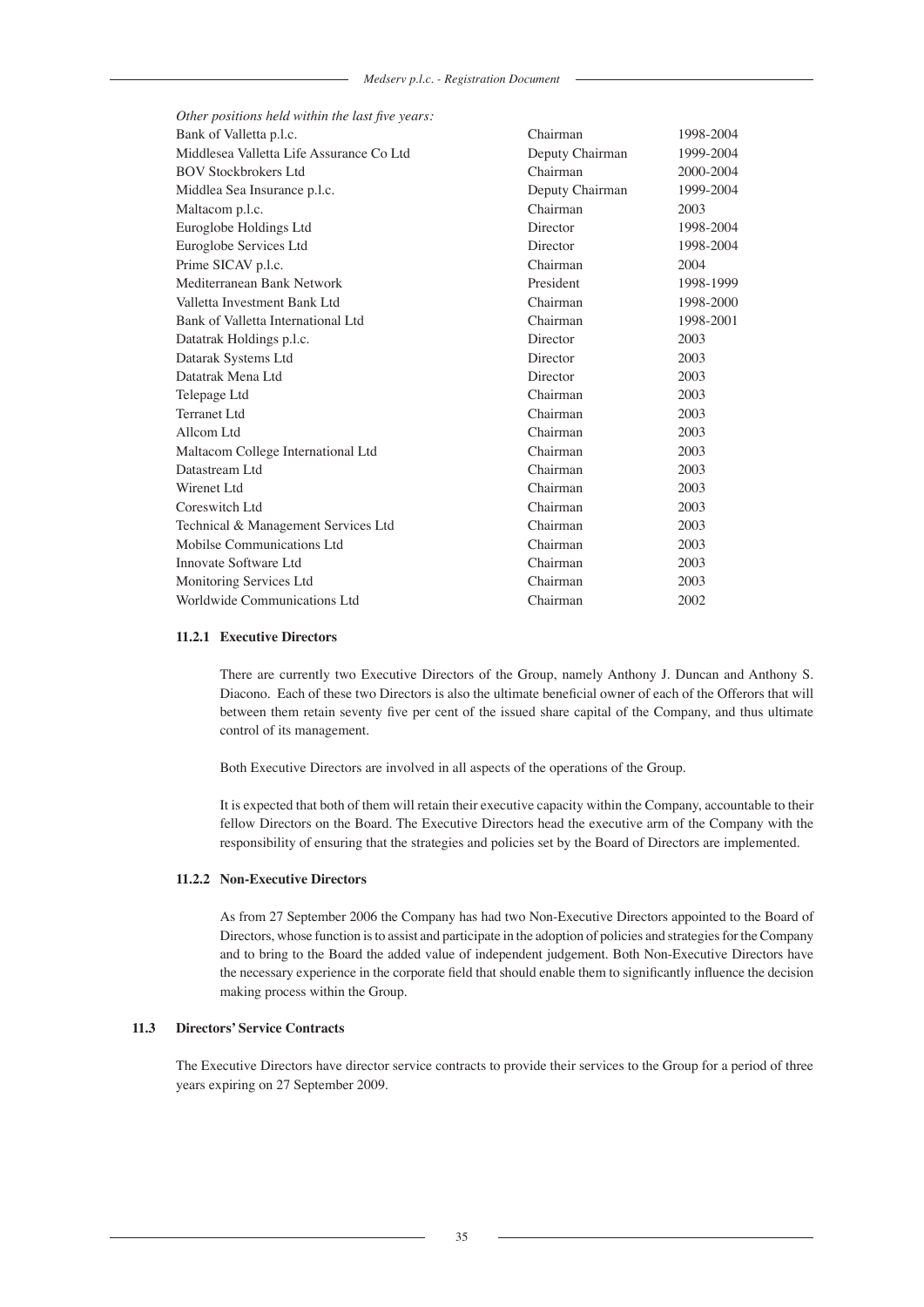*Other positions held within the last five years:*

| | | |
|---|---|---|
| Bank of Valletta p.l.c. | Chairman | 1998-2004 |
| Middlesea Valletta Life Assurance Co Ltd | Deputy Chairman | 1999-2004 |
| BOV Stockbrokers Ltd | Chairman | 2000-2004 |
| Middlea Sea Insurance p.l.c. | Deputy Chairman | 1999-2004 |
| Maltacom p.l.c. | Chairman | 2003 |
| Euroglobe Holdings Ltd | Director | 1998-2004 |
| Euroglobe Services Ltd | Director | 1998-2004 |
| Prime SICAV p.l.c. | Chairman | 2004 |
| Mediterranean Bank Network | President | 1998-1999 |
| Valletta Investment Bank Ltd | Chairman | 1998-2000 |
| Bank of Valletta International Ltd | Chairman | 1998-2001 |
| Datatrak Holdings p.l.c. | Director | 2003 |
| Datarak Systems Ltd | Director | 2003 |
| Datatrak Mena Ltd | Director | 2003 |
| Telepage Ltd | Chairman | 2003 |
| Terranet Ltd | Chairman | 2003 |
| Allcom Ltd | Chairman | 2003 |
| Maltacom College International Ltd | Chairman | 2003 |
| Datastream Ltd | Chairman | 2003 |
| Wirenet Ltd | Chairman | 2003 |
| Coreswitch Ltd | Chairman | 2003 |
| Technical & Management Services Ltd | Chairman | 2003 |
| Mobilse Communications Ltd | Chairman | 2003 |
| Innovate Software Ltd | Chairman | 2003 |
| Monitoring Services Ltd | Chairman | 2003 |
| Worldwide Communications Ltd | Chairman | 2002 |

#### 11.2.1 Executive Directors

There are currently two Executive Directors of the Group, namely Anthony J. Duncan and Anthony S. Diacono. Each of these two Directors is also the ultimate beneficial owner of each of the Offerors that will between them retain seventy five per cent of the issued share capital of the Company, and thus ultimate control of its management.

Both Executive Directors are involved in all aspects of the operations of the Group.

It is expected that both of them will retain their executive capacity within the Company, accountable to their fellow Directors on the Board. The Executive Directors head the executive arm of the Company with the responsibility of ensuring that the strategies and policies set by the Board of Directors are implemented.

#### 11.2.2 Non-Executive Directors

As from 27 September 2006 the Company has had two Non-Executive Directors appointed to the Board of Directors, whose function is to assist and participate in the adoption of policies and strategies for the Company and to bring to the Board the added value of independent judgement. Both Non-Executive Directors have the necessary experience in the corporate field that should enable them to significantly influence the decision making process within the Group.

### 11.3 Directors' Service Contracts

The Executive Directors have director service contracts to provide their services to the Group for a period of three years expiring on 27 September 2009.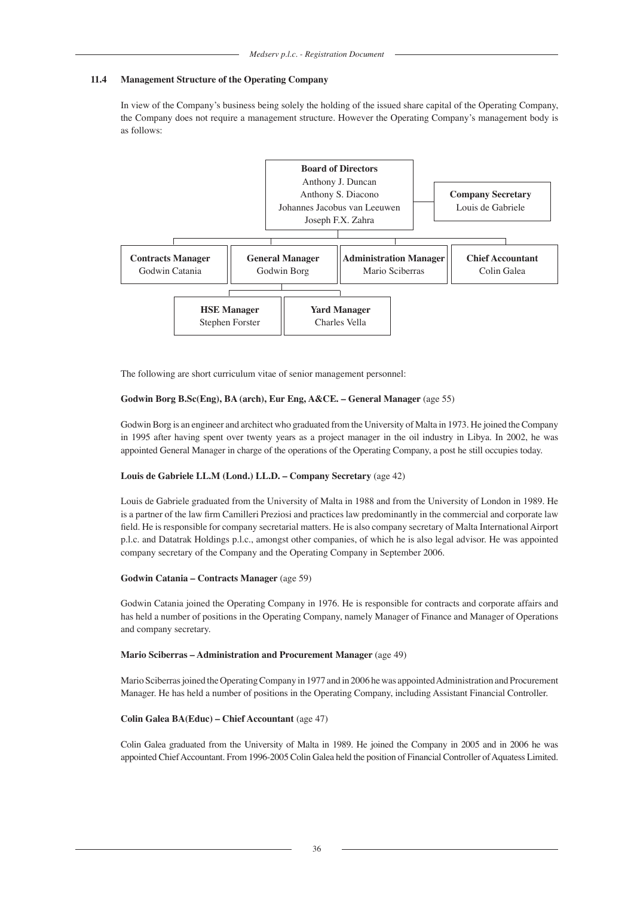### 11.4 Management Structure of the Operating Company

In view of the Company's business being solely the holding of the issued share capital of the Operating Company, the Company does not require a management structure. However the Operating Company's management body is as follows:

**Board of Directors**
Anthony J. Duncan
Anthony S. Diacono
Johannes Jacobus van Leeuwen
Joseph F.X. Zahra

**Company Secretary**
Louis de Gabriele

**Contracts Manager**
Godwin Catania

**General Manager**
Godwin Borg

**Administration Manager**
Mario Sciberras

**Chief Accountant**
Colin Galea

**HSE Manager**
Stephen Forster

**Yard Manager**
Charles Vella

The following are short curriculum vitae of senior management personnel:

**Godwin Borg B.Sc(Eng), BA (arch), Eur Eng, A&CE. – General Manager** (age 55)

Godwin Borg is an engineer and architect who graduated from the University of Malta in 1973. He joined the Company in 1995 after having spent over twenty years as a project manager in the oil industry in Libya. In 2002, he was appointed General Manager in charge of the operations of the Operating Company, a post he still occupies today.

**Louis de Gabriele LL.M (Lond.) LL.D. – Company Secretary** (age 42)

Louis de Gabriele graduated from the University of Malta in 1988 and from the University of London in 1989. He is a partner of the law firm Camilleri Preziosi and practices law predominantly in the commercial and corporate law field. He is responsible for company secretarial matters. He is also company secretary of Malta International Airport p.l.c. and Datatrak Holdings p.l.c., amongst other companies, of which he is also legal advisor. He was appointed company secretary of the Company and the Operating Company in September 2006.

**Godwin Catania – Contracts Manager** (age 59)

Godwin Catania joined the Operating Company in 1976. He is responsible for contracts and corporate affairs and has held a number of positions in the Operating Company, namely Manager of Finance and Manager of Operations and company secretary.

**Mario Sciberras – Administration and Procurement Manager** (age 49)

Mario Sciberras joined the Operating Company in 1977 and in 2006 he was appointed Administration and Procurement Manager. He has held a number of positions in the Operating Company, including Assistant Financial Controller.

**Colin Galea BA(Educ) – Chief Accountant** (age 47)

Colin Galea graduated from the University of Malta in 1989. He joined the Company in 2005 and in 2006 he was appointed Chief Accountant. From 1996-2005 Colin Galea held the position of Financial Controller of Aquatess Limited.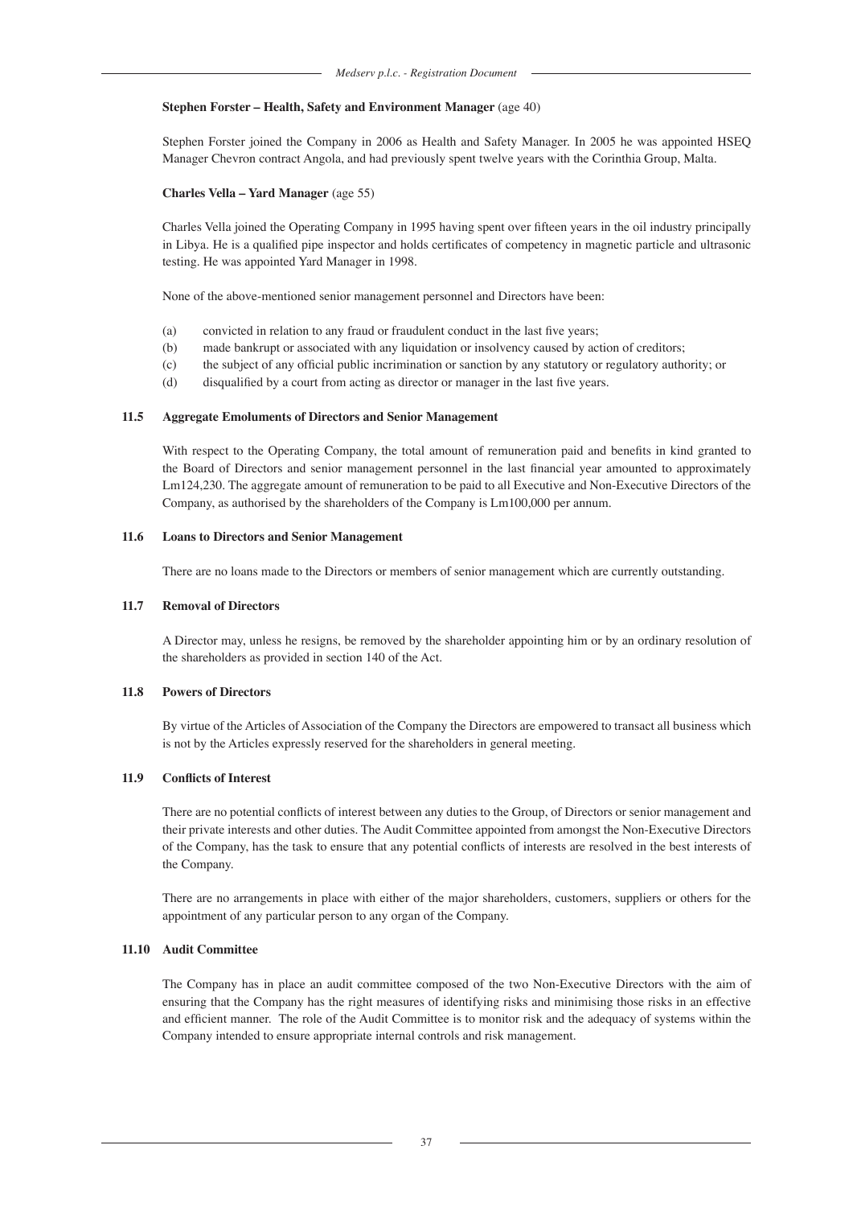**Stephen Forster – Health, Safety and Environment Manager** (age 40)

Stephen Forster joined the Company in 2006 as Health and Safety Manager. In 2005 he was appointed HSEQ Manager Chevron contract Angola, and had previously spent twelve years with the Corinthia Group, Malta.

**Charles Vella – Yard Manager** (age 55)

Charles Vella joined the Operating Company in 1995 having spent over fifteen years in the oil industry principally in Libya. He is a qualified pipe inspector and holds certificates of competency in magnetic particle and ultrasonic testing. He was appointed Yard Manager in 1998.

None of the above-mentioned senior management personnel and Directors have been:

(a) convicted in relation to any fraud or fraudulent conduct in the last five years;
(b) made bankrupt or associated with any liquidation or insolvency caused by action of creditors;
(c) the subject of any official public incrimination or sanction by any statutory or regulatory authority; or
(d) disqualified by a court from acting as director or manager in the last five years.

### 11.5 Aggregate Emoluments of Directors and Senior Management

With respect to the Operating Company, the total amount of remuneration paid and benefits in kind granted to the Board of Directors and senior management personnel in the last financial year amounted to approximately Lm124,230. The aggregate amount of remuneration to be paid to all Executive and Non-Executive Directors of the Company, as authorised by the shareholders of the Company is Lm100,000 per annum.

### 11.6 Loans to Directors and Senior Management

There are no loans made to the Directors or members of senior management which are currently outstanding.

### 11.7 Removal of Directors

A Director may, unless he resigns, be removed by the shareholder appointing him or by an ordinary resolution of the shareholders as provided in section 140 of the Act.

### 11.8 Powers of Directors

By virtue of the Articles of Association of the Company the Directors are empowered to transact all business which is not by the Articles expressly reserved for the shareholders in general meeting.

### 11.9 Conflicts of Interest

There are no potential conflicts of interest between any duties to the Group, of Directors or senior management and their private interests and other duties. The Audit Committee appointed from amongst the Non-Executive Directors of the Company, has the task to ensure that any potential conflicts of interests are resolved in the best interests of the Company.

There are no arrangements in place with either of the major shareholders, customers, suppliers or others for the appointment of any particular person to any organ of the Company.

### 11.10 Audit Committee

The Company has in place an audit committee composed of the two Non-Executive Directors with the aim of ensuring that the Company has the right measures of identifying risks and minimising those risks in an effective and efficient manner. The role of the Audit Committee is to monitor risk and the adequacy of systems within the Company intended to ensure appropriate internal controls and risk management.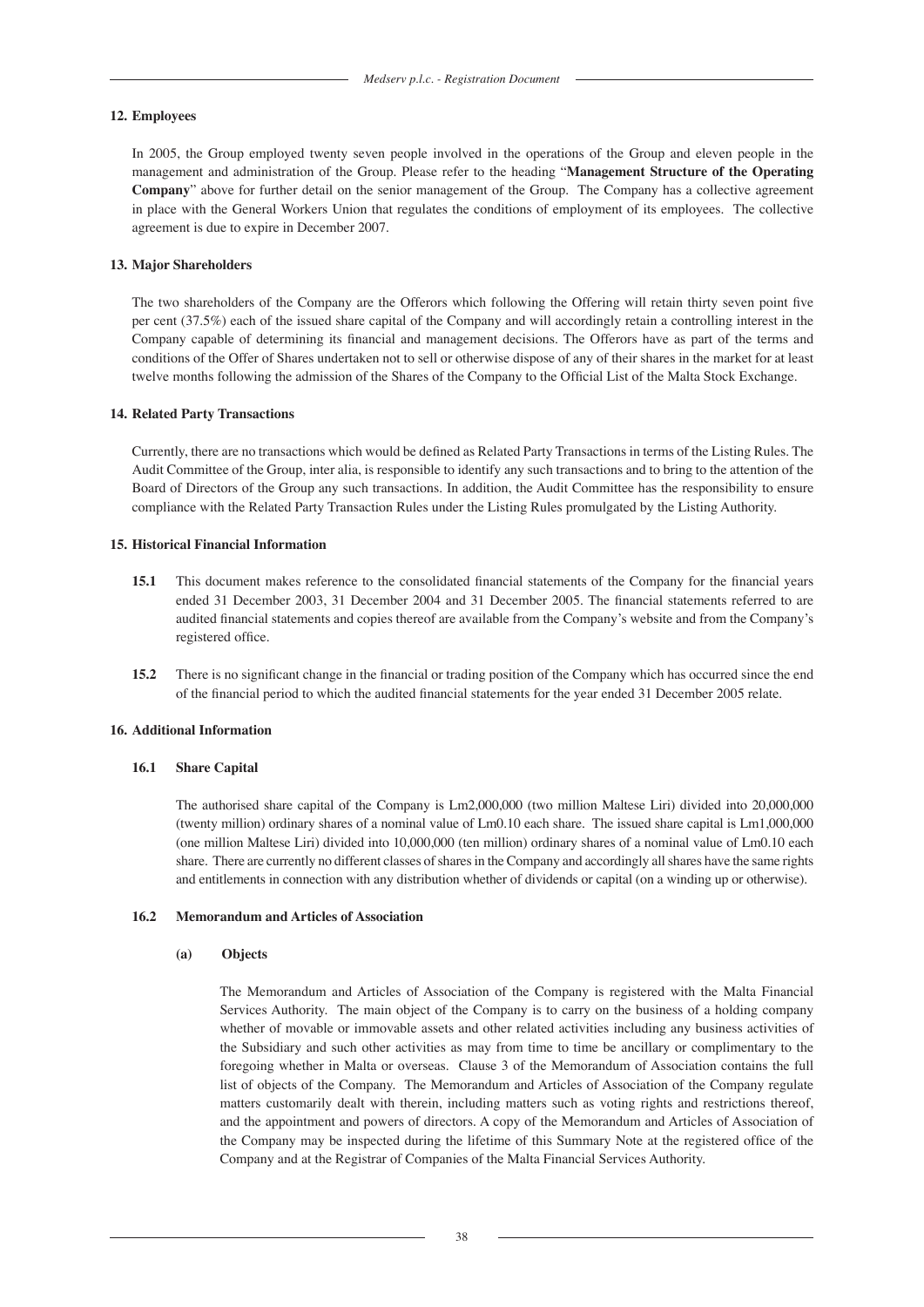## 12. Employees

In 2005, the Group employed twenty seven people involved in the operations of the Group and eleven people in the management and administration of the Group. Please refer to the heading "**Management Structure of the Operating Company**" above for further detail on the senior management of the Group. The Company has a collective agreement in place with the General Workers Union that regulates the conditions of employment of its employees. The collective agreement is due to expire in December 2007.

## 13. Major Shareholders

The two shareholders of the Company are the Offerors which following the Offering will retain thirty seven point five per cent (37.5%) each of the issued share capital of the Company and will accordingly retain a controlling interest in the Company capable of determining its financial and management decisions. The Offerors have as part of the terms and conditions of the Offer of Shares undertaken not to sell or otherwise dispose of any of their shares in the market for at least twelve months following the admission of the Shares of the Company to the Official List of the Malta Stock Exchange.

## 14. Related Party Transactions

Currently, there are no transactions which would be defined as Related Party Transactions in terms of the Listing Rules. The Audit Committee of the Group, inter alia, is responsible to identify any such transactions and to bring to the attention of the Board of Directors of the Group any such transactions. In addition, the Audit Committee has the responsibility to ensure compliance with the Related Party Transaction Rules under the Listing Rules promulgated by the Listing Authority.

## 15. Historical Financial Information

**15.1** This document makes reference to the consolidated financial statements of the Company for the financial years ended 31 December 2003, 31 December 2004 and 31 December 2005. The financial statements referred to are audited financial statements and copies thereof are available from the Company's website and from the Company's registered office.

**15.2** There is no significant change in the financial or trading position of the Company which has occurred since the end of the financial period to which the audited financial statements for the year ended 31 December 2005 relate.

## 16. Additional Information

### 16.1 Share Capital

The authorised share capital of the Company is Lm2,000,000 (two million Maltese Liri) divided into 20,000,000 (twenty million) ordinary shares of a nominal value of Lm0.10 each share. The issued share capital is Lm1,000,000 (one million Maltese Liri) divided into 10,000,000 (ten million) ordinary shares of a nominal value of Lm0.10 each share. There are currently no different classes of shares in the Company and accordingly all shares have the same rights and entitlements in connection with any distribution whether of dividends or capital (on a winding up or otherwise).

### 16.2 Memorandum and Articles of Association

#### (a) Objects

The Memorandum and Articles of Association of the Company is registered with the Malta Financial Services Authority. The main object of the Company is to carry on the business of a holding company whether of movable or immovable assets and other related activities including any business activities of the Subsidiary and such other activities as may from time to time be ancillary or complimentary to the foregoing whether in Malta or overseas. Clause 3 of the Memorandum of Association contains the full list of objects of the Company. The Memorandum and Articles of Association of the Company regulate matters customarily dealt with therein, including matters such as voting rights and restrictions thereof, and the appointment and powers of directors. A copy of the Memorandum and Articles of Association of the Company may be inspected during the lifetime of this Summary Note at the registered office of the Company and at the Registrar of Companies of the Malta Financial Services Authority.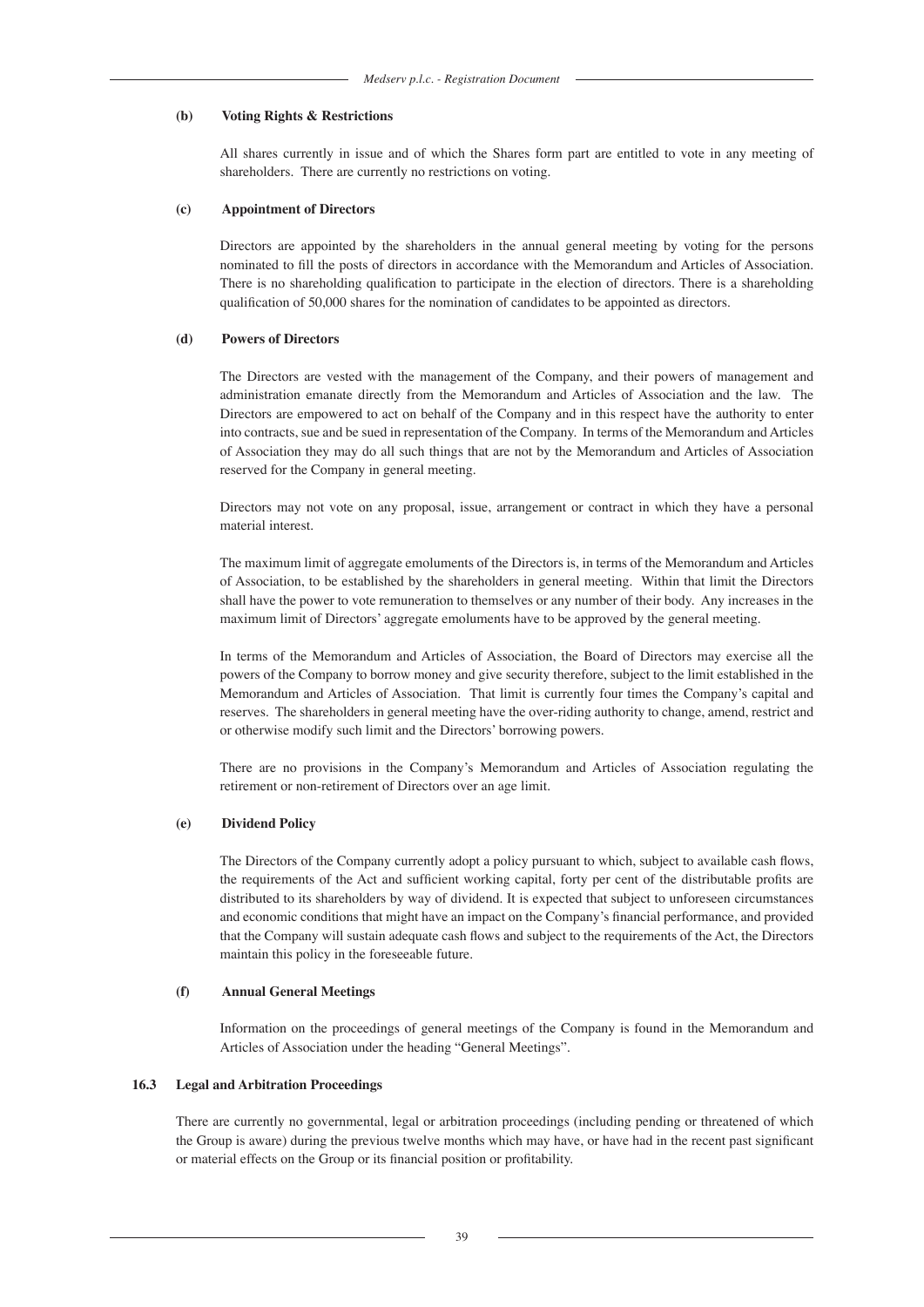**(b) Voting Rights & Restrictions**

All shares currently in issue and of which the Shares form part are entitled to vote in any meeting of shareholders. There are currently no restrictions on voting.

**(c) Appointment of Directors**

Directors are appointed by the shareholders in the annual general meeting by voting for the persons nominated to fill the posts of directors in accordance with the Memorandum and Articles of Association. There is no shareholding qualification to participate in the election of directors. There is a shareholding qualification of 50,000 shares for the nomination of candidates to be appointed as directors.

**(d) Powers of Directors**

The Directors are vested with the management of the Company, and their powers of management and administration emanate directly from the Memorandum and Articles of Association and the law. The Directors are empowered to act on behalf of the Company and in this respect have the authority to enter into contracts, sue and be sued in representation of the Company. In terms of the Memorandum and Articles of Association they may do all such things that are not by the Memorandum and Articles of Association reserved for the Company in general meeting.

Directors may not vote on any proposal, issue, arrangement or contract in which they have a personal material interest.

The maximum limit of aggregate emoluments of the Directors is, in terms of the Memorandum and Articles of Association, to be established by the shareholders in general meeting. Within that limit the Directors shall have the power to vote remuneration to themselves or any number of their body. Any increases in the maximum limit of Directors' aggregate emoluments have to be approved by the general meeting.

In terms of the Memorandum and Articles of Association, the Board of Directors may exercise all the powers of the Company to borrow money and give security therefore, subject to the limit established in the Memorandum and Articles of Association. That limit is currently four times the Company's capital and reserves. The shareholders in general meeting have the over-riding authority to change, amend, restrict and or otherwise modify such limit and the Directors' borrowing powers.

There are no provisions in the Company's Memorandum and Articles of Association regulating the retirement or non-retirement of Directors over an age limit.

**(e) Dividend Policy**

The Directors of the Company currently adopt a policy pursuant to which, subject to available cash flows, the requirements of the Act and sufficient working capital, forty per cent of the distributable profits are distributed to its shareholders by way of dividend. It is expected that subject to unforeseen circumstances and economic conditions that might have an impact on the Company's financial performance, and provided that the Company will sustain adequate cash flows and subject to the requirements of the Act, the Directors maintain this policy in the foreseeable future.

**(f) Annual General Meetings**

Information on the proceedings of general meetings of the Company is found in the Memorandum and Articles of Association under the heading "General Meetings".

### 16.3 Legal and Arbitration Proceedings

There are currently no governmental, legal or arbitration proceedings (including pending or threatened of which the Group is aware) during the previous twelve months which may have, or have had in the recent past significant or material effects on the Group or its financial position or profitability.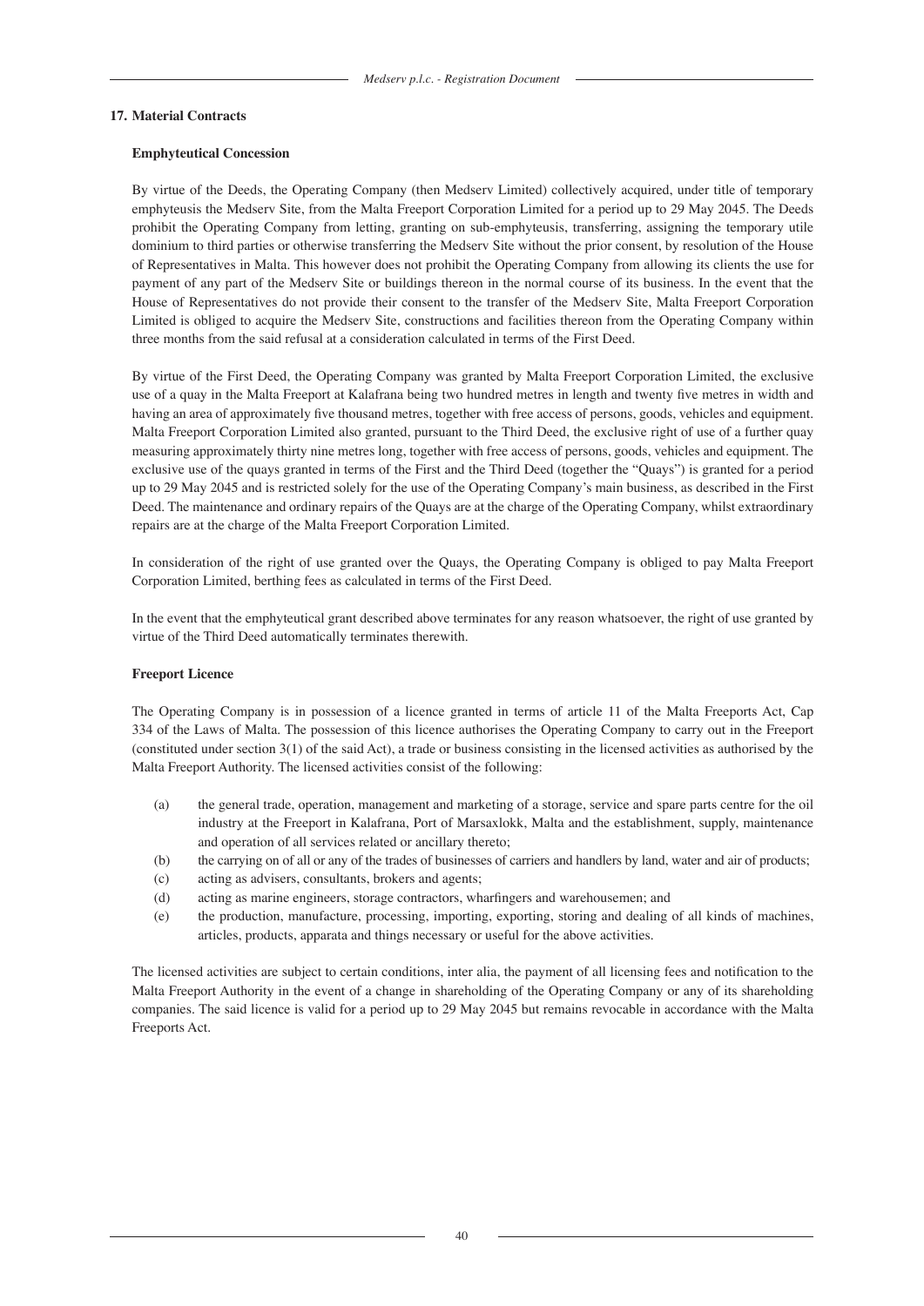## 17. Material Contracts

### Emphyteutical Concession

By virtue of the Deeds, the Operating Company (then Medserv Limited) collectively acquired, under title of temporary emphyteusis the Medserv Site, from the Malta Freeport Corporation Limited for a period up to 29 May 2045. The Deeds prohibit the Operating Company from letting, granting on sub-emphyteusis, transferring, assigning the temporary utile dominium to third parties or otherwise transferring the Medserv Site without the prior consent, by resolution of the House of Representatives in Malta. This however does not prohibit the Operating Company from allowing its clients the use for payment of any part of the Medserv Site or buildings thereon in the normal course of its business. In the event that the House of Representatives do not provide their consent to the transfer of the Medserv Site, Malta Freeport Corporation Limited is obliged to acquire the Medserv Site, constructions and facilities thereon from the Operating Company within three months from the said refusal at a consideration calculated in terms of the First Deed.

By virtue of the First Deed, the Operating Company was granted by Malta Freeport Corporation Limited, the exclusive use of a quay in the Malta Freeport at Kalafrana being two hundred metres in length and twenty five metres in width and having an area of approximately five thousand metres, together with free access of persons, goods, vehicles and equipment. Malta Freeport Corporation Limited also granted, pursuant to the Third Deed, the exclusive right of use of a further quay measuring approximately thirty nine metres long, together with free access of persons, goods, vehicles and equipment. The exclusive use of the quays granted in terms of the First and the Third Deed (together the "Quays") is granted for a period up to 29 May 2045 and is restricted solely for the use of the Operating Company's main business, as described in the First Deed. The maintenance and ordinary repairs of the Quays are at the charge of the Operating Company, whilst extraordinary repairs are at the charge of the Malta Freeport Corporation Limited.

In consideration of the right of use granted over the Quays, the Operating Company is obliged to pay Malta Freeport Corporation Limited, berthing fees as calculated in terms of the First Deed.

In the event that the emphyteutical grant described above terminates for any reason whatsoever, the right of use granted by virtue of the Third Deed automatically terminates therewith.

### Freeport Licence

The Operating Company is in possession of a licence granted in terms of article 11 of the Malta Freeports Act, Cap 334 of the Laws of Malta. The possession of this licence authorises the Operating Company to carry out in the Freeport (constituted under section 3(1) of the said Act), a trade or business consisting in the licensed activities as authorised by the Malta Freeport Authority. The licensed activities consist of the following:

- (a) the general trade, operation, management and marketing of a storage, service and spare parts centre for the oil industry at the Freeport in Kalafrana, Port of Marsaxlokk, Malta and the establishment, supply, maintenance and operation of all services related or ancillary thereto;
- (b) the carrying on of all or any of the trades of businesses of carriers and handlers by land, water and air of products;
- (c) acting as advisers, consultants, brokers and agents;
- (d) acting as marine engineers, storage contractors, wharfingers and warehousemen; and
- (e) the production, manufacture, processing, importing, exporting, storing and dealing of all kinds of machines, articles, products, apparata and things necessary or useful for the above activities.

The licensed activities are subject to certain conditions, inter alia, the payment of all licensing fees and notification to the Malta Freeport Authority in the event of a change in shareholding of the Operating Company or any of its shareholding companies. The said licence is valid for a period up to 29 May 2045 but remains revocable in accordance with the Malta Freeports Act.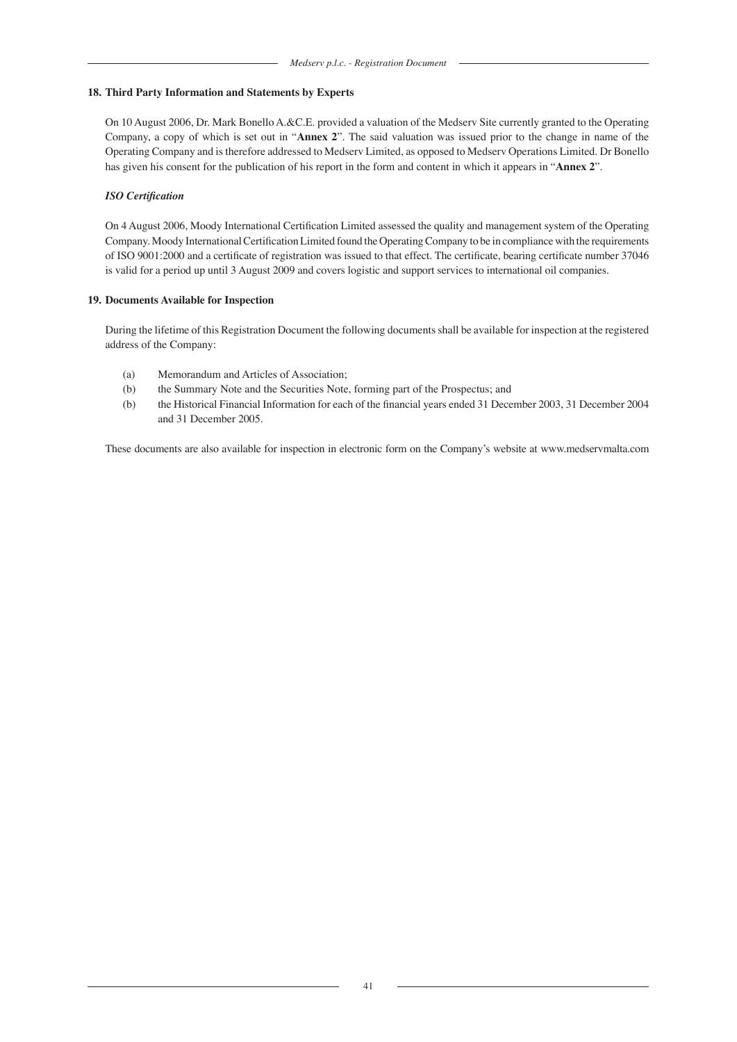## 18. Third Party Information and Statements by Experts

On 10 August 2006, Dr. Mark Bonello A.&C.E. provided a valuation of the Medserv Site currently granted to the Operating Company, a copy of which is set out in "**Annex 2**". The said valuation was issued prior to the change in name of the Operating Company and is therefore addressed to Medserv Limited, as opposed to Medserv Operations Limited. Dr Bonello has given his consent for the publication of his report in the form and content in which it appears in "**Annex 2**".

***ISO Certification***

On 4 August 2006, Moody International Certification Limited assessed the quality and management system of the Operating Company. Moody International Certification Limited found the Operating Company to be in compliance with the requirements of ISO 9001:2000 and a certificate of registration was issued to that effect. The certificate, bearing certificate number 37046 is valid for a period up until 3 August 2009 and covers logistic and support services to international oil companies.

## 19. Documents Available for Inspection

During the lifetime of this Registration Document the following documents shall be available for inspection at the registered address of the Company:

(a) Memorandum and Articles of Association;

(b) the Summary Note and the Securities Note, forming part of the Prospectus; and

(b) the Historical Financial Information for each of the financial years ended 31 December 2003, 31 December 2004 and 31 December 2005.

These documents are also available for inspection in electronic form on the Company's website at www.medservmalta.com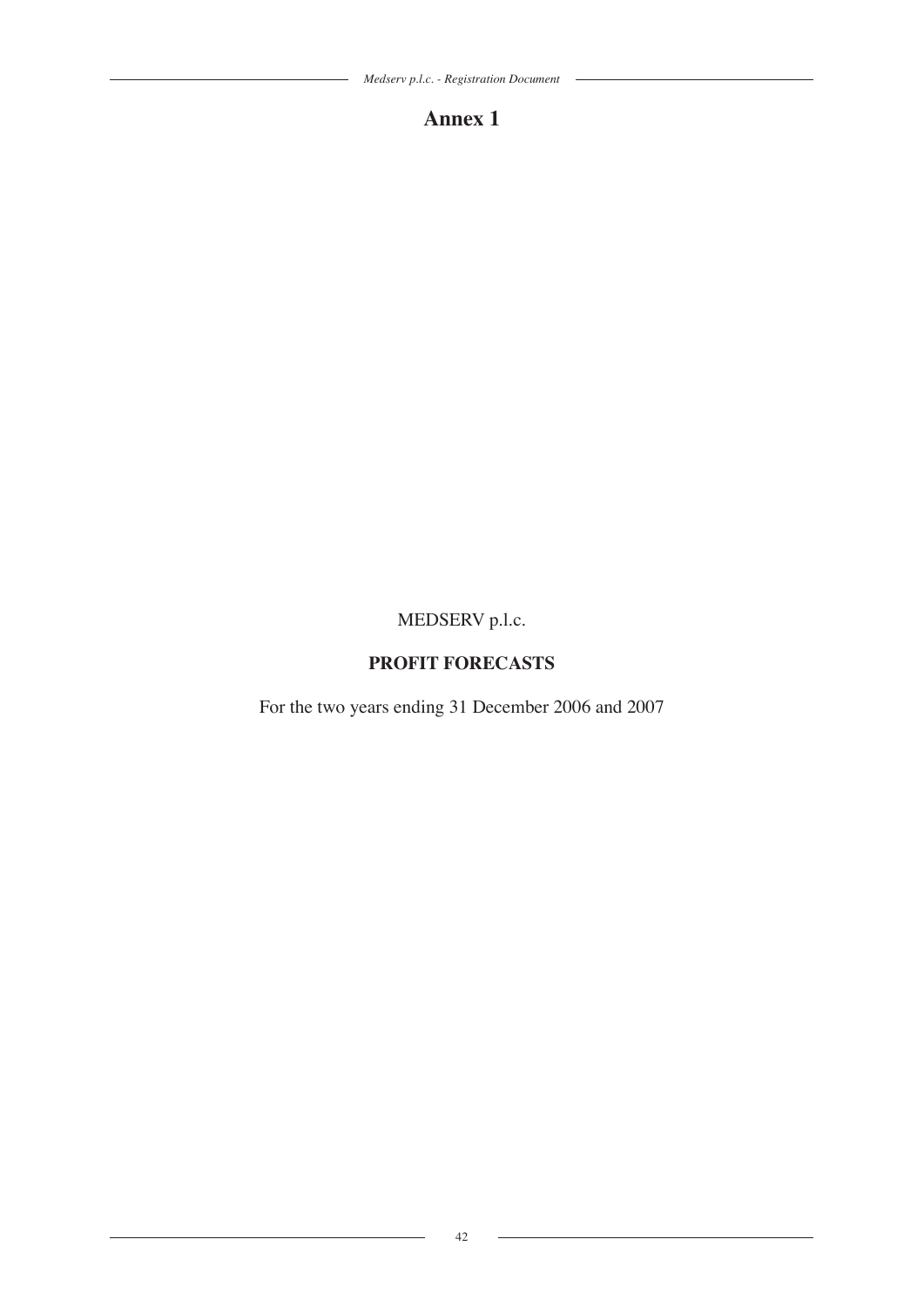# Annex 1

MEDSERV p.l.c.

**PROFIT FORECASTS**

For the two years ending 31 December 2006 and 2007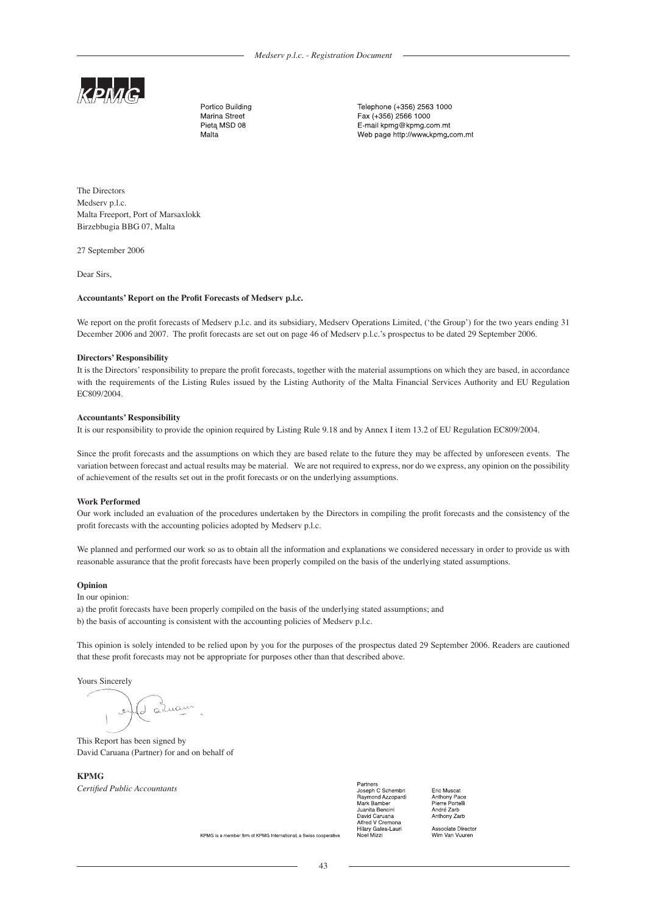KPMG

Portico Building
Marina Street
Pietą MSD 08
Malta

Telephone (+356) 2563 1000
Fax (+356) 2566 1000
E-mail kpmg@kpmg.com.mt
Web page http://www.kpmg.com.mt

The Directors
Medserv p.l.c.
Malta Freeport, Port of Marsaxlokk
Birzebbugia BBG 07, Malta

27 September 2006

Dear Sirs,

**Accountants' Report on the Profit Forecasts of Medserv p.l.c.**

We report on the profit forecasts of Medserv p.l.c. and its subsidiary, Medserv Operations Limited, ('the Group') for the two years ending 31 December 2006 and 2007. The profit forecasts are set out on page 46 of Medserv p.l.c.'s prospectus to be dated 29 September 2006.

**Directors' Responsibility**

It is the Directors' responsibility to prepare the profit forecasts, together with the material assumptions on which they are based, in accordance with the requirements of the Listing Rules issued by the Listing Authority of the Malta Financial Services Authority and EU Regulation EC809/2004.

**Accountants' Responsibility**

It is our responsibility to provide the opinion required by Listing Rule 9.18 and by Annex I item 13.2 of EU Regulation EC809/2004.

Since the profit forecasts and the assumptions on which they are based relate to the future they may be affected by unforeseen events. The variation between forecast and actual results may be material. We are not required to express, nor do we express, any opinion on the possibility of achievement of the results set out in the profit forecasts or on the underlying assumptions.

**Work Performed**

Our work included an evaluation of the procedures undertaken by the Directors in compiling the profit forecasts and the consistency of the profit forecasts with the accounting policies adopted by Medserv p.l.c.

We planned and performed our work so as to obtain all the information and explanations we considered necessary in order to provide us with reasonable assurance that the profit forecasts have been properly compiled on the basis of the underlying stated assumptions.

**Opinion**

In our opinion:

a) the profit forecasts have been properly compiled on the basis of the underlying stated assumptions; and
b) the basis of accounting is consistent with the accounting policies of Medserv p.l.c.

This opinion is solely intended to be relied upon by you for the purposes of the prospectus dated 29 September 2006. Readers are cautioned that these profit forecasts may not be appropriate for purposes other than that described above.

Yours Sincerely

This Report has been signed by
David Caruana (Partner) for and on behalf of

**KPMG**
*Certified Public Accountants*

KPMG is a member firm of KPMG International, a Swiss cooperative

Partners
Joseph C Schembri
Raymond Azzopardi
Mark Bamber
Juanita Bencini
David Caruana
Alfred V Cremona
Hilary Galea-Lauri
Noel Mizzi

Eric Muscat
Anthony Pace
Pierre Portelli
André Zarb
Anthony Zarb

Associate Director
Wim Van Vuuren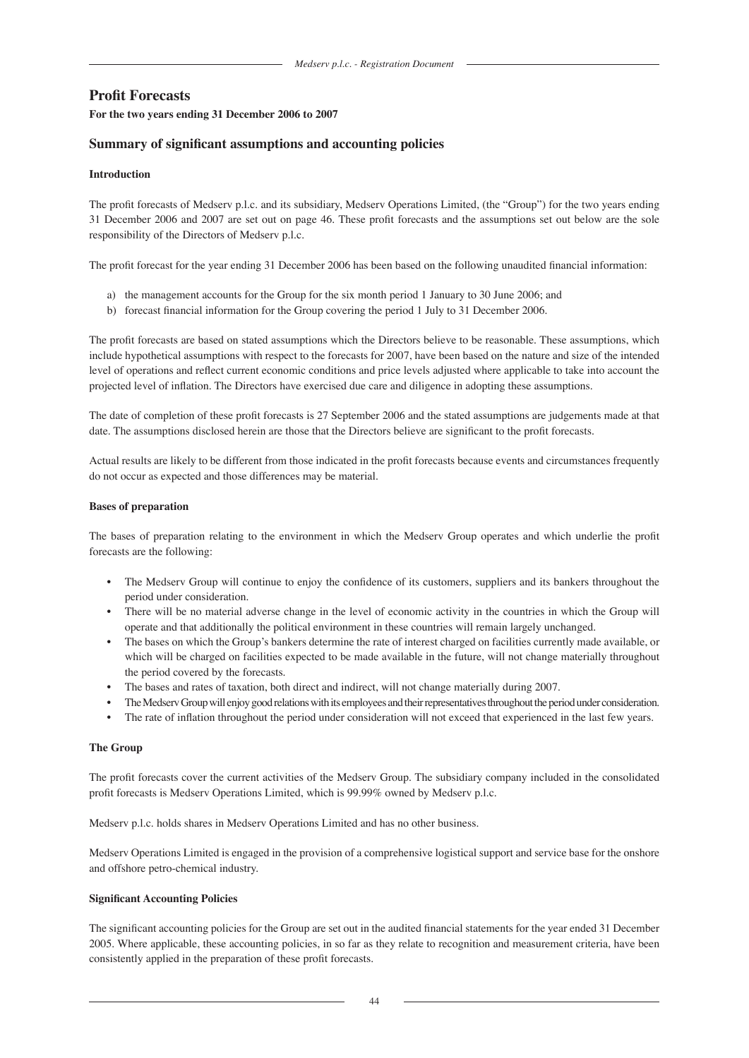# Profit Forecasts

**For the two years ending 31 December 2006 to 2007**

## Summary of significant assumptions and accounting policies

### Introduction

The profit forecasts of Medserv p.l.c. and its subsidiary, Medserv Operations Limited, (the "Group") for the two years ending 31 December 2006 and 2007 are set out on page 46. These profit forecasts and the assumptions set out below are the sole responsibility of the Directors of Medserv p.l.c.

The profit forecast for the year ending 31 December 2006 has been based on the following unaudited financial information:

a) the management accounts for the Group for the six month period 1 January to 30 June 2006; and
b) forecast financial information for the Group covering the period 1 July to 31 December 2006.

The profit forecasts are based on stated assumptions which the Directors believe to be reasonable. These assumptions, which include hypothetical assumptions with respect to the forecasts for 2007, have been based on the nature and size of the intended level of operations and reflect current economic conditions and price levels adjusted where applicable to take into account the projected level of inflation. The Directors have exercised due care and diligence in adopting these assumptions.

The date of completion of these profit forecasts is 27 September 2006 and the stated assumptions are judgements made at that date. The assumptions disclosed herein are those that the Directors believe are significant to the profit forecasts.

Actual results are likely to be different from those indicated in the profit forecasts because events and circumstances frequently do not occur as expected and those differences may be material.

### Bases of preparation

The bases of preparation relating to the environment in which the Medserv Group operates and which underlie the profit forecasts are the following:

- The Medserv Group will continue to enjoy the confidence of its customers, suppliers and its bankers throughout the period under consideration.
- There will be no material adverse change in the level of economic activity in the countries in which the Group will operate and that additionally the political environment in these countries will remain largely unchanged.
- The bases on which the Group's bankers determine the rate of interest charged on facilities currently made available, or which will be charged on facilities expected to be made available in the future, will not change materially throughout the period covered by the forecasts.
- The bases and rates of taxation, both direct and indirect, will not change materially during 2007.
- The Medserv Group will enjoy good relations with its employees and their representatives throughout the period under consideration.
- The rate of inflation throughout the period under consideration will not exceed that experienced in the last few years.

### The Group

The profit forecasts cover the current activities of the Medserv Group. The subsidiary company included in the consolidated profit forecasts is Medserv Operations Limited, which is 99.99% owned by Medserv p.l.c.

Medserv p.l.c. holds shares in Medserv Operations Limited and has no other business.

Medserv Operations Limited is engaged in the provision of a comprehensive logistical support and service base for the onshore and offshore petro-chemical industry.

### Significant Accounting Policies

The significant accounting policies for the Group are set out in the audited financial statements for the year ended 31 December 2005. Where applicable, these accounting policies, in so far as they relate to recognition and measurement criteria, have been consistently applied in the preparation of these profit forecasts.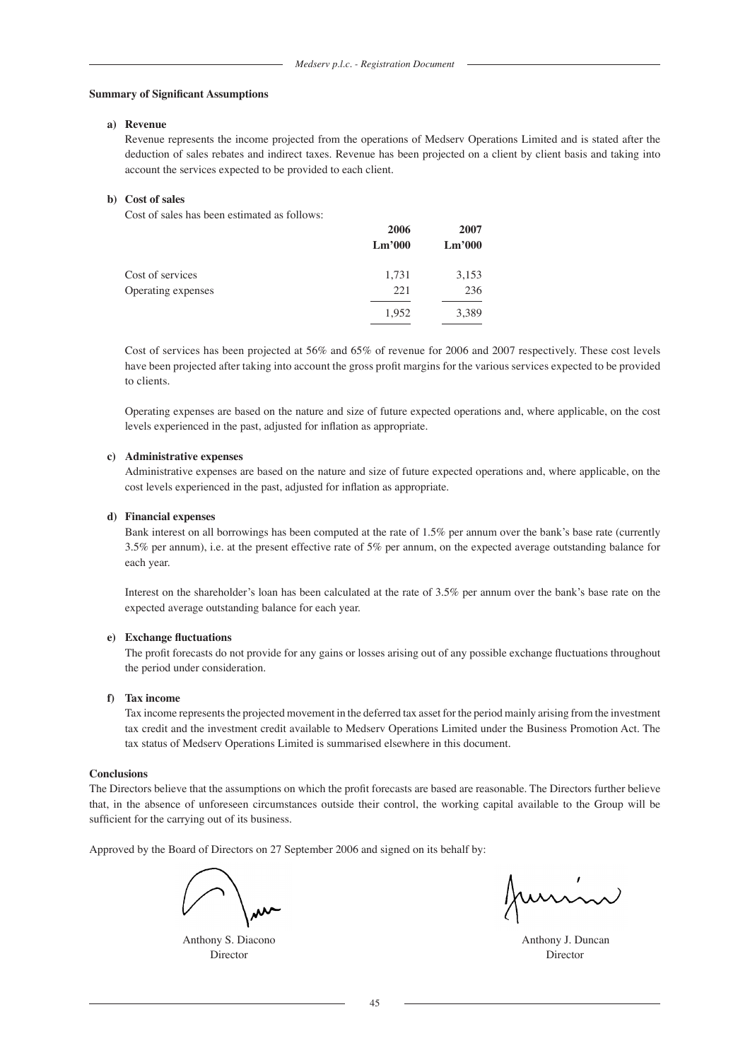**Summary of Significant Assumptions**

**a) Revenue**

Revenue represents the income projected from the operations of Medserv Operations Limited and is stated after the deduction of sales rebates and indirect taxes. Revenue has been projected on a client by client basis and taking into account the services expected to be provided to each client.

**b) Cost of sales**

Cost of sales has been estimated as follows:

| | 2006 Lm'000 | 2007 Lm'000 |
|---|---|---|
| Cost of services | 1,731 | 3,153 |
| Operating expenses | 221 | 236 |
| | 1,952 | 3,389 |

Cost of services has been projected at 56% and 65% of revenue for 2006 and 2007 respectively. These cost levels have been projected after taking into account the gross profit margins for the various services expected to be provided to clients.

Operating expenses are based on the nature and size of future expected operations and, where applicable, on the cost levels experienced in the past, adjusted for inflation as appropriate.

**c) Administrative expenses**

Administrative expenses are based on the nature and size of future expected operations and, where applicable, on the cost levels experienced in the past, adjusted for inflation as appropriate.

**d) Financial expenses**

Bank interest on all borrowings has been computed at the rate of 1.5% per annum over the bank's base rate (currently 3.5% per annum), i.e. at the present effective rate of 5% per annum, on the expected average outstanding balance for each year.

Interest on the shareholder's loan has been calculated at the rate of 3.5% per annum over the bank's base rate on the expected average outstanding balance for each year.

**e) Exchange fluctuations**

The profit forecasts do not provide for any gains or losses arising out of any possible exchange fluctuations throughout the period under consideration.

**f) Tax income**

Tax income represents the projected movement in the deferred tax asset for the period mainly arising from the investment tax credit and the investment credit available to Medserv Operations Limited under the Business Promotion Act. The tax status of Medserv Operations Limited is summarised elsewhere in this document.

**Conclusions**

The Directors believe that the assumptions on which the profit forecasts are based are reasonable. The Directors further believe that, in the absence of unforeseen circumstances outside their control, the working capital available to the Group will be sufficient for the carrying out of its business.

Approved by the Board of Directors on 27 September 2006 and signed on its behalf by:

Anthony S. Diacono
Director

Anthony J. Duncan
Director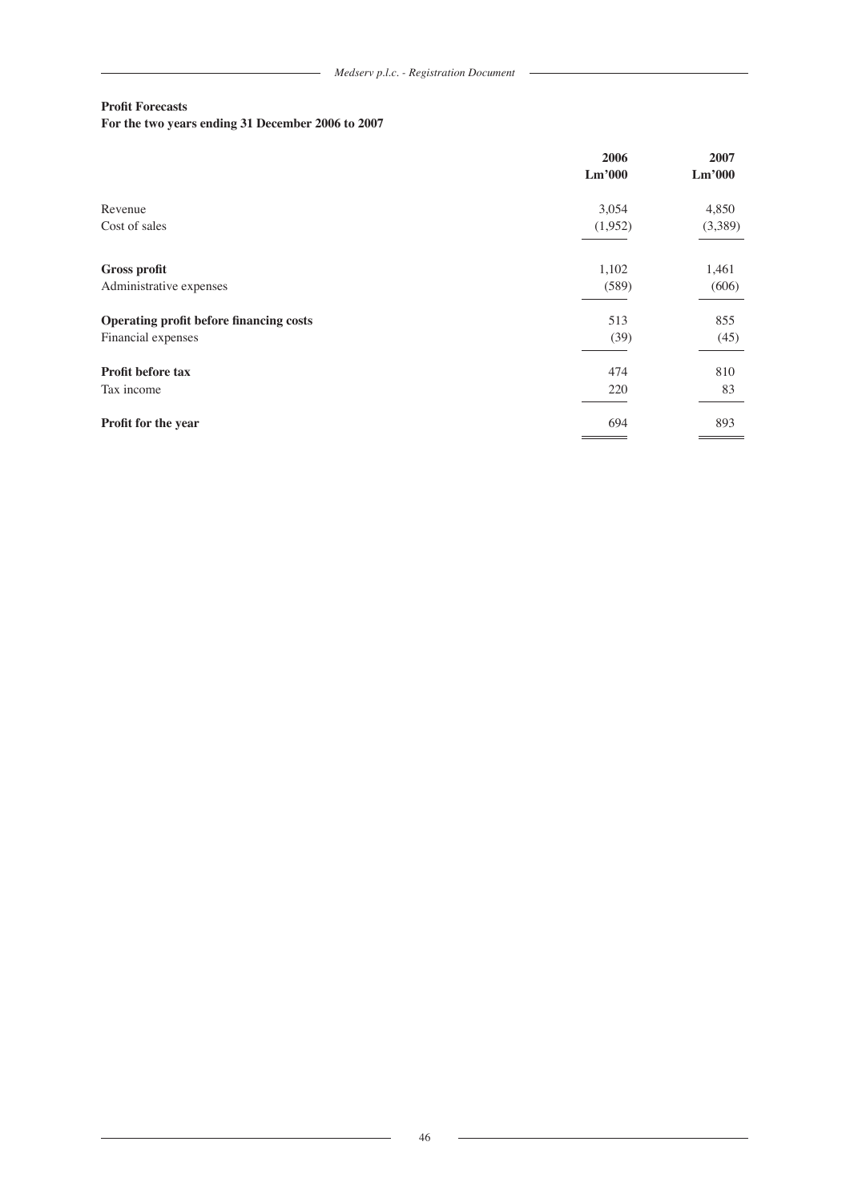**Profit Forecasts**
**For the two years ending 31 December 2006 to 2007**

| | 2006<br>Lm'000 | 2007<br>Lm'000 |
|---|---|---|
| Revenue | 3,054 | 4,850 |
| Cost of sales | (1,952) | (3,389) |
| **Gross profit** | 1,102 | 1,461 |
| Administrative expenses | (589) | (606) |
| **Operating profit before financing costs** | 513 | 855 |
| Financial expenses | (39) | (45) |
| **Profit before tax** | 474 | 810 |
| Tax income | 220 | 83 |
| **Profit for the year** | 694 | 893 |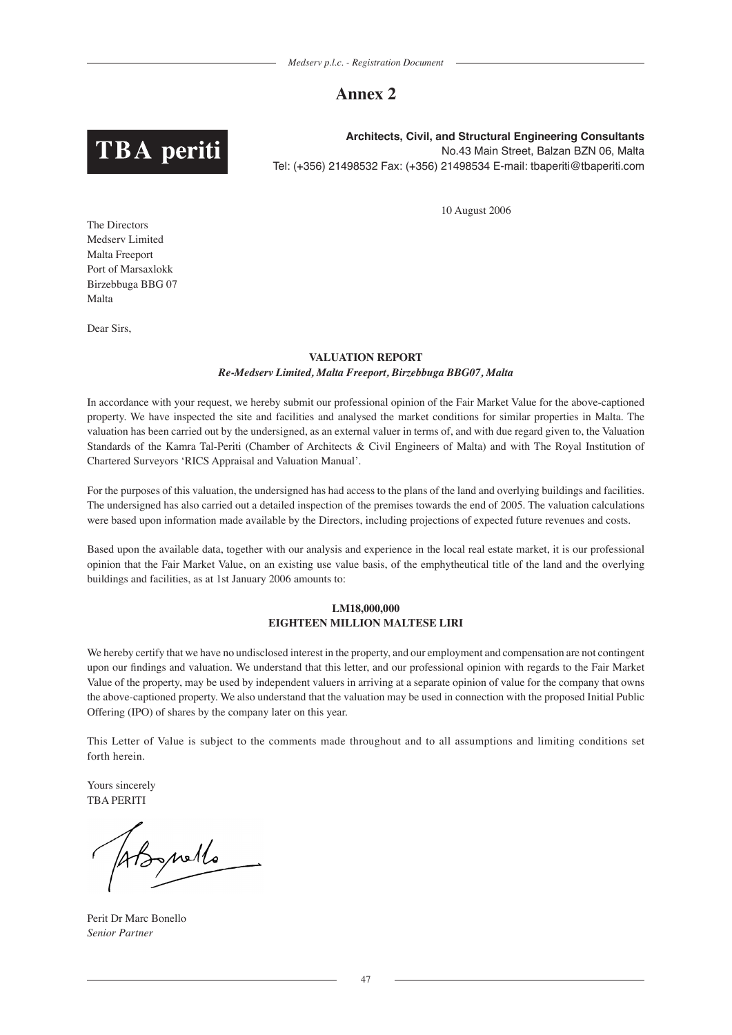# Annex 2

**TBA periti**

**Architects, Civil, and Structural Engineering Consultants**
No.43 Main Street, Balzan BZN 06, Malta
Tel: (+356) 21498532 Fax: (+356) 21498534 E-mail: tbaperiti@tbaperiti.com

10 August 2006

The Directors
Medserv Limited
Malta Freeport
Port of Marsaxlokk
Birzebbuga BBG 07
Malta

Dear Sirs,

**VALUATION REPORT**
***Re-Medserv Limited, Malta Freeport, Birzebbuga BBG07, Malta***

In accordance with your request, we hereby submit our professional opinion of the Fair Market Value for the above-captioned property. We have inspected the site and facilities and analysed the market conditions for similar properties in Malta. The valuation has been carried out by the undersigned, as an external valuer in terms of, and with due regard given to, the Valuation Standards of the Kamra Tal-Periti (Chamber of Architects & Civil Engineers of Malta) and with The Royal Institution of Chartered Surveyors 'RICS Appraisal and Valuation Manual'.

For the purposes of this valuation, the undersigned has had access to the plans of the land and overlying buildings and facilities. The undersigned has also carried out a detailed inspection of the premises towards the end of 2005. The valuation calculations were based upon information made available by the Directors, including projections of expected future revenues and costs.

Based upon the available data, together with our analysis and experience in the local real estate market, it is our professional opinion that the Fair Market Value, on an existing use value basis, of the emphytheutical title of the land and the overlying buildings and facilities, as at 1st January 2006 amounts to:

**LM18,000,000**
**EIGHTEEN MILLION MALTESE LIRI**

We hereby certify that we have no undisclosed interest in the property, and our employment and compensation are not contingent upon our findings and valuation. We understand that this letter, and our professional opinion with regards to the Fair Market Value of the property, may be used by independent valuers in arriving at a separate opinion of value for the company that owns the above-captioned property. We also understand that the valuation may be used in connection with the proposed Initial Public Offering (IPO) of shares by the company later on this year.

This Letter of Value is subject to the comments made throughout and to all assumptions and limiting conditions set forth herein.

Yours sincerely
TBA PERITI

Perit Dr Marc Bonello
*Senior Partner*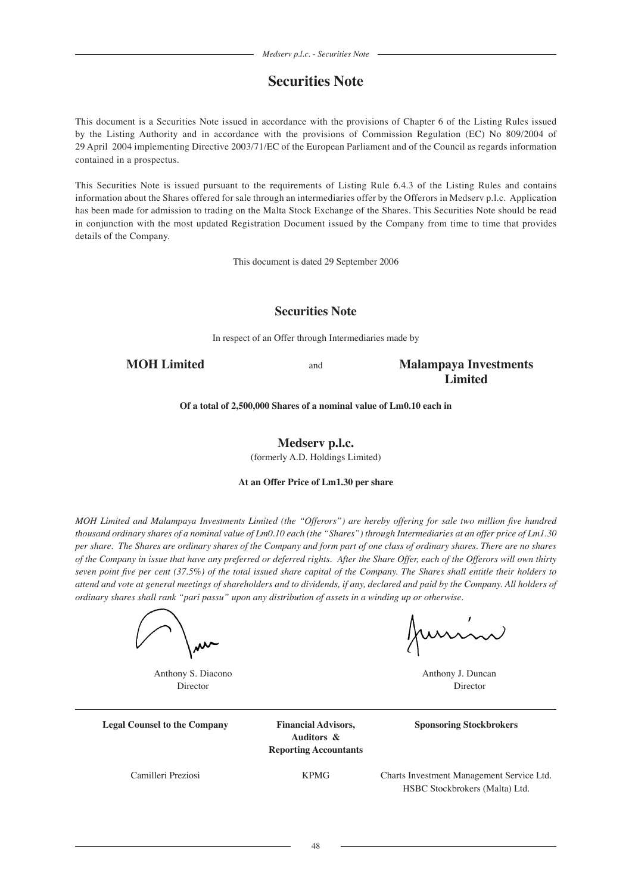# Securities Note

This document is a Securities Note issued in accordance with the provisions of Chapter 6 of the Listing Rules issued by the Listing Authority and in accordance with the provisions of Commission Regulation (EC) No 809/2004 of 29 April 2004 implementing Directive 2003/71/EC of the European Parliament and of the Council as regards information contained in a prospectus.

This Securities Note is issued pursuant to the requirements of Listing Rule 6.4.3 of the Listing Rules and contains information about the Shares offered for sale through an intermediaries offer by the Offerors in Medserv p.l.c. Application has been made for admission to trading on the Malta Stock Exchange of the Shares. This Securities Note should be read in conjunction with the most updated Registration Document issued by the Company from time to time that provides details of the Company.

This document is dated 29 September 2006

## Securities Note

In respect of an Offer through Intermediaries made by

**MOH Limited** and **Malampaya Investments Limited**

**Of a total of 2,500,000 Shares of a nominal value of Lm0.10 each in**

## Medserv p.l.c.

(formerly A.D. Holdings Limited)

**At an Offer Price of Lm1.30 per share**

*MOH Limited and Malampaya Investments Limited (the "Offerors") are hereby offering for sale two million five hundred thousand ordinary shares of a nominal value of Lm0.10 each (the "Shares") through Intermediaries at an offer price of Lm1.30 per share. The Shares are ordinary shares of the Company and form part of one class of ordinary shares. There are no shares of the Company in issue that have any preferred or deferred rights. After the Share Offer, each of the Offerors will own thirty seven point five per cent (37.5%) of the total issued share capital of the Company. The Shares shall entitle their holders to attend and vote at general meetings of shareholders and to dividends, if any, declared and paid by the Company. All holders of ordinary shares shall rank "pari passu" upon any distribution of assets in a winding up or otherwise.*

Anthony S. Diacono
Director

Anthony J. Duncan
Director

| Legal Counsel to the Company | Financial Advisors, Auditors & Reporting Accountants | Sponsoring Stockbrokers |
|---|---|---|
| Camilleri Preziosi | KPMG | Charts Investment Management Service Ltd. HSBC Stockbrokers (Malta) Ltd. |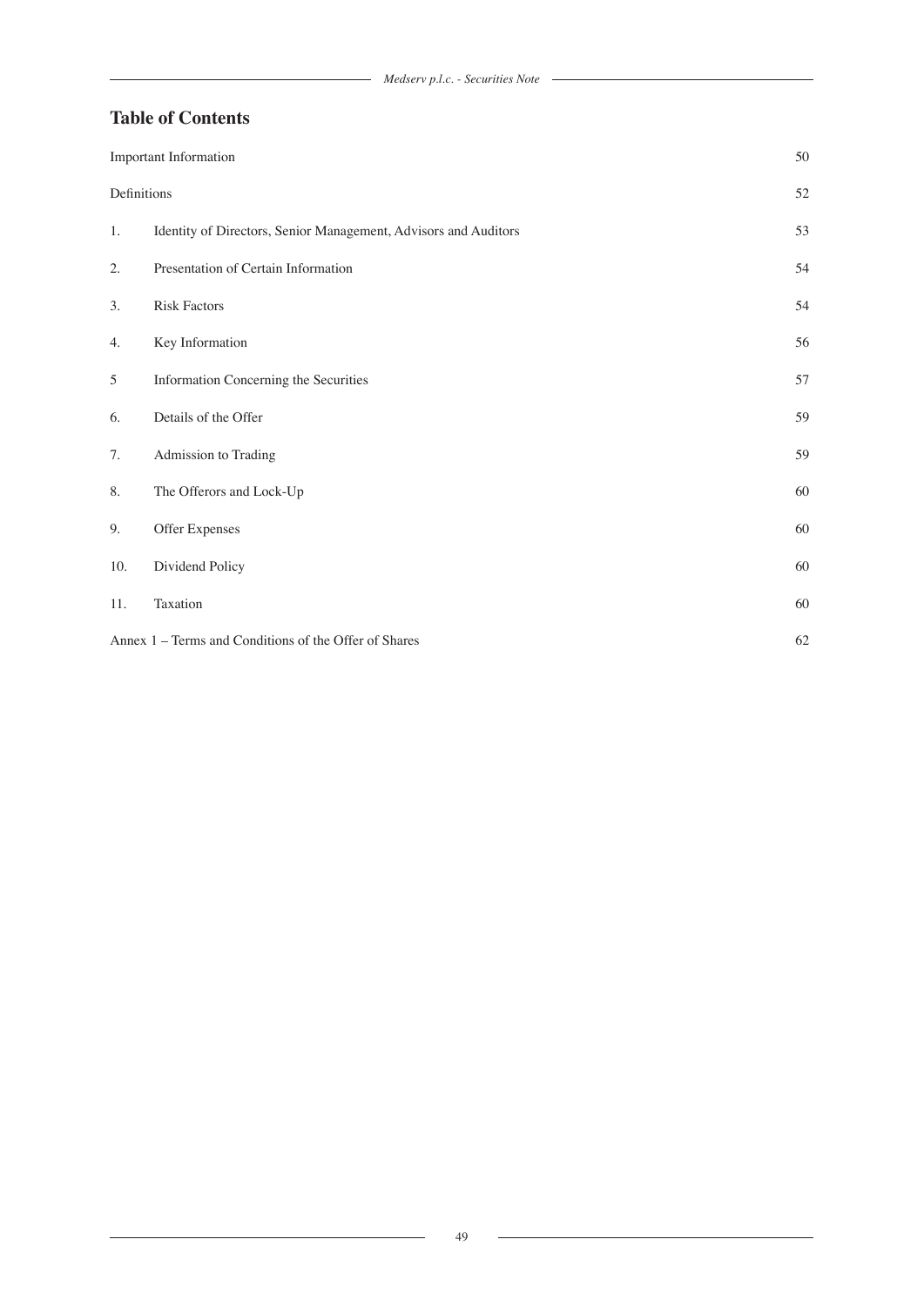## Table of Contents

| | | |
|---|---|---|
| Important Information | | 50 |
| Definitions | | 52 |
| 1. | Identity of Directors, Senior Management, Advisors and Auditors | 53 |
| 2. | Presentation of Certain Information | 54 |
| 3. | Risk Factors | 54 |
| 4. | Key Information | 56 |
| 5 | Information Concerning the Securities | 57 |
| 6. | Details of the Offer | 59 |
| 7. | Admission to Trading | 59 |
| 8. | The Offerors and Lock-Up | 60 |
| 9. | Offer Expenses | 60 |
| 10. | Dividend Policy | 60 |
| 11. | Taxation | 60 |
| Annex 1 – Terms and Conditions of the Offer of Shares | | 62 |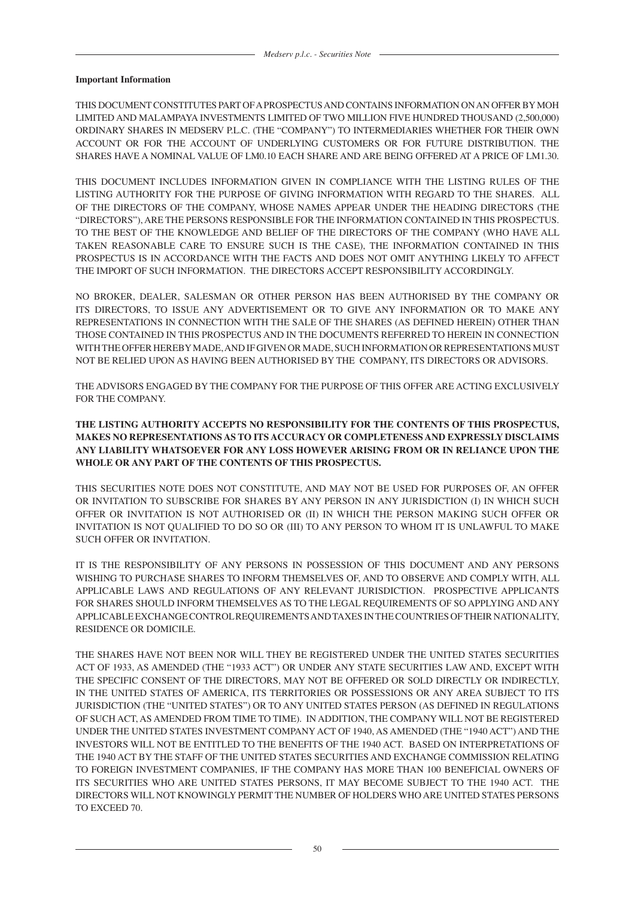**Important Information**

THIS DOCUMENT CONSTITUTES PART OF A PROSPECTUS AND CONTAINS INFORMATION ON AN OFFER BY MOH LIMITED AND MALAMPAYA INVESTMENTS LIMITED OF TWO MILLION FIVE HUNDRED THOUSAND (2,500,000) ORDINARY SHARES IN MEDSERV P.L.C. (THE "COMPANY") TO INTERMEDIARIES WHETHER FOR THEIR OWN ACCOUNT OR FOR THE ACCOUNT OF UNDERLYING CUSTOMERS OR FOR FUTURE DISTRIBUTION. THE SHARES HAVE A NOMINAL VALUE OF LM0.10 EACH SHARE AND ARE BEING OFFERED AT A PRICE OF LM1.30.

THIS DOCUMENT INCLUDES INFORMATION GIVEN IN COMPLIANCE WITH THE LISTING RULES OF THE LISTING AUTHORITY FOR THE PURPOSE OF GIVING INFORMATION WITH REGARD TO THE SHARES. ALL OF THE DIRECTORS OF THE COMPANY, WHOSE NAMES APPEAR UNDER THE HEADING DIRECTORS (THE "DIRECTORS"), ARE THE PERSONS RESPONSIBLE FOR THE INFORMATION CONTAINED IN THIS PROSPECTUS. TO THE BEST OF THE KNOWLEDGE AND BELIEF OF THE DIRECTORS OF THE COMPANY (WHO HAVE ALL TAKEN REASONABLE CARE TO ENSURE SUCH IS THE CASE), THE INFORMATION CONTAINED IN THIS PROSPECTUS IS IN ACCORDANCE WITH THE FACTS AND DOES NOT OMIT ANYTHING LIKELY TO AFFECT THE IMPORT OF SUCH INFORMATION. THE DIRECTORS ACCEPT RESPONSIBILITY ACCORDINGLY.

NO BROKER, DEALER, SALESMAN OR OTHER PERSON HAS BEEN AUTHORISED BY THE COMPANY OR ITS DIRECTORS, TO ISSUE ANY ADVERTISEMENT OR TO GIVE ANY INFORMATION OR TO MAKE ANY REPRESENTATIONS IN CONNECTION WITH THE SALE OF THE SHARES (AS DEFINED HEREIN) OTHER THAN THOSE CONTAINED IN THIS PROSPECTUS AND IN THE DOCUMENTS REFERRED TO HEREIN IN CONNECTION WITH THE OFFER HEREBY MADE, AND IF GIVEN OR MADE, SUCH INFORMATION OR REPRESENTATIONS MUST NOT BE RELIED UPON AS HAVING BEEN AUTHORISED BY THE COMPANY, ITS DIRECTORS OR ADVISORS.

THE ADVISORS ENGAGED BY THE COMPANY FOR THE PURPOSE OF THIS OFFER ARE ACTING EXCLUSIVELY FOR THE COMPANY.

**THE LISTING AUTHORITY ACCEPTS NO RESPONSIBILITY FOR THE CONTENTS OF THIS PROSPECTUS, MAKES NO REPRESENTATIONS AS TO ITS ACCURACY OR COMPLETENESS AND EXPRESSLY DISCLAIMS ANY LIABILITY WHATSOEVER FOR ANY LOSS HOWEVER ARISING FROM OR IN RELIANCE UPON THE WHOLE OR ANY PART OF THE CONTENTS OF THIS PROSPECTUS.**

THIS SECURITIES NOTE DOES NOT CONSTITUTE, AND MAY NOT BE USED FOR PURPOSES OF, AN OFFER OR INVITATION TO SUBSCRIBE FOR SHARES BY ANY PERSON IN ANY JURISDICTION (I) IN WHICH SUCH OFFER OR INVITATION IS NOT AUTHORISED OR (II) IN WHICH THE PERSON MAKING SUCH OFFER OR INVITATION IS NOT QUALIFIED TO DO SO OR (III) TO ANY PERSON TO WHOM IT IS UNLAWFUL TO MAKE SUCH OFFER OR INVITATION.

IT IS THE RESPONSIBILITY OF ANY PERSONS IN POSSESSION OF THIS DOCUMENT AND ANY PERSONS WISHING TO PURCHASE SHARES TO INFORM THEMSELVES OF, AND TO OBSERVE AND COMPLY WITH, ALL APPLICABLE LAWS AND REGULATIONS OF ANY RELEVANT JURISDICTION. PROSPECTIVE APPLICANTS FOR SHARES SHOULD INFORM THEMSELVES AS TO THE LEGAL REQUIREMENTS OF SO APPLYING AND ANY APPLICABLE EXCHANGE CONTROL REQUIREMENTS AND TAXES IN THE COUNTRIES OF THEIR NATIONALITY, RESIDENCE OR DOMICILE.

THE SHARES HAVE NOT BEEN NOR WILL THEY BE REGISTERED UNDER THE UNITED STATES SECURITIES ACT OF 1933, AS AMENDED (THE "1933 ACT") OR UNDER ANY STATE SECURITIES LAW AND, EXCEPT WITH THE SPECIFIC CONSENT OF THE DIRECTORS, MAY NOT BE OFFERED OR SOLD DIRECTLY OR INDIRECTLY, IN THE UNITED STATES OF AMERICA, ITS TERRITORIES OR POSSESSIONS OR ANY AREA SUBJECT TO ITS JURISDICTION (THE "UNITED STATES") OR TO ANY UNITED STATES PERSON (AS DEFINED IN REGULATIONS OF SUCH ACT, AS AMENDED FROM TIME TO TIME). IN ADDITION, THE COMPANY WILL NOT BE REGISTERED UNDER THE UNITED STATES INVESTMENT COMPANY ACT OF 1940, AS AMENDED (THE "1940 ACT") AND THE INVESTORS WILL NOT BE ENTITLED TO THE BENEFITS OF THE 1940 ACT. BASED ON INTERPRETATIONS OF THE 1940 ACT BY THE STAFF OF THE UNITED STATES SECURITIES AND EXCHANGE COMMISSION RELATING TO FOREIGN INVESTMENT COMPANIES, IF THE COMPANY HAS MORE THAN 100 BENEFICIAL OWNERS OF ITS SECURITIES WHO ARE UNITED STATES PERSONS, IT MAY BECOME SUBJECT TO THE 1940 ACT. THE DIRECTORS WILL NOT KNOWINGLY PERMIT THE NUMBER OF HOLDERS WHO ARE UNITED STATES PERSONS TO EXCEED 70.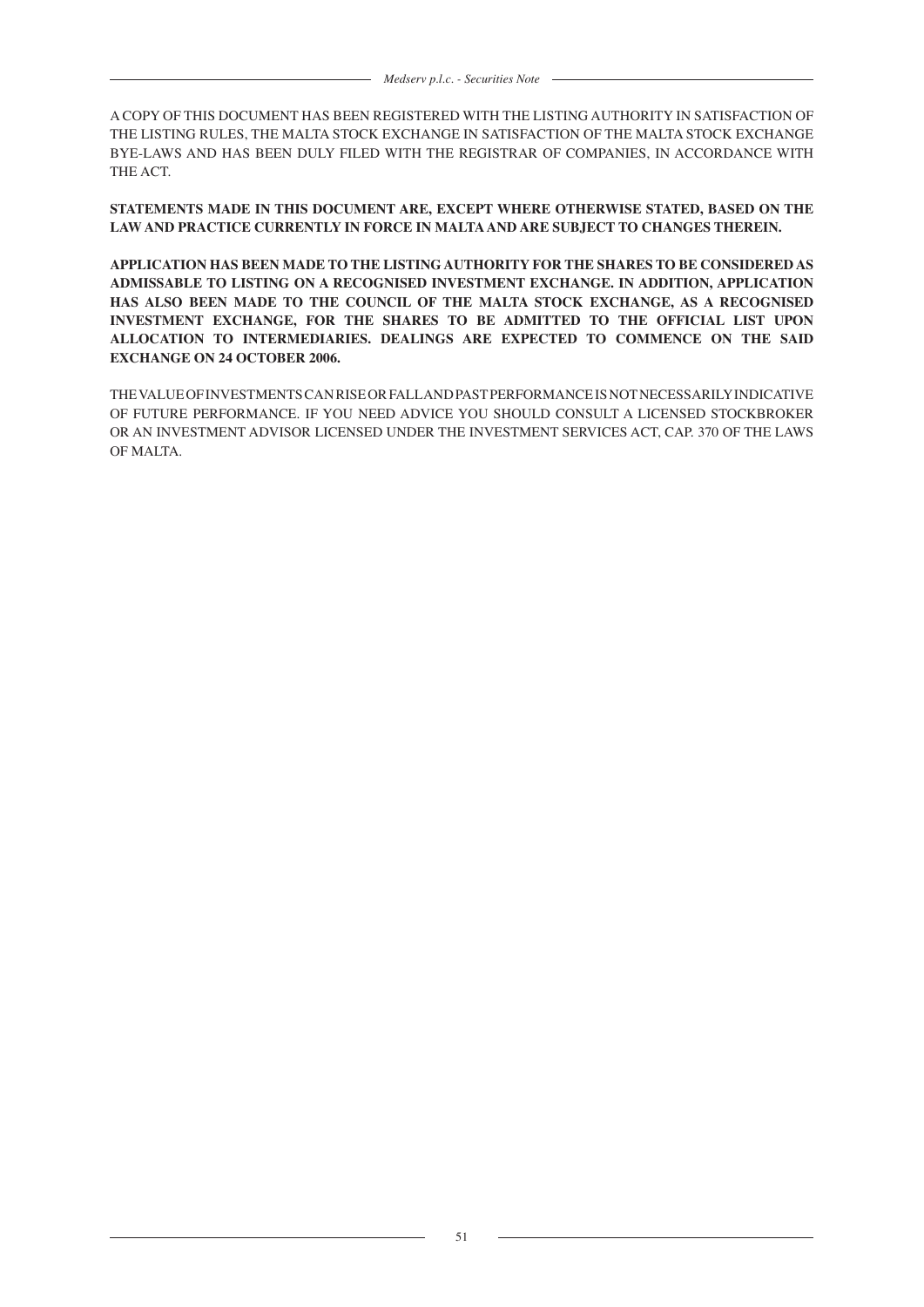A COPY OF THIS DOCUMENT HAS BEEN REGISTERED WITH THE LISTING AUTHORITY IN SATISFACTION OF THE LISTING RULES, THE MALTA STOCK EXCHANGE IN SATISFACTION OF THE MALTA STOCK EXCHANGE BYE-LAWS AND HAS BEEN DULY FILED WITH THE REGISTRAR OF COMPANIES, IN ACCORDANCE WITH THE ACT.

**STATEMENTS MADE IN THIS DOCUMENT ARE, EXCEPT WHERE OTHERWISE STATED, BASED ON THE LAW AND PRACTICE CURRENTLY IN FORCE IN MALTA AND ARE SUBJECT TO CHANGES THEREIN.**

**APPLICATION HAS BEEN MADE TO THE LISTING AUTHORITY FOR THE SHARES TO BE CONSIDERED AS ADMISSABLE TO LISTING ON A RECOGNISED INVESTMENT EXCHANGE. IN ADDITION, APPLICATION HAS ALSO BEEN MADE TO THE COUNCIL OF THE MALTA STOCK EXCHANGE, AS A RECOGNISED INVESTMENT EXCHANGE, FOR THE SHARES TO BE ADMITTED TO THE OFFICIAL LIST UPON ALLOCATION TO INTERMEDIARIES. DEALINGS ARE EXPECTED TO COMMENCE ON THE SAID EXCHANGE ON 24 OCTOBER 2006.**

THE VALUE OF INVESTMENTS CAN RISE OR FALL AND PAST PERFORMANCE IS NOT NECESSARILY INDICATIVE OF FUTURE PERFORMANCE. IF YOU NEED ADVICE YOU SHOULD CONSULT A LICENSED STOCKBROKER OR AN INVESTMENT ADVISOR LICENSED UNDER THE INVESTMENT SERVICES ACT, CAP. 370 OF THE LAWS OF MALTA.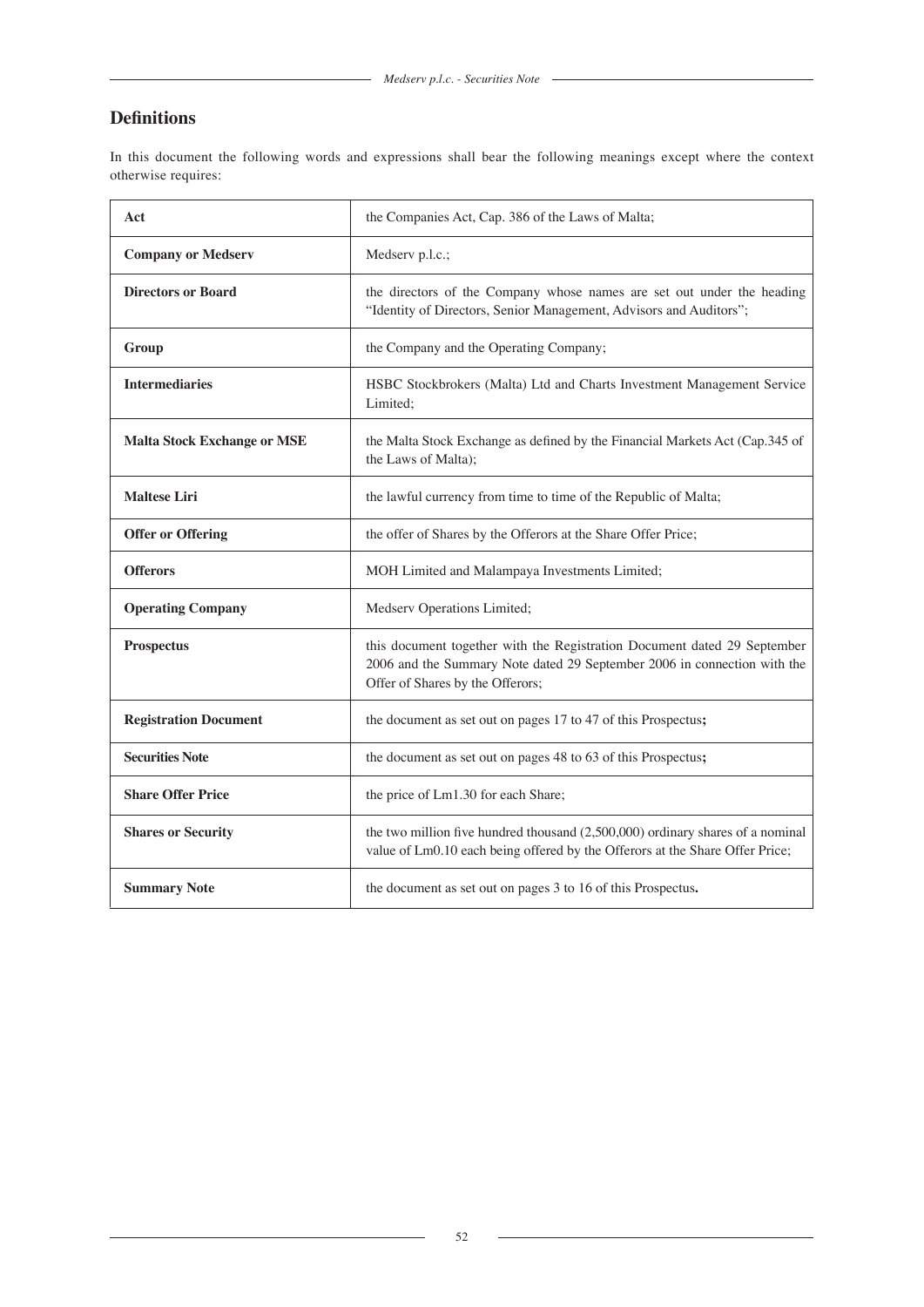## Definitions

In this document the following words and expressions shall bear the following meanings except where the context otherwise requires:

| | |
|---|---|
| **Act** | the Companies Act, Cap. 386 of the Laws of Malta; |
| **Company or Medserv** | Medserv p.l.c.; |
| **Directors or Board** | the directors of the Company whose names are set out under the heading "Identity of Directors, Senior Management, Advisors and Auditors"; |
| **Group** | the Company and the Operating Company; |
| **Intermediaries** | HSBC Stockbrokers (Malta) Ltd and Charts Investment Management Service Limited; |
| **Malta Stock Exchange or MSE** | the Malta Stock Exchange as defined by the Financial Markets Act (Cap.345 of the Laws of Malta); |
| **Maltese Liri** | the lawful currency from time to time of the Republic of Malta; |
| **Offer or Offering** | the offer of Shares by the Offerors at the Share Offer Price; |
| **Offerors** | MOH Limited and Malampaya Investments Limited; |
| **Operating Company** | Medserv Operations Limited; |
| **Prospectus** | this document together with the Registration Document dated 29 September 2006 and the Summary Note dated 29 September 2006 in connection with the Offer of Shares by the Offerors; |
| **Registration Document** | the document as set out on pages 17 to 47 of this Prospectus**;** |
| **Securities Note** | the document as set out on pages 48 to 63 of this Prospectus**;** |
| **Share Offer Price** | the price of Lm1.30 for each Share; |
| **Shares or Security** | the two million five hundred thousand (2,500,000) ordinary shares of a nominal value of Lm0.10 each being offered by the Offerors at the Share Offer Price; |
| **Summary Note** | the document as set out on pages 3 to 16 of this Prospectus**.** |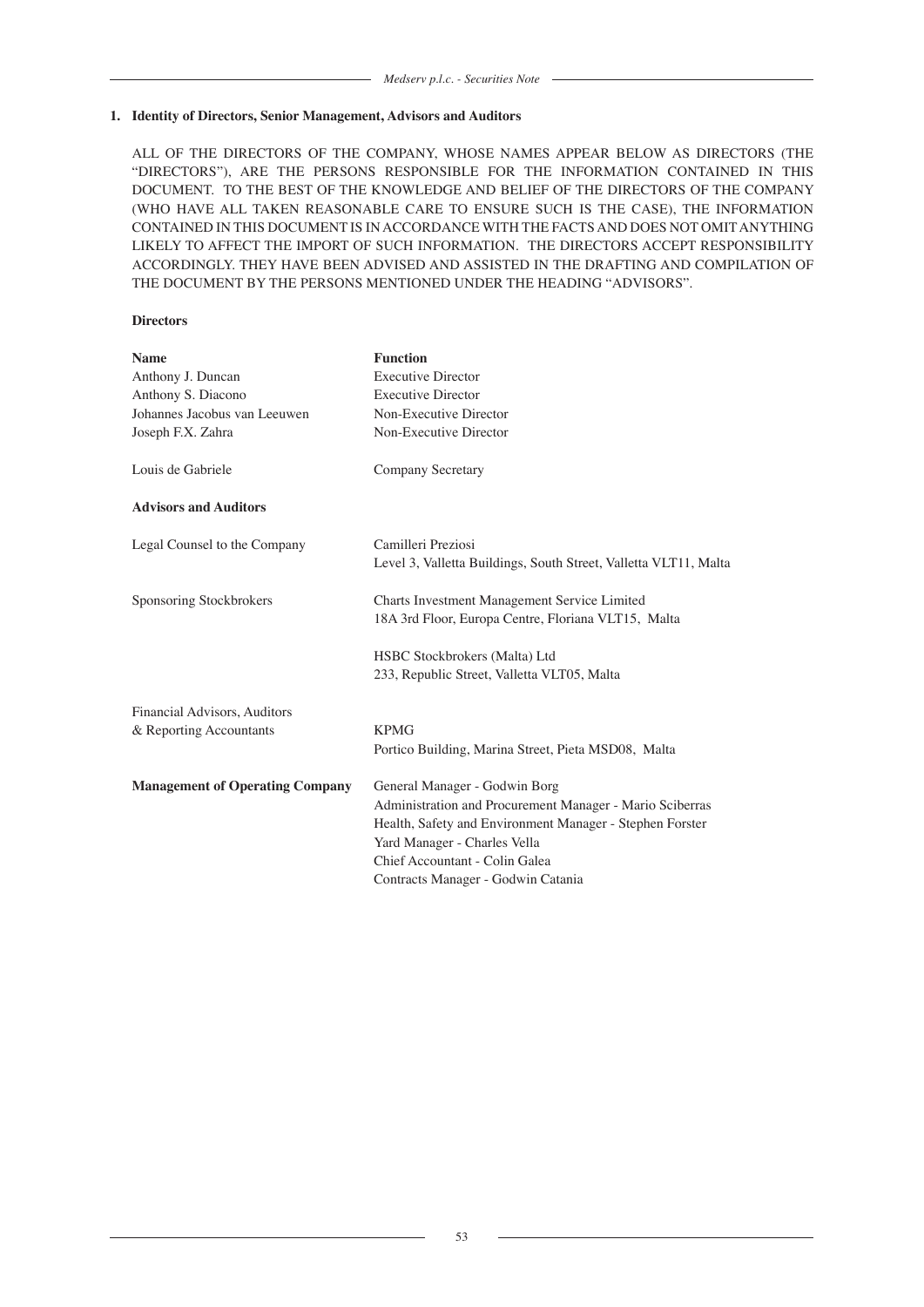## 1. Identity of Directors, Senior Management, Advisors and Auditors

ALL OF THE DIRECTORS OF THE COMPANY, WHOSE NAMES APPEAR BELOW AS DIRECTORS (THE "DIRECTORS"), ARE THE PERSONS RESPONSIBLE FOR THE INFORMATION CONTAINED IN THIS DOCUMENT. TO THE BEST OF THE KNOWLEDGE AND BELIEF OF THE DIRECTORS OF THE COMPANY (WHO HAVE ALL TAKEN REASONABLE CARE TO ENSURE SUCH IS THE CASE), THE INFORMATION CONTAINED IN THIS DOCUMENT IS IN ACCORDANCE WITH THE FACTS AND DOES NOT OMIT ANYTHING LIKELY TO AFFECT THE IMPORT OF SUCH INFORMATION. THE DIRECTORS ACCEPT RESPONSIBILITY ACCORDINGLY. THEY HAVE BEEN ADVISED AND ASSISTED IN THE DRAFTING AND COMPILATION OF THE DOCUMENT BY THE PERSONS MENTIONED UNDER THE HEADING "ADVISORS".

**Directors**

| **Name** | **Function** |
|---|---|
| Anthony J. Duncan | Executive Director |
| Anthony S. Diacono | Executive Director |
| Johannes Jacobus van Leeuwen | Non-Executive Director |
| Joseph F.X. Zahra | Non-Executive Director |
| | |
| Louis de Gabriele | Company Secretary |

**Advisors and Auditors**

| | |
|---|---|
| Legal Counsel to the Company | Camilleri Preziosi<br>Level 3, Valletta Buildings, South Street, Valletta VLT11, Malta |
| Sponsoring Stockbrokers | Charts Investment Management Service Limited<br>18A 3rd Floor, Europa Centre, Floriana VLT15, Malta |
| | HSBC Stockbrokers (Malta) Ltd<br>233, Republic Street, Valletta VLT05, Malta |
| Financial Advisors, Auditors & Reporting Accountants | KPMG<br>Portico Building, Marina Street, Pieta MSD08, Malta |
| **Management of Operating Company** | General Manager - Godwin Borg<br>Administration and Procurement Manager - Mario Sciberras<br>Health, Safety and Environment Manager - Stephen Forster<br>Yard Manager - Charles Vella<br>Chief Accountant - Colin Galea<br>Contracts Manager - Godwin Catania |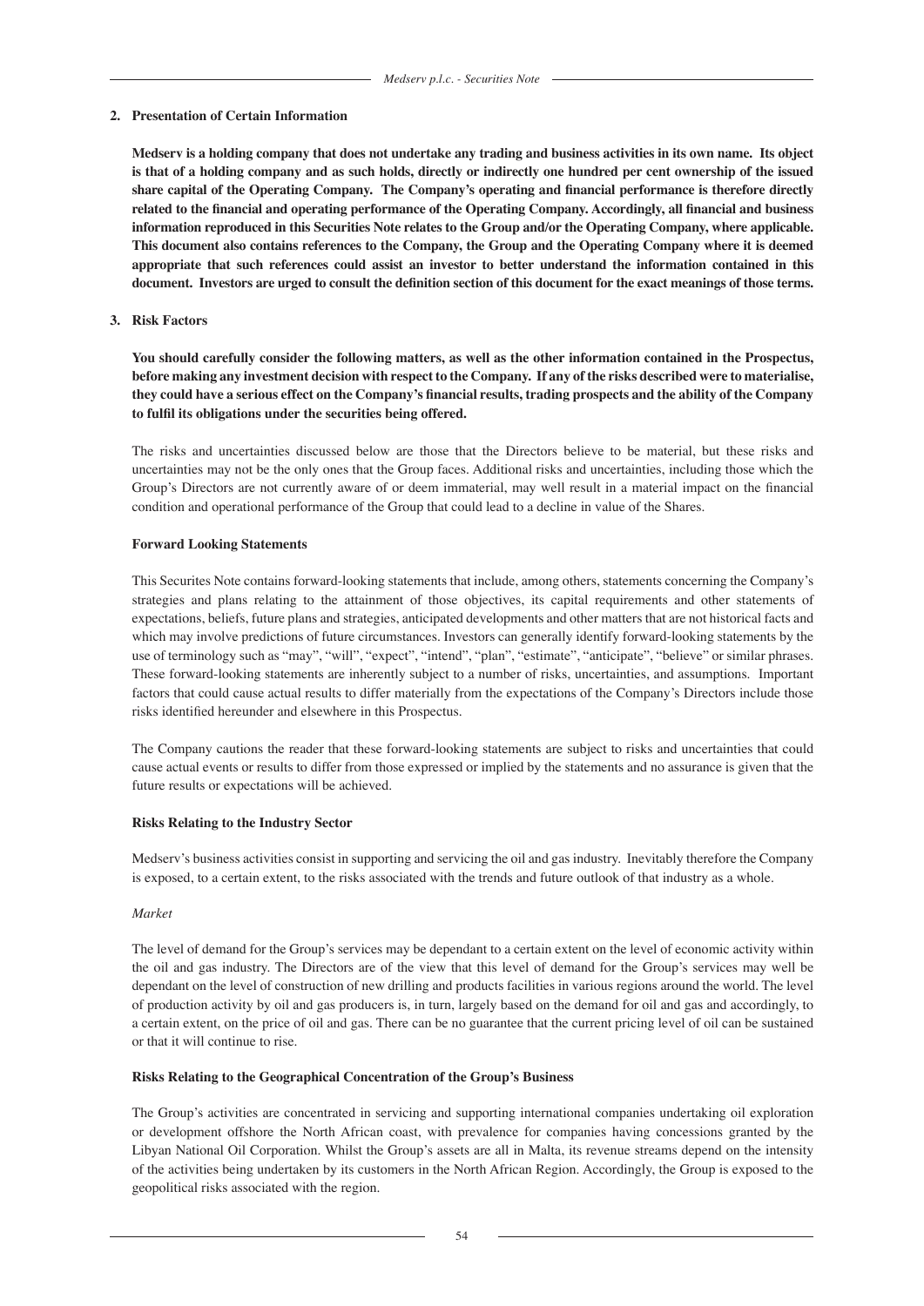## 2. Presentation of Certain Information

**Medserv is a holding company that does not undertake any trading and business activities in its own name. Its object is that of a holding company and as such holds, directly or indirectly one hundred per cent ownership of the issued share capital of the Operating Company. The Company's operating and financial performance is therefore directly related to the financial and operating performance of the Operating Company. Accordingly, all financial and business information reproduced in this Securities Note relates to the Group and/or the Operating Company, where applicable. This document also contains references to the Company, the Group and the Operating Company where it is deemed appropriate that such references could assist an investor to better understand the information contained in this document. Investors are urged to consult the definition section of this document for the exact meanings of those terms.**

## 3. Risk Factors

**You should carefully consider the following matters, as well as the other information contained in the Prospectus, before making any investment decision with respect to the Company. If any of the risks described were to materialise, they could have a serious effect on the Company's financial results, trading prospects and the ability of the Company to fulfil its obligations under the securities being offered.**

The risks and uncertainties discussed below are those that the Directors believe to be material, but these risks and uncertainties may not be the only ones that the Group faces. Additional risks and uncertainties, including those which the Group's Directors are not currently aware of or deem immaterial, may well result in a material impact on the financial condition and operational performance of the Group that could lead to a decline in value of the Shares.

### Forward Looking Statements

This Securites Note contains forward-looking statements that include, among others, statements concerning the Company's strategies and plans relating to the attainment of those objectives, its capital requirements and other statements of expectations, beliefs, future plans and strategies, anticipated developments and other matters that are not historical facts and which may involve predictions of future circumstances. Investors can generally identify forward-looking statements by the use of terminology such as "may", "will", "expect", "intend", "plan", "estimate", "anticipate", "believe" or similar phrases. These forward-looking statements are inherently subject to a number of risks, uncertainties, and assumptions. Important factors that could cause actual results to differ materially from the expectations of the Company's Directors include those risks identified hereunder and elsewhere in this Prospectus.

The Company cautions the reader that these forward-looking statements are subject to risks and uncertainties that could cause actual events or results to differ from those expressed or implied by the statements and no assurance is given that the future results or expectations will be achieved.

### Risks Relating to the Industry Sector

Medserv's business activities consist in supporting and servicing the oil and gas industry. Inevitably therefore the Company is exposed, to a certain extent, to the risks associated with the trends and future outlook of that industry as a whole.

*Market*

The level of demand for the Group's services may be dependant to a certain extent on the level of economic activity within the oil and gas industry. The Directors are of the view that this level of demand for the Group's services may well be dependant on the level of construction of new drilling and products facilities in various regions around the world. The level of production activity by oil and gas producers is, in turn, largely based on the demand for oil and gas and accordingly, to a certain extent, on the price of oil and gas. There can be no guarantee that the current pricing level of oil can be sustained or that it will continue to rise.

### Risks Relating to the Geographical Concentration of the Group's Business

The Group's activities are concentrated in servicing and supporting international companies undertaking oil exploration or development offshore the North African coast, with prevalence for companies having concessions granted by the Libyan National Oil Corporation. Whilst the Group's assets are all in Malta, its revenue streams depend on the intensity of the activities being undertaken by its customers in the North African Region. Accordingly, the Group is exposed to the geopolitical risks associated with the region.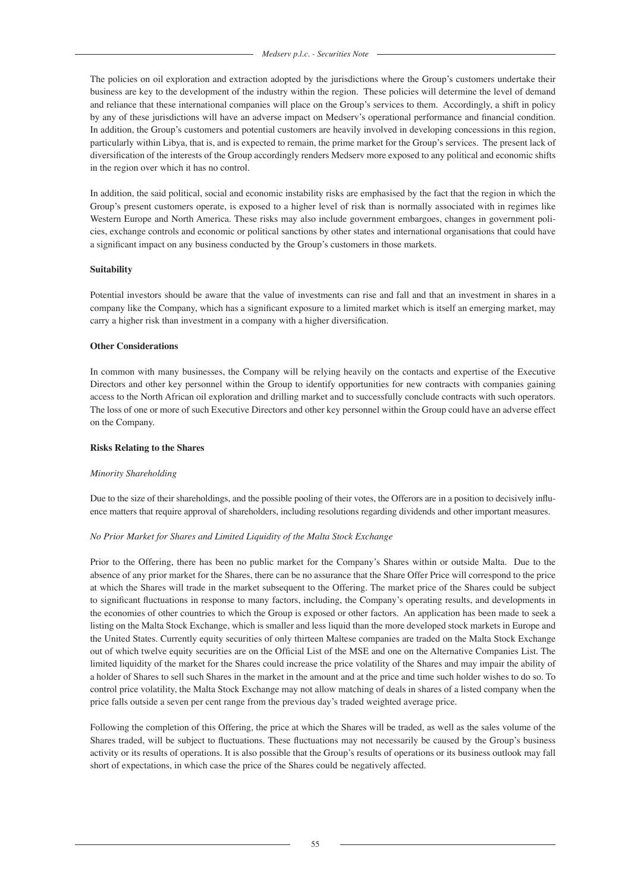The policies on oil exploration and extraction adopted by the jurisdictions where the Group's customers undertake their business are key to the development of the industry within the region. These policies will determine the level of demand and reliance that these international companies will place on the Group's services to them. Accordingly, a shift in policy by any of these jurisdictions will have an adverse impact on Medserv's operational performance and financial condition. In addition, the Group's customers and potential customers are heavily involved in developing concessions in this region, particularly within Libya, that is, and is expected to remain, the prime market for the Group's services. The present lack of diversification of the interests of the Group accordingly renders Medserv more exposed to any political and economic shifts in the region over which it has no control.

In addition, the said political, social and economic instability risks are emphasised by the fact that the region in which the Group's present customers operate, is exposed to a higher level of risk than is normally associated with in regimes like Western Europe and North America. These risks may also include government embargoes, changes in government policies, exchange controls and economic or political sanctions by other states and international organisations that could have a significant impact on any business conducted by the Group's customers in those markets.

**Suitability**

Potential investors should be aware that the value of investments can rise and fall and that an investment in shares in a company like the Company, which has a significant exposure to a limited market which is itself an emerging market, may carry a higher risk than investment in a company with a higher diversification.

**Other Considerations**

In common with many businesses, the Company will be relying heavily on the contacts and expertise of the Executive Directors and other key personnel within the Group to identify opportunities for new contracts with companies gaining access to the North African oil exploration and drilling market and to successfully conclude contracts with such operators. The loss of one or more of such Executive Directors and other key personnel within the Group could have an adverse effect on the Company.

**Risks Relating to the Shares**

*Minority Shareholding*

Due to the size of their shareholdings, and the possible pooling of their votes, the Offerors are in a position to decisively influence matters that require approval of shareholders, including resolutions regarding dividends and other important measures.

*No Prior Market for Shares and Limited Liquidity of the Malta Stock Exchange*

Prior to the Offering, there has been no public market for the Company's Shares within or outside Malta. Due to the absence of any prior market for the Shares, there can be no assurance that the Share Offer Price will correspond to the price at which the Shares will trade in the market subsequent to the Offering. The market price of the Shares could be subject to significant fluctuations in response to many factors, including, the Company's operating results, and developments in the economies of other countries to which the Group is exposed or other factors. An application has been made to seek a listing on the Malta Stock Exchange, which is smaller and less liquid than the more developed stock markets in Europe and the United States. Currently equity securities of only thirteen Maltese companies are traded on the Malta Stock Exchange out of which twelve equity securities are on the Official List of the MSE and one on the Alternative Companies List. The limited liquidity of the market for the Shares could increase the price volatility of the Shares and may impair the ability of a holder of Shares to sell such Shares in the market in the amount and at the price and time such holder wishes to do so. To control price volatility, the Malta Stock Exchange may not allow matching of deals in shares of a listed company when the price falls outside a seven per cent range from the previous day's traded weighted average price.

Following the completion of this Offering, the price at which the Shares will be traded, as well as the sales volume of the Shares traded, will be subject to fluctuations. These fluctuations may not necessarily be caused by the Group's business activity or its results of operations. It is also possible that the Group's results of operations or its business outlook may fall short of expectations, in which case the price of the Shares could be negatively affected.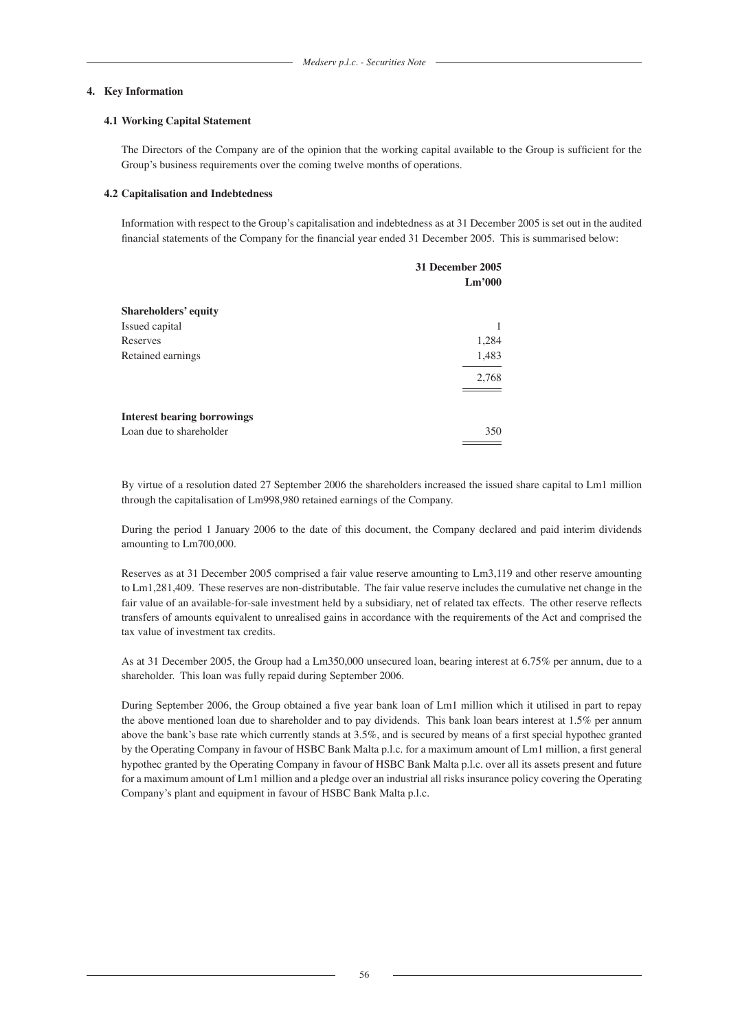## 4. Key Information

### 4.1 Working Capital Statement

The Directors of the Company are of the opinion that the working capital available to the Group is sufficient for the Group's business requirements over the coming twelve months of operations.

### 4.2 Capitalisation and Indebtedness

Information with respect to the Group's capitalisation and indebtedness as at 31 December 2005 is set out in the audited financial statements of the Company for the financial year ended 31 December 2005. This is summarised below:

| | 31 December 2005 Lm'000 |
|---|---|
| **Shareholders' equity** | |
| Issued capital | 1 |
| Reserves | 1,284 |
| Retained earnings | 1,483 |
| | 2,768 |
| **Interest bearing borrowings** | |
| Loan due to shareholder | 350 |

By virtue of a resolution dated 27 September 2006 the shareholders increased the issued share capital to Lm1 million through the capitalisation of Lm998,980 retained earnings of the Company.

During the period 1 January 2006 to the date of this document, the Company declared and paid interim dividends amounting to Lm700,000.

Reserves as at 31 December 2005 comprised a fair value reserve amounting to Lm3,119 and other reserve amounting to Lm1,281,409. These reserves are non-distributable. The fair value reserve includes the cumulative net change in the fair value of an available-for-sale investment held by a subsidiary, net of related tax effects. The other reserve reflects transfers of amounts equivalent to unrealised gains in accordance with the requirements of the Act and comprised the tax value of investment tax credits.

As at 31 December 2005, the Group had a Lm350,000 unsecured loan, bearing interest at 6.75% per annum, due to a shareholder. This loan was fully repaid during September 2006.

During September 2006, the Group obtained a five year bank loan of Lm1 million which it utilised in part to repay the above mentioned loan due to shareholder and to pay dividends. This bank loan bears interest at 1.5% per annum above the bank's base rate which currently stands at 3.5%, and is secured by means of a first special hypothec granted by the Operating Company in favour of HSBC Bank Malta p.l.c. for a maximum amount of Lm1 million, a first general hypothec granted by the Operating Company in favour of HSBC Bank Malta p.l.c. over all its assets present and future for a maximum amount of Lm1 million and a pledge over an industrial all risks insurance policy covering the Operating Company's plant and equipment in favour of HSBC Bank Malta p.l.c.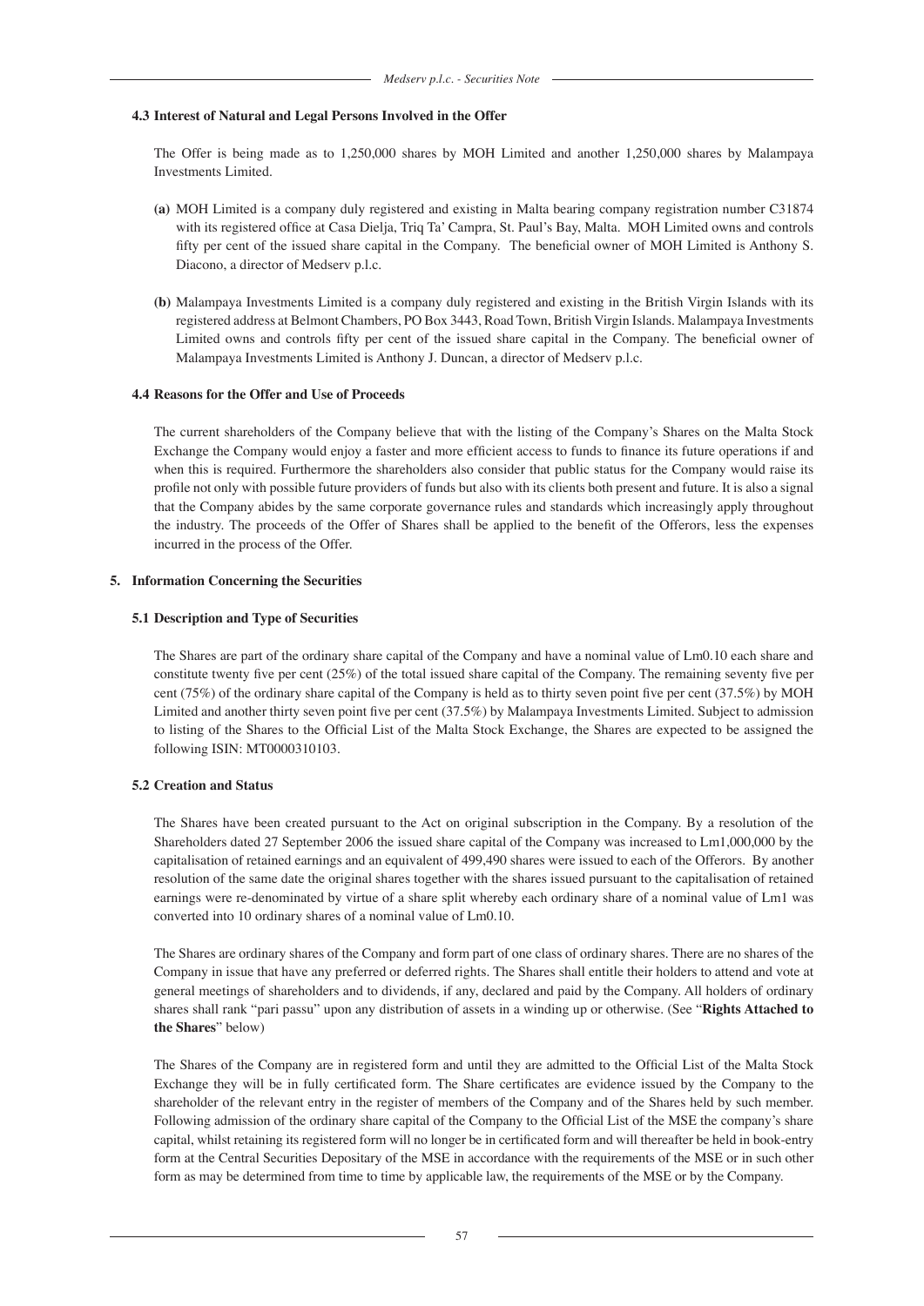### 4.3 Interest of Natural and Legal Persons Involved in the Offer

The Offer is being made as to 1,250,000 shares by MOH Limited and another 1,250,000 shares by Malampaya Investments Limited.

**(a)** MOH Limited is a company duly registered and existing in Malta bearing company registration number C31874 with its registered office at Casa Dielja, Triq Ta' Campra, St. Paul's Bay, Malta. MOH Limited owns and controls fifty per cent of the issued share capital in the Company. The beneficial owner of MOH Limited is Anthony S. Diacono, a director of Medserv p.l.c.

**(b)** Malampaya Investments Limited is a company duly registered and existing in the British Virgin Islands with its registered address at Belmont Chambers, PO Box 3443, Road Town, British Virgin Islands. Malampaya Investments Limited owns and controls fifty per cent of the issued share capital in the Company. The beneficial owner of Malampaya Investments Limited is Anthony J. Duncan, a director of Medserv p.l.c.

### 4.4 Reasons for the Offer and Use of Proceeds

The current shareholders of the Company believe that with the listing of the Company's Shares on the Malta Stock Exchange the Company would enjoy a faster and more efficient access to funds to finance its future operations if and when this is required. Furthermore the shareholders also consider that public status for the Company would raise its profile not only with possible future providers of funds but also with its clients both present and future. It is also a signal that the Company abides by the same corporate governance rules and standards which increasingly apply throughout the industry. The proceeds of the Offer of Shares shall be applied to the benefit of the Offerors, less the expenses incurred in the process of the Offer.

## 5. Information Concerning the Securities

### 5.1 Description and Type of Securities

The Shares are part of the ordinary share capital of the Company and have a nominal value of Lm0.10 each share and constitute twenty five per cent (25%) of the total issued share capital of the Company. The remaining seventy five per cent (75%) of the ordinary share capital of the Company is held as to thirty seven point five per cent (37.5%) by MOH Limited and another thirty seven point five per cent (37.5%) by Malampaya Investments Limited. Subject to admission to listing of the Shares to the Official List of the Malta Stock Exchange, the Shares are expected to be assigned the following ISIN: MT0000310103.

### 5.2 Creation and Status

The Shares have been created pursuant to the Act on original subscription in the Company. By a resolution of the Shareholders dated 27 September 2006 the issued share capital of the Company was increased to Lm1,000,000 by the capitalisation of retained earnings and an equivalent of 499,490 shares were issued to each of the Offerors. By another resolution of the same date the original shares together with the shares issued pursuant to the capitalisation of retained earnings were re-denominated by virtue of a share split whereby each ordinary share of a nominal value of Lm1 was converted into 10 ordinary shares of a nominal value of Lm0.10.

The Shares are ordinary shares of the Company and form part of one class of ordinary shares. There are no shares of the Company in issue that have any preferred or deferred rights. The Shares shall entitle their holders to attend and vote at general meetings of shareholders and to dividends, if any, declared and paid by the Company. All holders of ordinary shares shall rank "pari passu" upon any distribution of assets in a winding up or otherwise. (See "**Rights Attached to the Shares**" below)

The Shares of the Company are in registered form and until they are admitted to the Official List of the Malta Stock Exchange they will be in fully certificated form. The Share certificates are evidence issued by the Company to the shareholder of the relevant entry in the register of members of the Company and of the Shares held by such member. Following admission of the ordinary share capital of the Company to the Official List of the MSE the company's share capital, whilst retaining its registered form will no longer be in certificated form and will thereafter be held in book-entry form at the Central Securities Depositary of the MSE in accordance with the requirements of the MSE or in such other form as may be determined from time to time by applicable law, the requirements of the MSE or by the Company.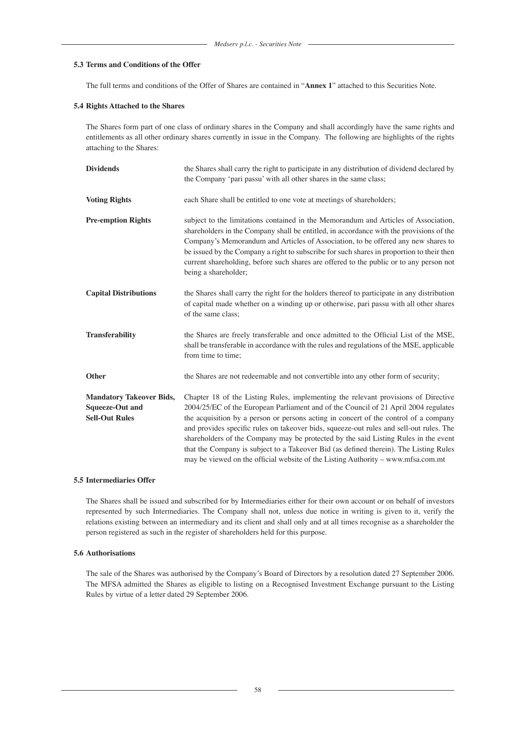### 5.3 Terms and Conditions of the Offer

The full terms and conditions of the Offer of Shares are contained in "**Annex 1**" attached to this Securities Note.

### 5.4 Rights Attached to the Shares

The Shares form part of one class of ordinary shares in the Company and shall accordingly have the same rights and entitlements as all other ordinary shares currently in issue in the Company. The following are highlights of the rights attaching to the Shares:

| | |
|---|---|
| **Dividends** | the Shares shall carry the right to participate in any distribution of dividend declared by the Company 'pari passu' with all other shares in the same class; |
| **Voting Rights** | each Share shall be entitled to one vote at meetings of shareholders; |
| **Pre-emption Rights** | subject to the limitations contained in the Memorandum and Articles of Association, shareholders in the Company shall be entitled, in accordance with the provisions of the Company's Memorandum and Articles of Association, to be offered any new shares to be issued by the Company a right to subscribe for such shares in proportion to their then current shareholding, before such shares are offered to the public or to any person not being a shareholder; |
| **Capital Distributions** | the Shares shall carry the right for the holders thereof to participate in any distribution of capital made whether on a winding up or otherwise, pari passu with all other shares of the same class; |
| **Transferability** | the Shares are freely transferable and once admitted to the Official List of the MSE, shall be transferable in accordance with the rules and regulations of the MSE, applicable from time to time; |
| **Other** | the Shares are not redeemable and not convertible into any other form of security; |
| **Mandatory Takeover Bids, Squeeze-Out and Sell-Out Rules** | Chapter 18 of the Listing Rules, implementing the relevant provisions of Directive 2004/25/EC of the European Parliament and of the Council of 21 April 2004 regulates the acquisition by a person or persons acting in concert of the control of a company and provides specific rules on takeover bids, squeeze-out rules and sell-out rules. The shareholders of the Company may be protected by the said Listing Rules in the event that the Company is subject to a Takeover Bid (as defined therein). The Listing Rules may be viewed on the official website of the Listing Authority – www.mfsa.com.mt |

### 5.5 Intermediaries Offer

The Shares shall be issued and subscribed for by Intermediaries either for their own account or on behalf of investors represented by such Intermediaries. The Company shall not, unless due notice in writing is given to it, verify the relations existing between an intermediary and its client and shall only and at all times recognise as a shareholder the person registered as such in the register of shareholders held for this purpose.

### 5.6 Authorisations

The sale of the Shares was authorised by the Company's Board of Directors by a resolution dated 27 September 2006. The MFSA admitted the Shares as eligible to listing on a Recognised Investment Exchange pursuant to the Listing Rules by virtue of a letter dated 29 September 2006.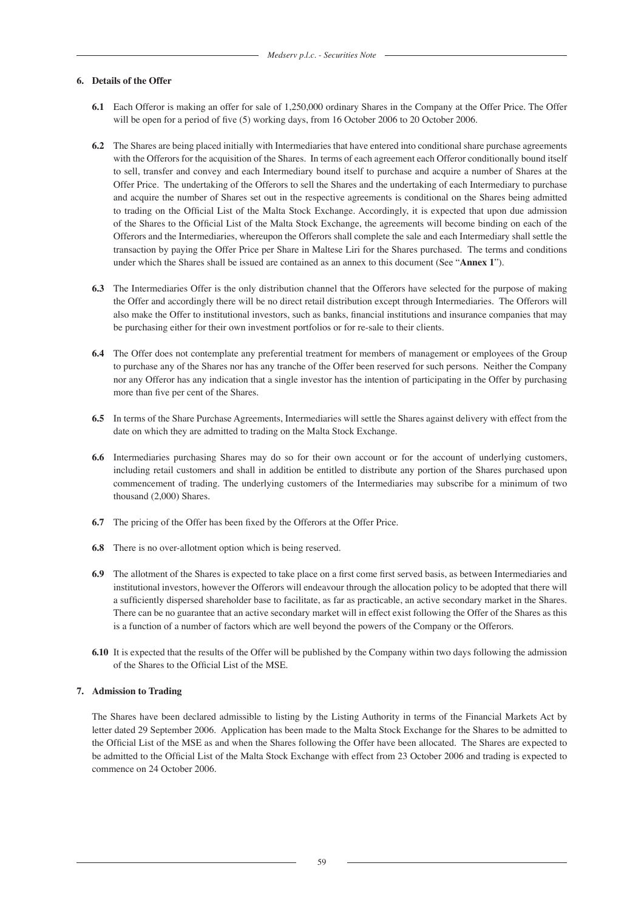## 6. Details of the Offer

**6.1** Each Offeror is making an offer for sale of 1,250,000 ordinary Shares in the Company at the Offer Price. The Offer will be open for a period of five (5) working days, from 16 October 2006 to 20 October 2006.

**6.2** The Shares are being placed initially with Intermediaries that have entered into conditional share purchase agreements with the Offerors for the acquisition of the Shares. In terms of each agreement each Offeror conditionally bound itself to sell, transfer and convey and each Intermediary bound itself to purchase and acquire a number of Shares at the Offer Price. The undertaking of the Offerors to sell the Shares and the undertaking of each Intermediary to purchase and acquire the number of Shares set out in the respective agreements is conditional on the Shares being admitted to trading on the Official List of the Malta Stock Exchange. Accordingly, it is expected that upon due admission of the Shares to the Official List of the Malta Stock Exchange, the agreements will become binding on each of the Offerors and the Intermediaries, whereupon the Offerors shall complete the sale and each Intermediary shall settle the transaction by paying the Offer Price per Share in Maltese Liri for the Shares purchased. The terms and conditions under which the Shares shall be issued are contained as an annex to this document (See "**Annex 1**").

**6.3** The Intermediaries Offer is the only distribution channel that the Offerors have selected for the purpose of making the Offer and accordingly there will be no direct retail distribution except through Intermediaries. The Offerors will also make the Offer to institutional investors, such as banks, financial institutions and insurance companies that may be purchasing either for their own investment portfolios or for re-sale to their clients.

**6.4** The Offer does not contemplate any preferential treatment for members of management or employees of the Group to purchase any of the Shares nor has any tranche of the Offer been reserved for such persons. Neither the Company nor any Offeror has any indication that a single investor has the intention of participating in the Offer by purchasing more than five per cent of the Shares.

**6.5** In terms of the Share Purchase Agreements, Intermediaries will settle the Shares against delivery with effect from the date on which they are admitted to trading on the Malta Stock Exchange.

**6.6** Intermediaries purchasing Shares may do so for their own account or for the account of underlying customers, including retail customers and shall in addition be entitled to distribute any portion of the Shares purchased upon commencement of trading. The underlying customers of the Intermediaries may subscribe for a minimum of two thousand (2,000) Shares.

**6.7** The pricing of the Offer has been fixed by the Offerors at the Offer Price.

**6.8** There is no over-allotment option which is being reserved.

**6.9** The allotment of the Shares is expected to take place on a first come first served basis, as between Intermediaries and institutional investors, however the Offerors will endeavour through the allocation policy to be adopted that there will a sufficiently dispersed shareholder base to facilitate, as far as practicable, an active secondary market in the Shares. There can be no guarantee that an active secondary market will in effect exist following the Offer of the Shares as this is a function of a number of factors which are well beyond the powers of the Company or the Offerors.

**6.10** It is expected that the results of the Offer will be published by the Company within two days following the admission of the Shares to the Official List of the MSE.

## 7. Admission to Trading

The Shares have been declared admissible to listing by the Listing Authority in terms of the Financial Markets Act by letter dated 29 September 2006. Application has been made to the Malta Stock Exchange for the Shares to be admitted to the Official List of the MSE as and when the Shares following the Offer have been allocated. The Shares are expected to be admitted to the Official List of the Malta Stock Exchange with effect from 23 October 2006 and trading is expected to commence on 24 October 2006.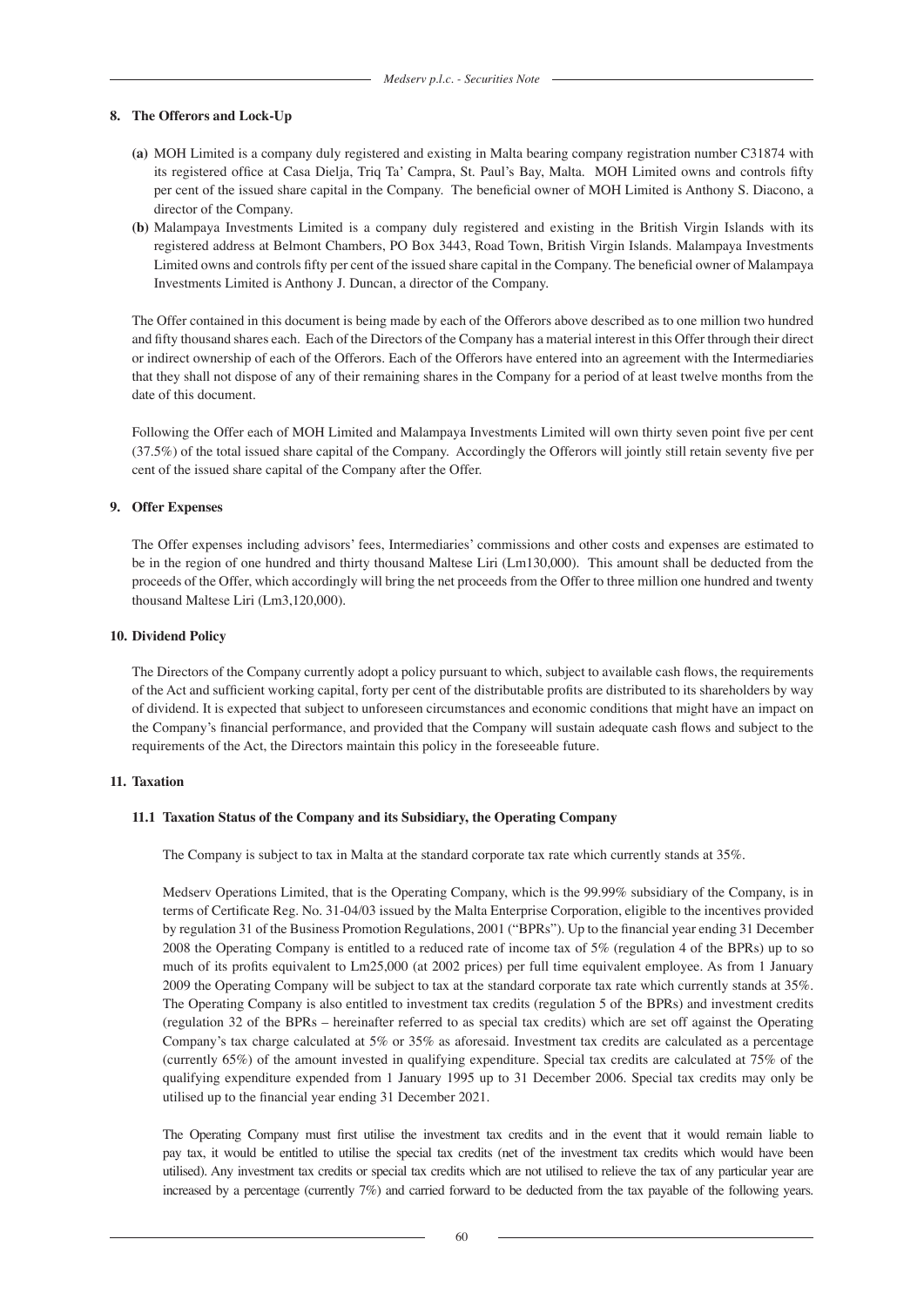## 8. The Offerors and Lock-Up

**(a)** MOH Limited is a company duly registered and existing in Malta bearing company registration number C31874 with its registered office at Casa Dielja, Triq Ta' Campra, St. Paul's Bay, Malta. MOH Limited owns and controls fifty per cent of the issued share capital in the Company. The beneficial owner of MOH Limited is Anthony S. Diacono, a director of the Company.

**(b)** Malampaya Investments Limited is a company duly registered and existing in the British Virgin Islands with its registered address at Belmont Chambers, PO Box 3443, Road Town, British Virgin Islands. Malampaya Investments Limited owns and controls fifty per cent of the issued share capital in the Company. The beneficial owner of Malampaya Investments Limited is Anthony J. Duncan, a director of the Company.

The Offer contained in this document is being made by each of the Offerors above described as to one million two hundred and fifty thousand shares each. Each of the Directors of the Company has a material interest in this Offer through their direct or indirect ownership of each of the Offerors. Each of the Offerors have entered into an agreement with the Intermediaries that they shall not dispose of any of their remaining shares in the Company for a period of at least twelve months from the date of this document.

Following the Offer each of MOH Limited and Malampaya Investments Limited will own thirty seven point five per cent (37.5%) of the total issued share capital of the Company. Accordingly the Offerors will jointly still retain seventy five per cent of the issued share capital of the Company after the Offer.

## 9. Offer Expenses

The Offer expenses including advisors' fees, Intermediaries' commissions and other costs and expenses are estimated to be in the region of one hundred and thirty thousand Maltese Liri (Lm130,000). This amount shall be deducted from the proceeds of the Offer, which accordingly will bring the net proceeds from the Offer to three million one hundred and twenty thousand Maltese Liri (Lm3,120,000).

## 10. Dividend Policy

The Directors of the Company currently adopt a policy pursuant to which, subject to available cash flows, the requirements of the Act and sufficient working capital, forty per cent of the distributable profits are distributed to its shareholders by way of dividend. It is expected that subject to unforeseen circumstances and economic conditions that might have an impact on the Company's financial performance, and provided that the Company will sustain adequate cash flows and subject to the requirements of the Act, the Directors maintain this policy in the foreseeable future.

## 11. Taxation

### 11.1 Taxation Status of the Company and its Subsidiary, the Operating Company

The Company is subject to tax in Malta at the standard corporate tax rate which currently stands at 35%.

Medserv Operations Limited, that is the Operating Company, which is the 99.99% subsidiary of the Company, is in terms of Certificate Reg. No. 31-04/03 issued by the Malta Enterprise Corporation, eligible to the incentives provided by regulation 31 of the Business Promotion Regulations, 2001 ("BPRs"). Up to the financial year ending 31 December 2008 the Operating Company is entitled to a reduced rate of income tax of 5% (regulation 4 of the BPRs) up to so much of its profits equivalent to Lm25,000 (at 2002 prices) per full time equivalent employee. As from 1 January 2009 the Operating Company will be subject to tax at the standard corporate tax rate which currently stands at 35%. The Operating Company is also entitled to investment tax credits (regulation 5 of the BPRs) and investment credits (regulation 32 of the BPRs – hereinafter referred to as special tax credits) which are set off against the Operating Company's tax charge calculated at 5% or 35% as aforesaid. Investment tax credits are calculated as a percentage (currently 65%) of the amount invested in qualifying expenditure. Special tax credits are calculated at 75% of the qualifying expenditure expended from 1 January 1995 up to 31 December 2006. Special tax credits may only be utilised up to the financial year ending 31 December 2021.

The Operating Company must first utilise the investment tax credits and in the event that it would remain liable to pay tax, it would be entitled to utilise the special tax credits (net of the investment tax credits which would have been utilised). Any investment tax credits or special tax credits which are not utilised to relieve the tax of any particular year are increased by a percentage (currently 7%) and carried forward to be deducted from the tax payable of the following years.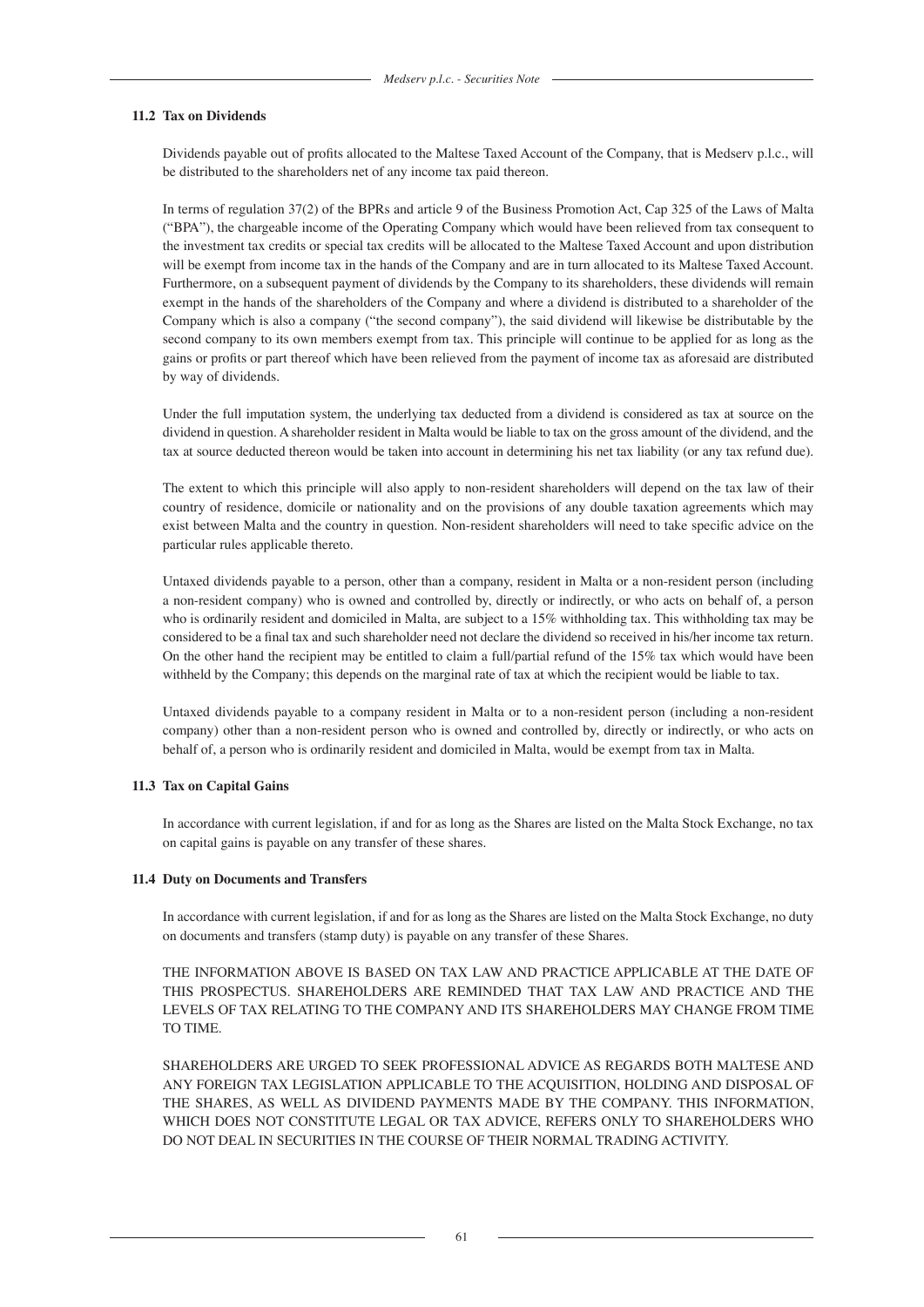### 11.2 Tax on Dividends

Dividends payable out of profits allocated to the Maltese Taxed Account of the Company, that is Medserv p.l.c., will be distributed to the shareholders net of any income tax paid thereon.

In terms of regulation 37(2) of the BPRs and article 9 of the Business Promotion Act, Cap 325 of the Laws of Malta ("BPA"), the chargeable income of the Operating Company which would have been relieved from tax consequent to the investment tax credits or special tax credits will be allocated to the Maltese Taxed Account and upon distribution will be exempt from income tax in the hands of the Company and are in turn allocated to its Maltese Taxed Account. Furthermore, on a subsequent payment of dividends by the Company to its shareholders, these dividends will remain exempt in the hands of the shareholders of the Company and where a dividend is distributed to a shareholder of the Company which is also a company ("the second company"), the said dividend will likewise be distributable by the second company to its own members exempt from tax. This principle will continue to be applied for as long as the gains or profits or part thereof which have been relieved from the payment of income tax as aforesaid are distributed by way of dividends.

Under the full imputation system, the underlying tax deducted from a dividend is considered as tax at source on the dividend in question. A shareholder resident in Malta would be liable to tax on the gross amount of the dividend, and the tax at source deducted thereon would be taken into account in determining his net tax liability (or any tax refund due).

The extent to which this principle will also apply to non-resident shareholders will depend on the tax law of their country of residence, domicile or nationality and on the provisions of any double taxation agreements which may exist between Malta and the country in question. Non-resident shareholders will need to take specific advice on the particular rules applicable thereto.

Untaxed dividends payable to a person, other than a company, resident in Malta or a non-resident person (including a non-resident company) who is owned and controlled by, directly or indirectly, or who acts on behalf of, a person who is ordinarily resident and domiciled in Malta, are subject to a 15% withholding tax. This withholding tax may be considered to be a final tax and such shareholder need not declare the dividend so received in his/her income tax return. On the other hand the recipient may be entitled to claim a full/partial refund of the 15% tax which would have been withheld by the Company; this depends on the marginal rate of tax at which the recipient would be liable to tax.

Untaxed dividends payable to a company resident in Malta or to a non-resident person (including a non-resident company) other than a non-resident person who is owned and controlled by, directly or indirectly, or who acts on behalf of, a person who is ordinarily resident and domiciled in Malta, would be exempt from tax in Malta.

### 11.3 Tax on Capital Gains

In accordance with current legislation, if and for as long as the Shares are listed on the Malta Stock Exchange, no tax on capital gains is payable on any transfer of these shares.

### 11.4 Duty on Documents and Transfers

In accordance with current legislation, if and for as long as the Shares are listed on the Malta Stock Exchange, no duty on documents and transfers (stamp duty) is payable on any transfer of these Shares.

THE INFORMATION ABOVE IS BASED ON TAX LAW AND PRACTICE APPLICABLE AT THE DATE OF THIS PROSPECTUS. SHAREHOLDERS ARE REMINDED THAT TAX LAW AND PRACTICE AND THE LEVELS OF TAX RELATING TO THE COMPANY AND ITS SHAREHOLDERS MAY CHANGE FROM TIME TO TIME.

SHAREHOLDERS ARE URGED TO SEEK PROFESSIONAL ADVICE AS REGARDS BOTH MALTESE AND ANY FOREIGN TAX LEGISLATION APPLICABLE TO THE ACQUISITION, HOLDING AND DISPOSAL OF THE SHARES, AS WELL AS DIVIDEND PAYMENTS MADE BY THE COMPANY. THIS INFORMATION, WHICH DOES NOT CONSTITUTE LEGAL OR TAX ADVICE, REFERS ONLY TO SHAREHOLDERS WHO DO NOT DEAL IN SECURITIES IN THE COURSE OF THEIR NORMAL TRADING ACTIVITY.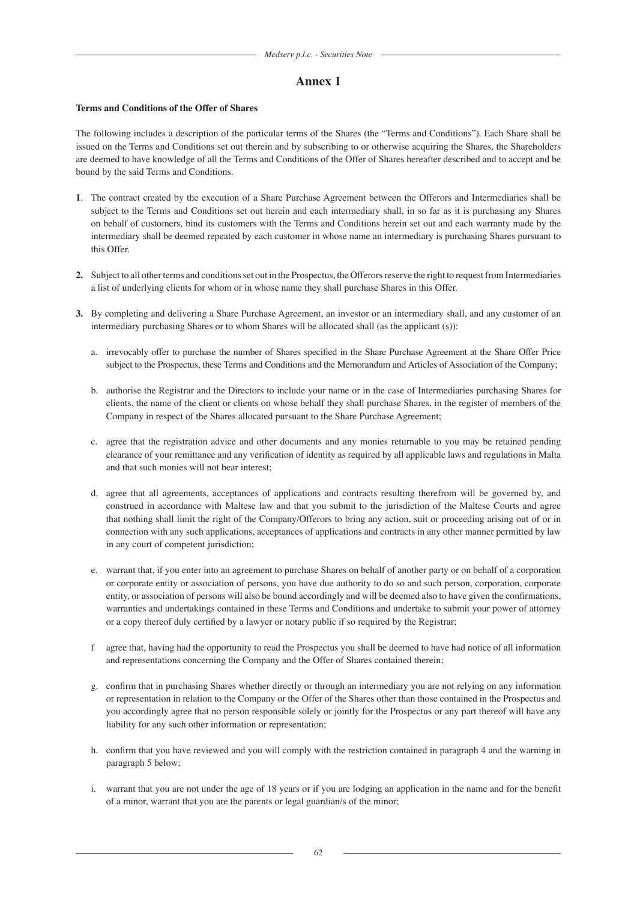# Annex 1

**Terms and Conditions of the Offer of Shares**

The following includes a description of the particular terms of the Shares (the "Terms and Conditions"). Each Share shall be issued on the Terms and Conditions set out therein and by subscribing to or otherwise acquiring the Shares, the Shareholders are deemed to have knowledge of all the Terms and Conditions of the Offer of Shares hereafter described and to accept and be bound by the said Terms and Conditions.

**1**. The contract created by the execution of a Share Purchase Agreement between the Offerors and Intermediaries shall be subject to the Terms and Conditions set out herein and each intermediary shall, in so far as it is purchasing any Shares on behalf of customers, bind its customers with the Terms and Conditions herein set out and each warranty made by the intermediary shall be deemed repeated by each customer in whose name an intermediary is purchasing Shares pursuant to this Offer.

**2.** Subject to all other terms and conditions set out in the Prospectus, the Offerors reserve the right to request from Intermediaries a list of underlying clients for whom or in whose name they shall purchase Shares in this Offer.

**3.** By completing and delivering a Share Purchase Agreement, an investor or an intermediary shall, and any customer of an intermediary purchasing Shares or to whom Shares will be allocated shall (as the applicant (s)):

a. irrevocably offer to purchase the number of Shares specified in the Share Purchase Agreement at the Share Offer Price subject to the Prospectus, these Terms and Conditions and the Memorandum and Articles of Association of the Company;

b. authorise the Registrar and the Directors to include your name or in the case of Intermediaries purchasing Shares for clients, the name of the client or clients on whose behalf they shall purchase Shares, in the register of members of the Company in respect of the Shares allocated pursuant to the Share Purchase Agreement;

c. agree that the registration advice and other documents and any monies returnable to you may be retained pending clearance of your remittance and any verification of identity as required by all applicable laws and regulations in Malta and that such monies will not bear interest;

d. agree that all agreements, acceptances of applications and contracts resulting therefrom will be governed by, and construed in accordance with Maltese law and that you submit to the jurisdiction of the Maltese Courts and agree that nothing shall limit the right of the Company/Offerors to bring any action, suit or proceeding arising out of or in connection with any such applications, acceptances of applications and contracts in any other manner permitted by law in any court of competent jurisdiction;

e. warrant that, if you enter into an agreement to purchase Shares on behalf of another party or on behalf of a corporation or corporate entity or association of persons, you have due authority to do so and such person, corporation, corporate entity, or association of persons will also be bound accordingly and will be deemed also to have given the confirmations, warranties and undertakings contained in these Terms and Conditions and undertake to submit your power of attorney or a copy thereof duly certified by a lawyer or notary public if so required by the Registrar;

f agree that, having had the opportunity to read the Prospectus you shall be deemed to have had notice of all information and representations concerning the Company and the Offer of Shares contained therein;

g. confirm that in purchasing Shares whether directly or through an intermediary you are not relying on any information or representation in relation to the Company or the Offer of the Shares other than those contained in the Prospectus and you accordingly agree that no person responsible solely or jointly for the Prospectus or any part thereof will have any liability for any such other information or representation;

h. confirm that you have reviewed and you will comply with the restriction contained in paragraph 4 and the warning in paragraph 5 below;

i. warrant that you are not under the age of 18 years or if you are lodging an application in the name and for the benefit of a minor, warrant that you are the parents or legal guardian/s of the minor;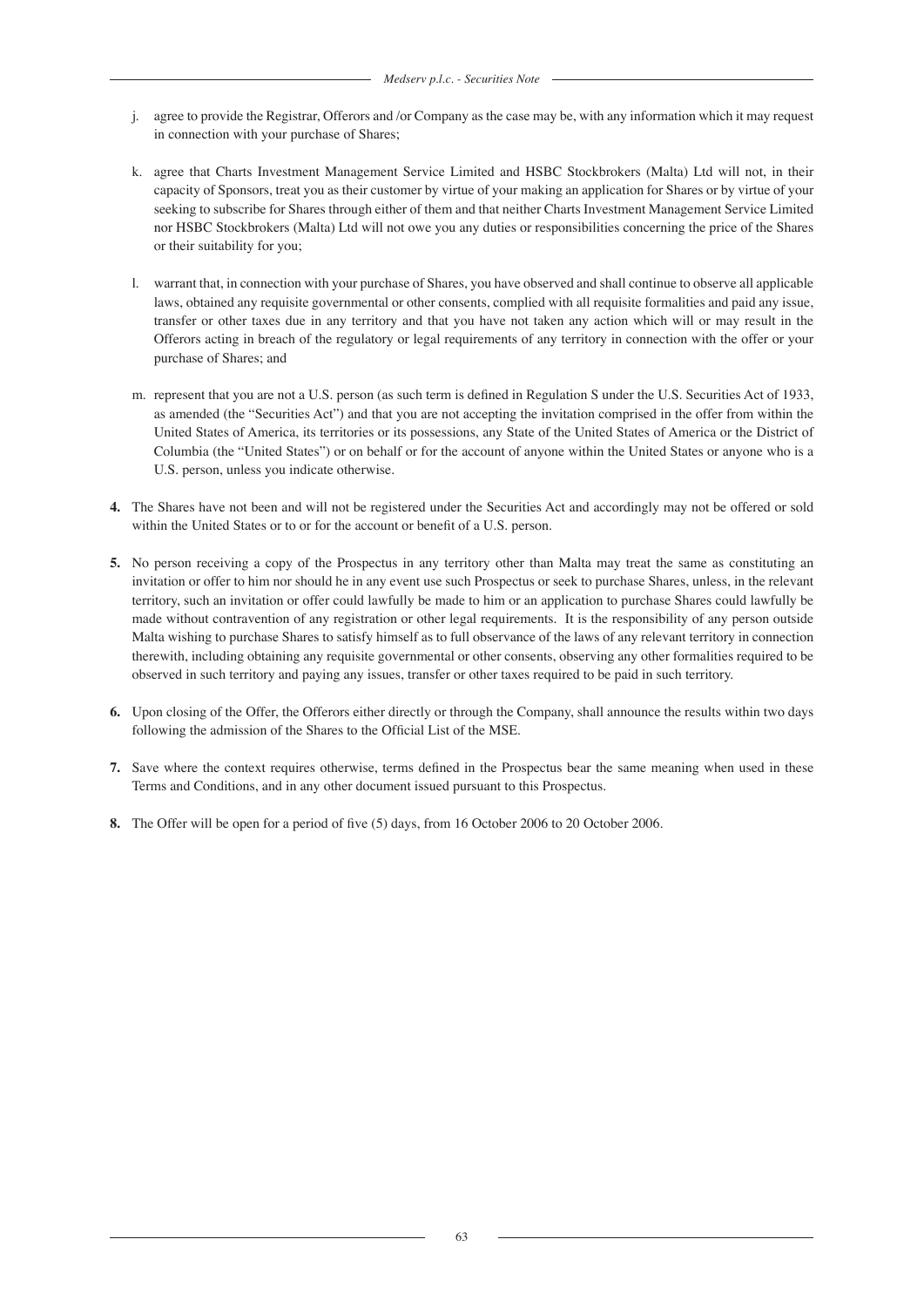j. agree to provide the Registrar, Offerors and /or Company as the case may be, with any information which it may request in connection with your purchase of Shares;

k. agree that Charts Investment Management Service Limited and HSBC Stockbrokers (Malta) Ltd will not, in their capacity of Sponsors, treat you as their customer by virtue of your making an application for Shares or by virtue of your seeking to subscribe for Shares through either of them and that neither Charts Investment Management Service Limited nor HSBC Stockbrokers (Malta) Ltd will not owe you any duties or responsibilities concerning the price of the Shares or their suitability for you;

l. warrant that, in connection with your purchase of Shares, you have observed and shall continue to observe all applicable laws, obtained any requisite governmental or other consents, complied with all requisite formalities and paid any issue, transfer or other taxes due in any territory and that you have not taken any action which will or may result in the Offerors acting in breach of the regulatory or legal requirements of any territory in connection with the offer or your purchase of Shares; and

m. represent that you are not a U.S. person (as such term is defined in Regulation S under the U.S. Securities Act of 1933, as amended (the "Securities Act") and that you are not accepting the invitation comprised in the offer from within the United States of America, its territories or its possessions, any State of the United States of America or the District of Columbia (the "United States") or on behalf or for the account of anyone within the United States or anyone who is a U.S. person, unless you indicate otherwise.

**4.** The Shares have not been and will not be registered under the Securities Act and accordingly may not be offered or sold within the United States or to or for the account or benefit of a U.S. person.

**5.** No person receiving a copy of the Prospectus in any territory other than Malta may treat the same as constituting an invitation or offer to him nor should he in any event use such Prospectus or seek to purchase Shares, unless, in the relevant territory, such an invitation or offer could lawfully be made to him or an application to purchase Shares could lawfully be made without contravention of any registration or other legal requirements. It is the responsibility of any person outside Malta wishing to purchase Shares to satisfy himself as to full observance of the laws of any relevant territory in connection therewith, including obtaining any requisite governmental or other consents, observing any other formalities required to be observed in such territory and paying any issues, transfer or other taxes required to be paid in such territory.

**6.** Upon closing of the Offer, the Offerors either directly or through the Company, shall announce the results within two days following the admission of the Shares to the Official List of the MSE.

**7.** Save where the context requires otherwise, terms defined in the Prospectus bear the same meaning when used in these Terms and Conditions, and in any other document issued pursuant to this Prospectus.

**8.** The Offer will be open for a period of five (5) days, from 16 October 2006 to 20 October 2006.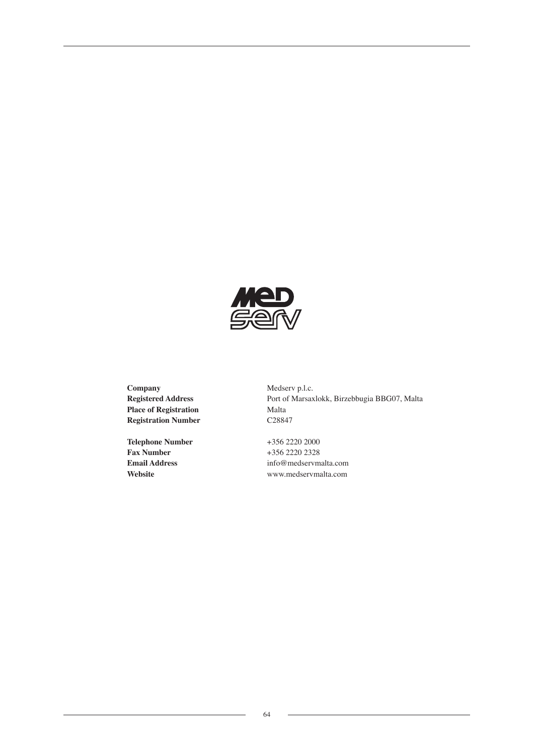| | |
|---|---|
| **Company** | Medserv p.l.c. |
| **Registered Address** | Port of Marsaxlokk, Birzebbugia BBG07, Malta |
| **Place of Registration** | Malta |
| **Registration Number** | C28847 |
| **Telephone Number** | +356 2220 2000 |
| **Fax Number** | +356 2220 2328 |
| **Email Address** | info@medservmalta.com |
| **Website** | www.medservmalta.com |